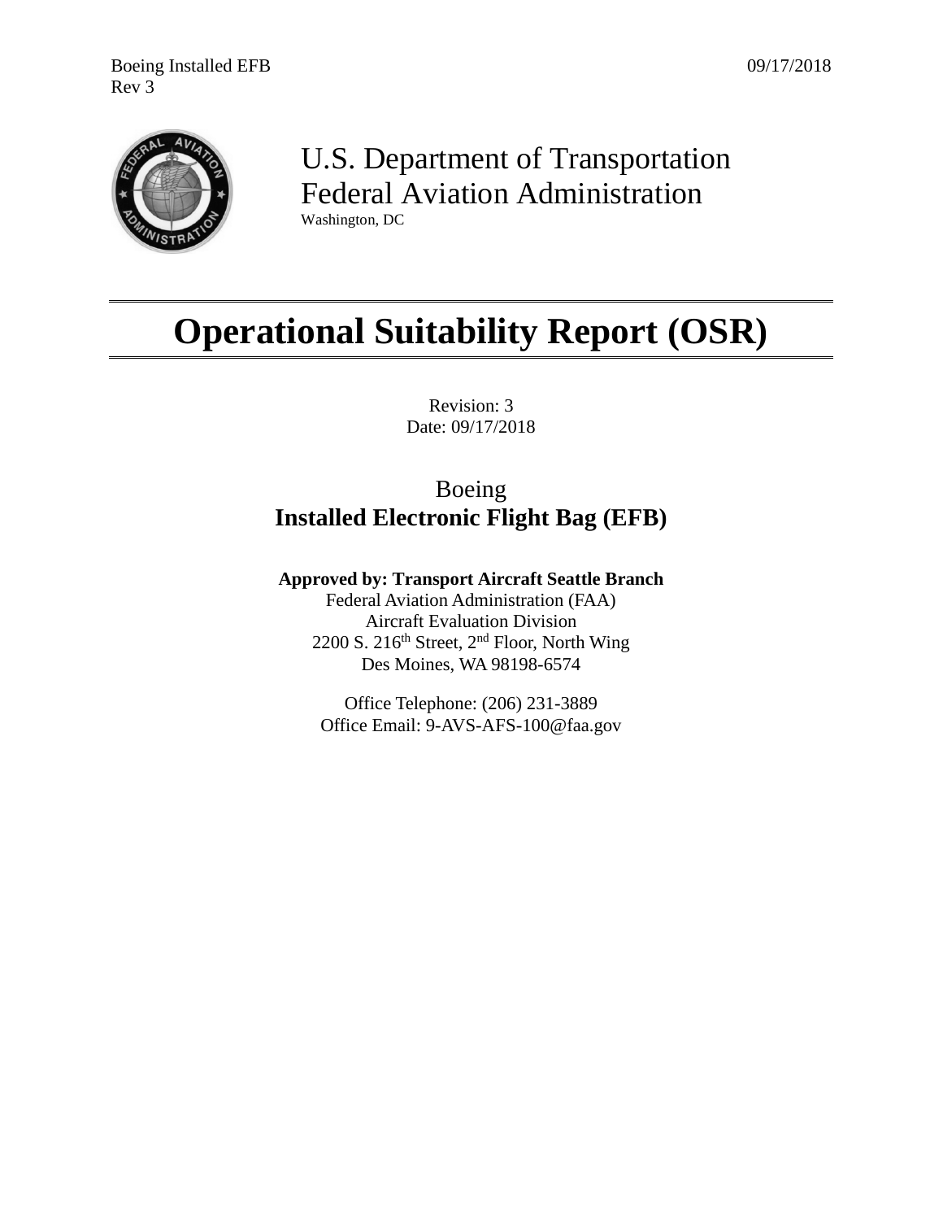U.S. Department of Transportation
Federal Aviation Administration
Washington, DC

# Operational Suitability Report (OSR)

Revision: 3
Date: 09/17/2018

Boeing
**Installed Electronic Flight Bag (EFB)**

**Approved by: Transport Aircraft Seattle Branch**
Federal Aviation Administration (FAA)
Aircraft Evaluation Division
2200 S. 216th Street, 2nd Floor, North Wing
Des Moines, WA 98198-6574

Office Telephone: (206) 231-3889
Office Email: 9-AVS-AFS-100@faa.gov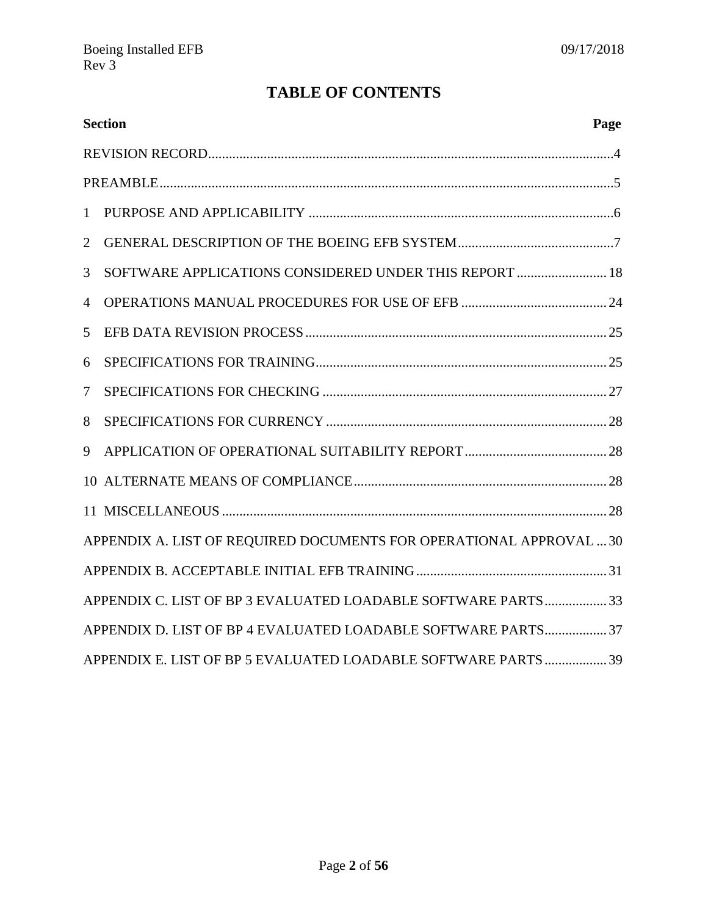# TABLE OF CONTENTS

| Section | Page |
|---|---|
| REVISION RECORD | 4 |
| PREAMBLE | 5 |
| 1 PURPOSE AND APPLICABILITY | 6 |
| 2 GENERAL DESCRIPTION OF THE BOEING EFB SYSTEM | 7 |
| 3 SOFTWARE APPLICATIONS CONSIDERED UNDER THIS REPORT | 18 |
| 4 OPERATIONS MANUAL PROCEDURES FOR USE OF EFB | 24 |
| 5 EFB DATA REVISION PROCESS | 25 |
| 6 SPECIFICATIONS FOR TRAINING | 25 |
| 7 SPECIFICATIONS FOR CHECKING | 27 |
| 8 SPECIFICATIONS FOR CURRENCY | 28 |
| 9 APPLICATION OF OPERATIONAL SUITABILITY REPORT | 28 |
| 10 ALTERNATE MEANS OF COMPLIANCE | 28 |
| 11 MISCELLANEOUS | 28 |
| APPENDIX A. LIST OF REQUIRED DOCUMENTS FOR OPERATIONAL APPROVAL | 30 |
| APPENDIX B. ACCEPTABLE INITIAL EFB TRAINING | 31 |
| APPENDIX C. LIST OF BP 3 EVALUATED LOADABLE SOFTWARE PARTS | 33 |
| APPENDIX D. LIST OF BP 4 EVALUATED LOADABLE SOFTWARE PARTS | 37 |
| APPENDIX E. LIST OF BP 5 EVALUATED LOADABLE SOFTWARE PARTS | 39 |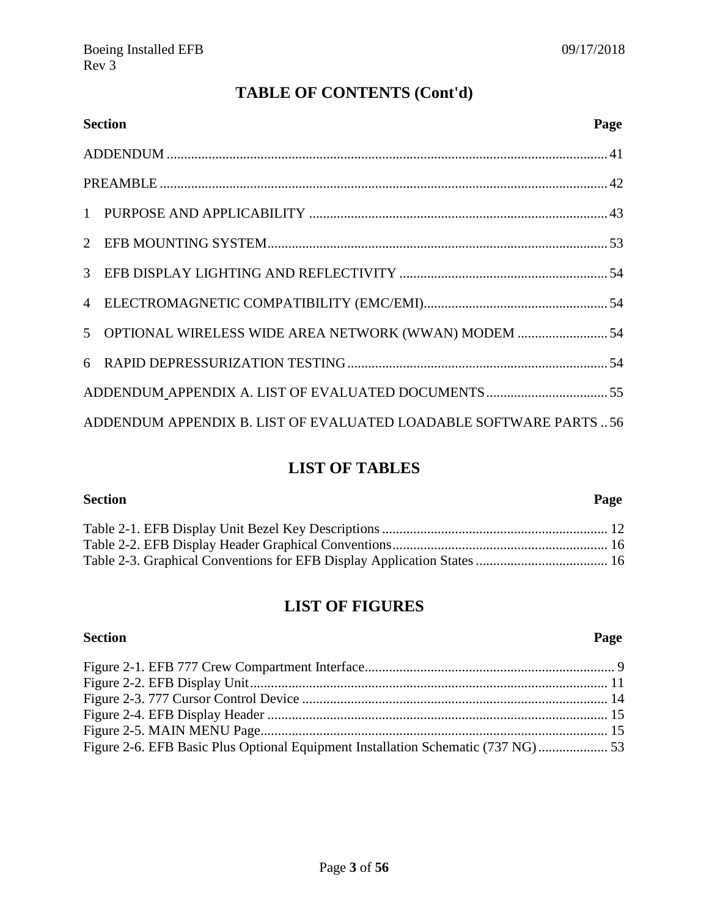# TABLE OF CONTENTS (Cont'd)

| Section | Page |
|---|---|
| ADDENDUM | 41 |
| PREAMBLE | 42 |
| 1 PURPOSE AND APPLICABILITY | 43 |
| 2 EFB MOUNTING SYSTEM | 53 |
| 3 EFB DISPLAY LIGHTING AND REFLECTIVITY | 54 |
| 4 ELECTROMAGNETIC COMPATIBILITY (EMC/EMI) | 54 |
| 5 OPTIONAL WIRELESS WIDE AREA NETWORK (WWAN) MODEM | 54 |
| 6 RAPID DEPRESSURIZATION TESTING | 54 |
| ADDENDUM APPENDIX A. LIST OF EVALUATED DOCUMENTS | 55 |
| ADDENDUM APPENDIX B. LIST OF EVALUATED LOADABLE SOFTWARE PARTS | 56 |

# LIST OF TABLES

| Section | Page |
|---|---|
| Table 2-1. EFB Display Unit Bezel Key Descriptions | 12 |
| Table 2-2. EFB Display Header Graphical Conventions | 16 |
| Table 2-3. Graphical Conventions for EFB Display Application States | 16 |

# LIST OF FIGURES

| Section | Page |
|---|---|
| Figure 2-1. EFB 777 Crew Compartment Interface | 9 |
| Figure 2-2. EFB Display Unit | 11 |
| Figure 2-3. 777 Cursor Control Device | 14 |
| Figure 2-4. EFB Display Header | 15 |
| Figure 2-5. MAIN MENU Page | 15 |
| Figure 2-6. EFB Basic Plus Optional Equipment Installation Schematic (737 NG) | 53 |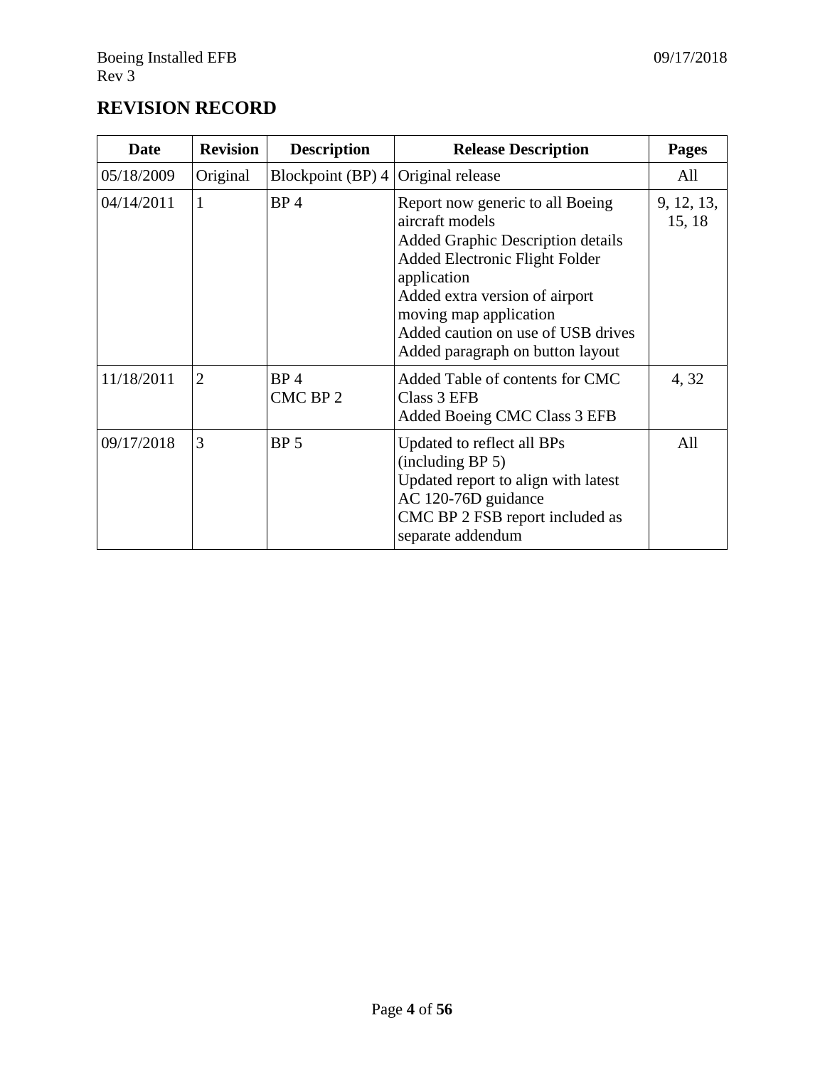## REVISION RECORD

| Date | Revision | Description | Release Description | Pages |
|---|---|---|---|---|
| 05/18/2009 | Original | Blockpoint (BP) 4 | Original release | All |
| 04/14/2011 | 1 | BP 4 | Report now generic to all Boeing aircraft models<br>Added Graphic Description details<br>Added Electronic Flight Folder application<br>Added extra version of airport moving map application<br>Added caution on use of USB drives<br>Added paragraph on button layout | 9, 12, 13, 15, 18 |
| 11/18/2011 | 2 | BP 4<br>CMC BP 2 | Added Table of contents for CMC Class 3 EFB<br>Added Boeing CMC Class 3 EFB | 4, 32 |
| 09/17/2018 | 3 | BP 5 | Updated to reflect all BPs (including BP 5)<br>Updated report to align with latest AC 120-76D guidance<br>CMC BP 2 FSB report included as separate addendum | All |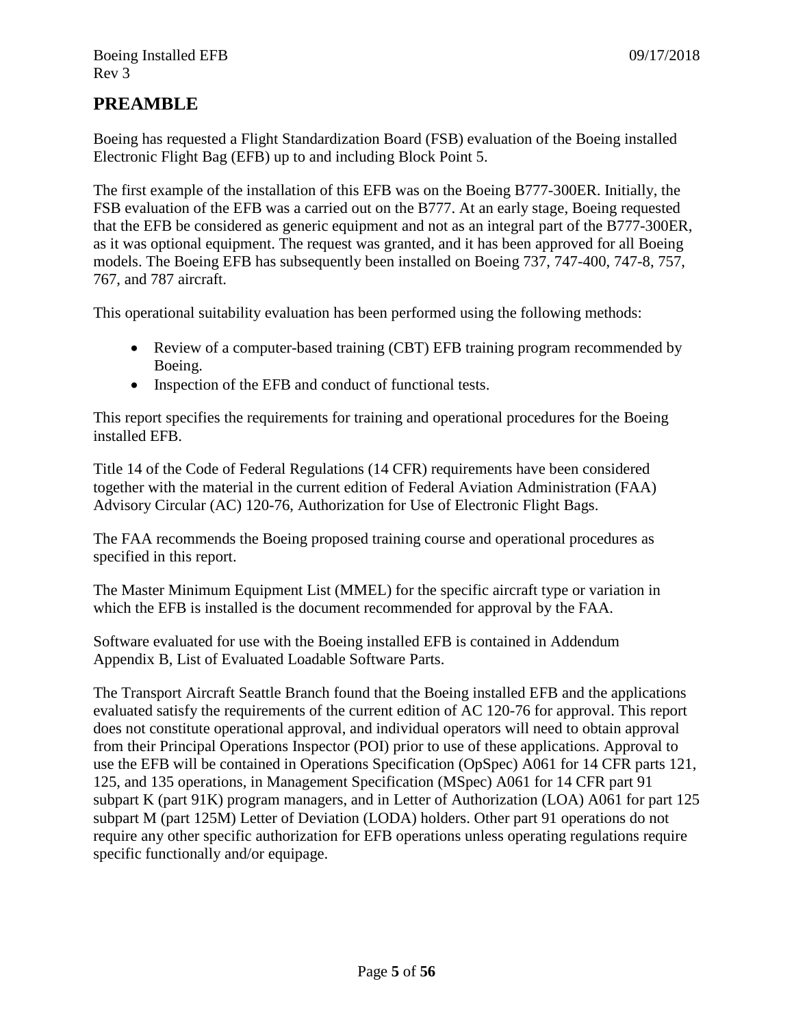# PREAMBLE

Boeing has requested a Flight Standardization Board (FSB) evaluation of the Boeing installed Electronic Flight Bag (EFB) up to and including Block Point 5.

The first example of the installation of this EFB was on the Boeing B777-300ER. Initially, the FSB evaluation of the EFB was a carried out on the B777. At an early stage, Boeing requested that the EFB be considered as generic equipment and not as an integral part of the B777-300ER, as it was optional equipment. The request was granted, and it has been approved for all Boeing models. The Boeing EFB has subsequently been installed on Boeing 737, 747-400, 747-8, 757, 767, and 787 aircraft.

This operational suitability evaluation has been performed using the following methods:

- Review of a computer-based training (CBT) EFB training program recommended by Boeing.
- Inspection of the EFB and conduct of functional tests.

This report specifies the requirements for training and operational procedures for the Boeing installed EFB.

Title 14 of the Code of Federal Regulations (14 CFR) requirements have been considered together with the material in the current edition of Federal Aviation Administration (FAA) Advisory Circular (AC) 120-76, Authorization for Use of Electronic Flight Bags.

The FAA recommends the Boeing proposed training course and operational procedures as specified in this report.

The Master Minimum Equipment List (MMEL) for the specific aircraft type or variation in which the EFB is installed is the document recommended for approval by the FAA.

Software evaluated for use with the Boeing installed EFB is contained in Addendum Appendix B, List of Evaluated Loadable Software Parts.

The Transport Aircraft Seattle Branch found that the Boeing installed EFB and the applications evaluated satisfy the requirements of the current edition of AC 120-76 for approval. This report does not constitute operational approval, and individual operators will need to obtain approval from their Principal Operations Inspector (POI) prior to use of these applications. Approval to use the EFB will be contained in Operations Specification (OpSpec) A061 for 14 CFR parts 121, 125, and 135 operations, in Management Specification (MSpec) A061 for 14 CFR part 91 subpart K (part 91K) program managers, and in Letter of Authorization (LOA) A061 for part 125 subpart M (part 125M) Letter of Deviation (LODA) holders. Other part 91 operations do not require any other specific authorization for EFB operations unless operating regulations require specific functionally and/or equipage.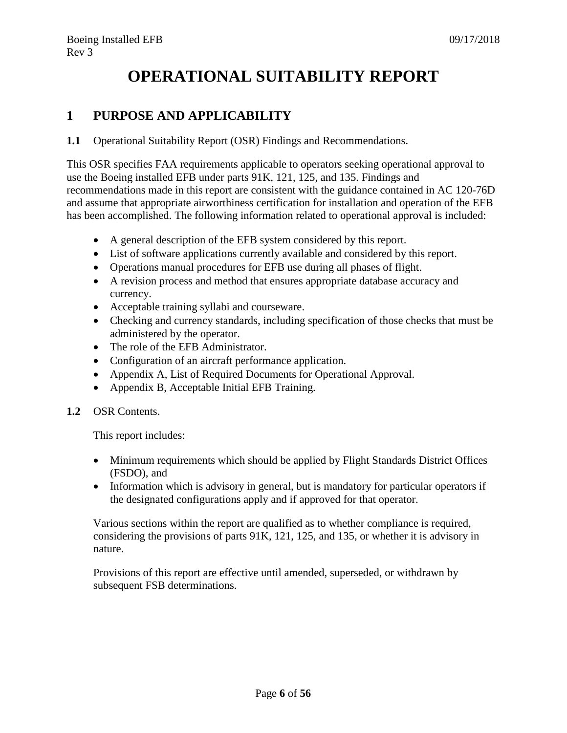# OPERATIONAL SUITABILITY REPORT

## 1 PURPOSE AND APPLICABILITY

**1.1** Operational Suitability Report (OSR) Findings and Recommendations.

This OSR specifies FAA requirements applicable to operators seeking operational approval to use the Boeing installed EFB under parts 91K, 121, 125, and 135. Findings and recommendations made in this report are consistent with the guidance contained in AC 120-76D and assume that appropriate airworthiness certification for installation and operation of the EFB has been accomplished. The following information related to operational approval is included:

- A general description of the EFB system considered by this report.
- List of software applications currently available and considered by this report.
- Operations manual procedures for EFB use during all phases of flight.
- A revision process and method that ensures appropriate database accuracy and currency.
- Acceptable training syllabi and courseware.
- Checking and currency standards, including specification of those checks that must be administered by the operator.
- The role of the EFB Administrator.
- Configuration of an aircraft performance application.
- Appendix A, List of Required Documents for Operational Approval.
- Appendix B, Acceptable Initial EFB Training.

**1.2** OSR Contents.

This report includes:

- Minimum requirements which should be applied by Flight Standards District Offices (FSDO), and
- Information which is advisory in general, but is mandatory for particular operators if the designated configurations apply and if approved for that operator.

Various sections within the report are qualified as to whether compliance is required, considering the provisions of parts 91K, 121, 125, and 135, or whether it is advisory in nature.

Provisions of this report are effective until amended, superseded, or withdrawn by subsequent FSB determinations.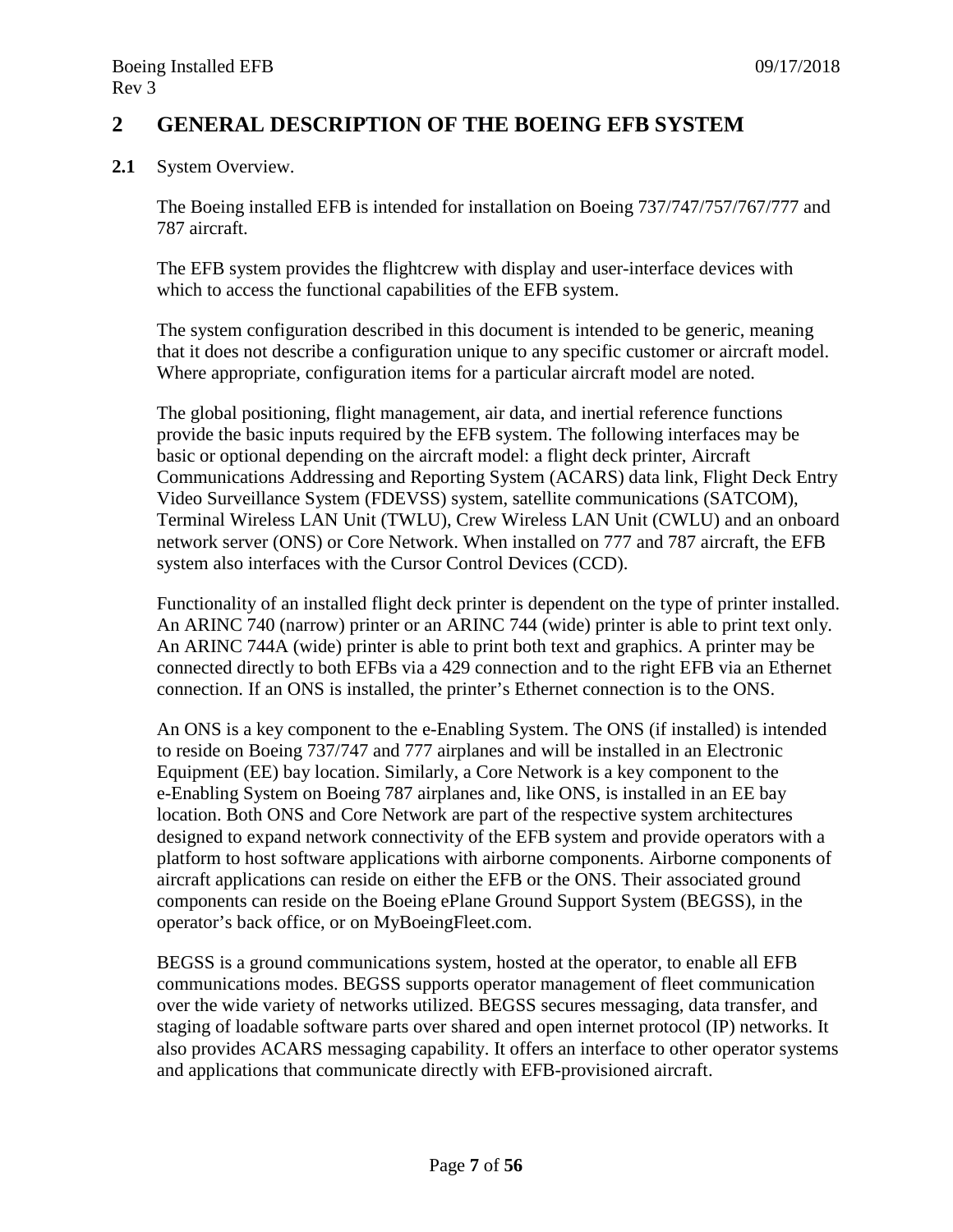# 2 GENERAL DESCRIPTION OF THE BOEING EFB SYSTEM

**2.1** System Overview.

The Boeing installed EFB is intended for installation on Boeing 737/747/757/767/777 and 787 aircraft.

The EFB system provides the flightcrew with display and user-interface devices with which to access the functional capabilities of the EFB system.

The system configuration described in this document is intended to be generic, meaning that it does not describe a configuration unique to any specific customer or aircraft model. Where appropriate, configuration items for a particular aircraft model are noted.

The global positioning, flight management, air data, and inertial reference functions provide the basic inputs required by the EFB system. The following interfaces may be basic or optional depending on the aircraft model: a flight deck printer, Aircraft Communications Addressing and Reporting System (ACARS) data link, Flight Deck Entry Video Surveillance System (FDEVSS) system, satellite communications (SATCOM), Terminal Wireless LAN Unit (TWLU), Crew Wireless LAN Unit (CWLU) and an onboard network server (ONS) or Core Network. When installed on 777 and 787 aircraft, the EFB system also interfaces with the Cursor Control Devices (CCD).

Functionality of an installed flight deck printer is dependent on the type of printer installed. An ARINC 740 (narrow) printer or an ARINC 744 (wide) printer is able to print text only. An ARINC 744A (wide) printer is able to print both text and graphics. A printer may be connected directly to both EFBs via a 429 connection and to the right EFB via an Ethernet connection. If an ONS is installed, the printer's Ethernet connection is to the ONS.

An ONS is a key component to the e-Enabling System. The ONS (if installed) is intended to reside on Boeing 737/747 and 777 airplanes and will be installed in an Electronic Equipment (EE) bay location. Similarly, a Core Network is a key component to the e-Enabling System on Boeing 787 airplanes and, like ONS, is installed in an EE bay location. Both ONS and Core Network are part of the respective system architectures designed to expand network connectivity of the EFB system and provide operators with a platform to host software applications with airborne components. Airborne components of aircraft applications can reside on either the EFB or the ONS. Their associated ground components can reside on the Boeing ePlane Ground Support System (BEGSS), in the operator's back office, or on MyBoeingFleet.com.

BEGSS is a ground communications system, hosted at the operator, to enable all EFB communications modes. BEGSS supports operator management of fleet communication over the wide variety of networks utilized. BEGSS secures messaging, data transfer, and staging of loadable software parts over shared and open internet protocol (IP) networks. It also provides ACARS messaging capability. It offers an interface to other operator systems and applications that communicate directly with EFB-provisioned aircraft.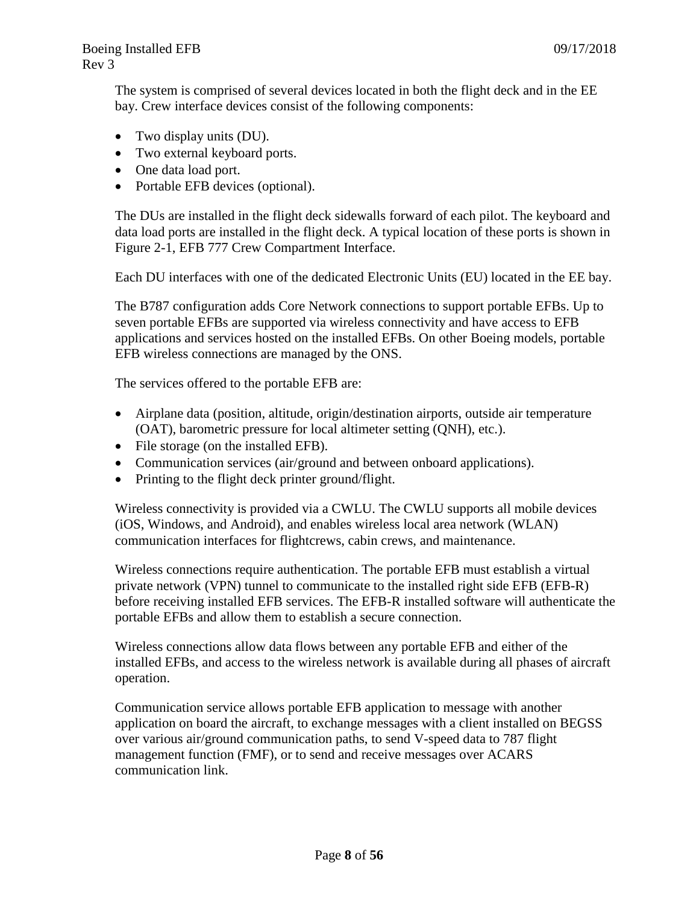The system is comprised of several devices located in both the flight deck and in the EE bay. Crew interface devices consist of the following components:

- Two display units (DU).
- Two external keyboard ports.
- One data load port.
- Portable EFB devices (optional).

The DUs are installed in the flight deck sidewalls forward of each pilot. The keyboard and data load ports are installed in the flight deck. A typical location of these ports is shown in Figure 2-1, EFB 777 Crew Compartment Interface.

Each DU interfaces with one of the dedicated Electronic Units (EU) located in the EE bay.

The B787 configuration adds Core Network connections to support portable EFBs. Up to seven portable EFBs are supported via wireless connectivity and have access to EFB applications and services hosted on the installed EFBs. On other Boeing models, portable EFB wireless connections are managed by the ONS.

The services offered to the portable EFB are:

- Airplane data (position, altitude, origin/destination airports, outside air temperature (OAT), barometric pressure for local altimeter setting (QNH), etc.).
- File storage (on the installed EFB).
- Communication services (air/ground and between onboard applications).
- Printing to the flight deck printer ground/flight.

Wireless connectivity is provided via a CWLU. The CWLU supports all mobile devices (iOS, Windows, and Android), and enables wireless local area network (WLAN) communication interfaces for flightcrews, cabin crews, and maintenance.

Wireless connections require authentication. The portable EFB must establish a virtual private network (VPN) tunnel to communicate to the installed right side EFB (EFB-R) before receiving installed EFB services. The EFB-R installed software will authenticate the portable EFBs and allow them to establish a secure connection.

Wireless connections allow data flows between any portable EFB and either of the installed EFBs, and access to the wireless network is available during all phases of aircraft operation.

Communication service allows portable EFB application to message with another application on board the aircraft, to exchange messages with a client installed on BEGSS over various air/ground communication paths, to send V-speed data to 787 flight management function (FMF), or to send and receive messages over ACARS communication link.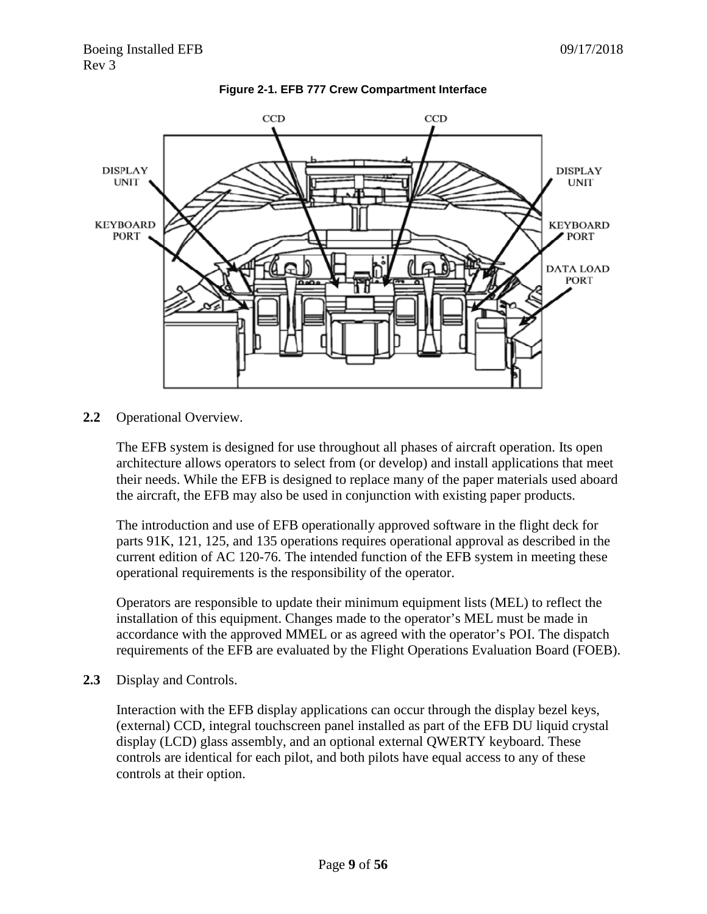**Figure 2-1. EFB 777 Crew Compartment Interface**

**2.2** Operational Overview.

The EFB system is designed for use throughout all phases of aircraft operation. Its open architecture allows operators to select from (or develop) and install applications that meet their needs. While the EFB is designed to replace many of the paper materials used aboard the aircraft, the EFB may also be used in conjunction with existing paper products.

The introduction and use of EFB operationally approved software in the flight deck for parts 91K, 121, 125, and 135 operations requires operational approval as described in the current edition of AC 120-76. The intended function of the EFB system in meeting these operational requirements is the responsibility of the operator.

Operators are responsible to update their minimum equipment lists (MEL) to reflect the installation of this equipment. Changes made to the operator's MEL must be made in accordance with the approved MMEL or as agreed with the operator's POI. The dispatch requirements of the EFB are evaluated by the Flight Operations Evaluation Board (FOEB).

**2.3** Display and Controls.

Interaction with the EFB display applications can occur through the display bezel keys, (external) CCD, integral touchscreen panel installed as part of the EFB DU liquid crystal display (LCD) glass assembly, and an optional external QWERTY keyboard. These controls are identical for each pilot, and both pilots have equal access to any of these controls at their option.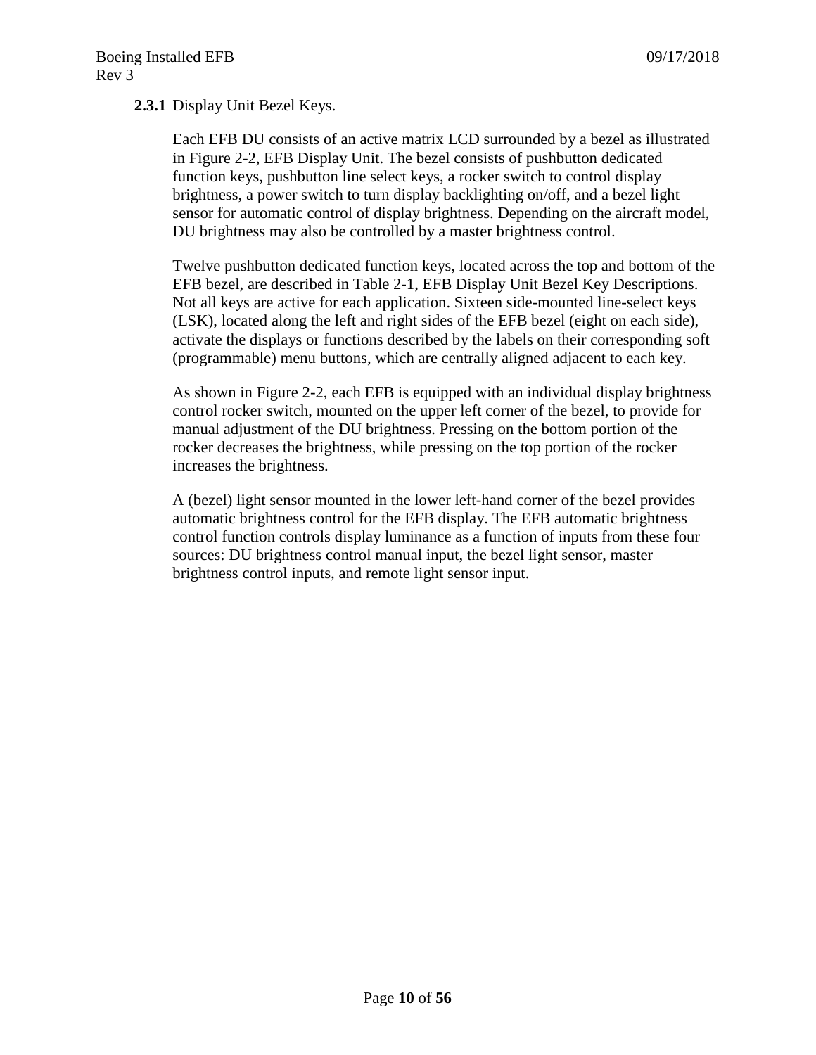### 2.3.1 Display Unit Bezel Keys.

Each EFB DU consists of an active matrix LCD surrounded by a bezel as illustrated in Figure 2-2, EFB Display Unit. The bezel consists of pushbutton dedicated function keys, pushbutton line select keys, a rocker switch to control display brightness, a power switch to turn display backlighting on/off, and a bezel light sensor for automatic control of display brightness. Depending on the aircraft model, DU brightness may also be controlled by a master brightness control.

Twelve pushbutton dedicated function keys, located across the top and bottom of the EFB bezel, are described in Table 2-1, EFB Display Unit Bezel Key Descriptions. Not all keys are active for each application. Sixteen side-mounted line-select keys (LSK), located along the left and right sides of the EFB bezel (eight on each side), activate the displays or functions described by the labels on their corresponding soft (programmable) menu buttons, which are centrally aligned adjacent to each key.

As shown in Figure 2-2, each EFB is equipped with an individual display brightness control rocker switch, mounted on the upper left corner of the bezel, to provide for manual adjustment of the DU brightness. Pressing on the bottom portion of the rocker decreases the brightness, while pressing on the top portion of the rocker increases the brightness.

A (bezel) light sensor mounted in the lower left-hand corner of the bezel provides automatic brightness control for the EFB display. The EFB automatic brightness control function controls display luminance as a function of inputs from these four sources: DU brightness control manual input, the bezel light sensor, master brightness control inputs, and remote light sensor input.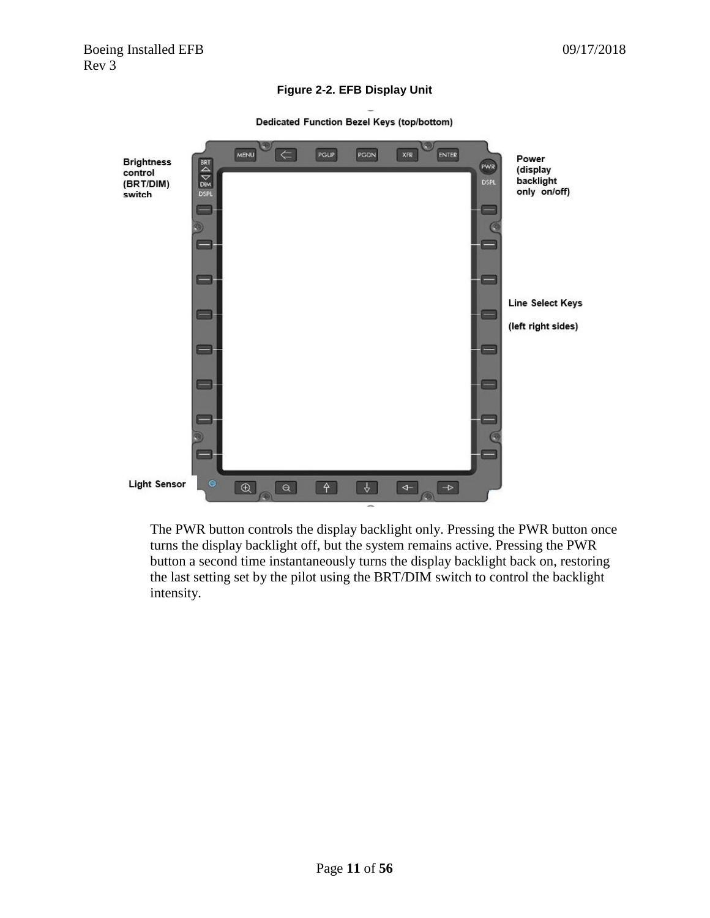Figure 2-2. EFB Display Unit

The PWR button controls the display backlight only. Pressing the PWR button once turns the display backlight off, but the system remains active. Pressing the PWR button a second time instantaneously turns the display backlight back on, restoring the last setting set by the pilot using the BRT/DIM switch to control the backlight intensity.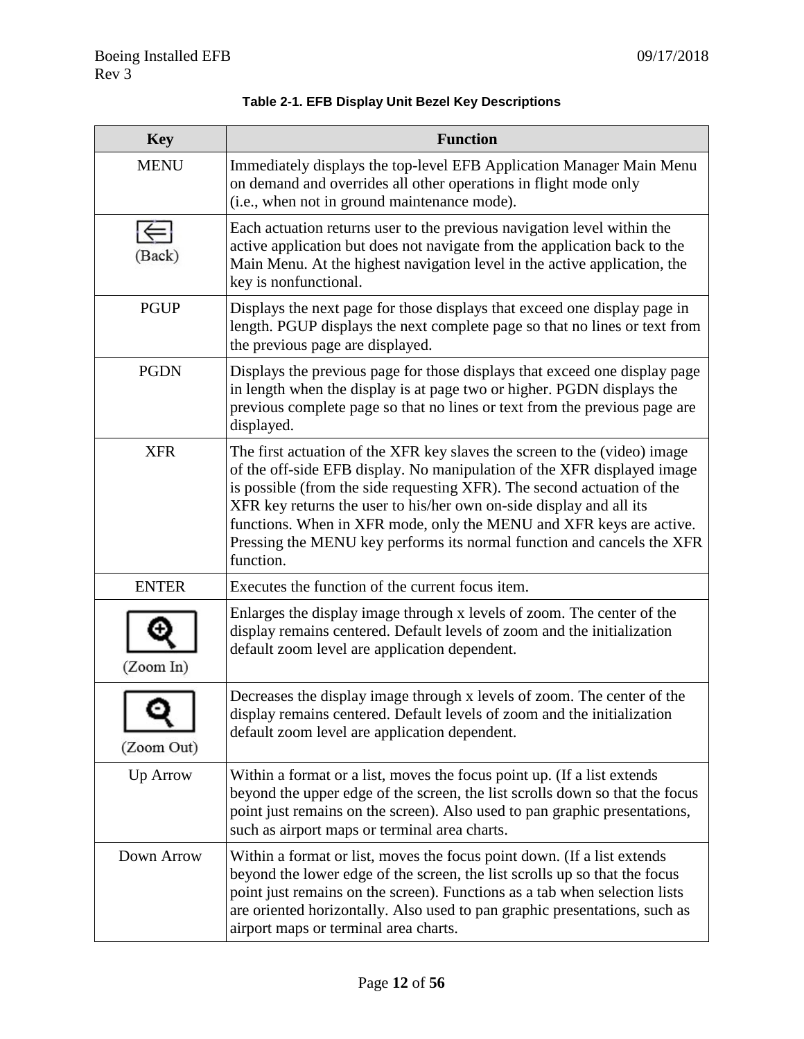**Table 2-1. EFB Display Unit Bezel Key Descriptions**

| Key | Function |
|---|---|
| MENU | Immediately displays the top-level EFB Application Manager Main Menu on demand and overrides all other operations in flight mode only (i.e., when not in ground maintenance mode). |
| (Back) | Each actuation returns user to the previous navigation level within the active application but does not navigate from the application back to the Main Menu. At the highest navigation level in the active application, the key is nonfunctional. |
| PGUP | Displays the next page for those displays that exceed one display page in length. PGUP displays the next complete page so that no lines or text from the previous page are displayed. |
| PGDN | Displays the previous page for those displays that exceed one display page in length when the display is at page two or higher. PGDN displays the previous complete page so that no lines or text from the previous page are displayed. |
| XFR | The first actuation of the XFR key slaves the screen to the (video) image of the off-side EFB display. No manipulation of the XFR displayed image is possible (from the side requesting XFR). The second actuation of the XFR key returns the user to his/her own on-side display and all its functions. When in XFR mode, only the MENU and XFR keys are active. Pressing the MENU key performs its normal function and cancels the XFR function. |
| ENTER | Executes the function of the current focus item. |
| (Zoom In) | Enlarges the display image through x levels of zoom. The center of the display remains centered. Default levels of zoom and the initialization default zoom level are application dependent. |
| (Zoom Out) | Decreases the display image through x levels of zoom. The center of the display remains centered. Default levels of zoom and the initialization default zoom level are application dependent. |
| Up Arrow | Within a format or a list, moves the focus point up. (If a list extends beyond the upper edge of the screen, the list scrolls down so that the focus point just remains on the screen). Also used to pan graphic presentations, such as airport maps or terminal area charts. |
| Down Arrow | Within a format or list, moves the focus point down. (If a list extends beyond the lower edge of the screen, the list scrolls up so that the focus point just remains on the screen). Functions as a tab when selection lists are oriented horizontally. Also used to pan graphic presentations, such as airport maps or terminal area charts. |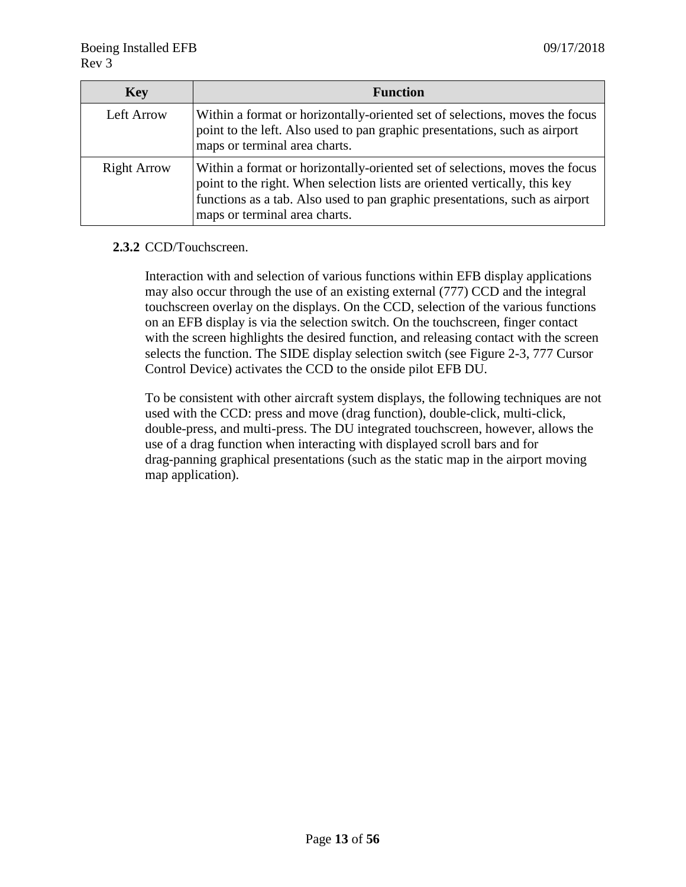| Key | Function |
| --- | --- |
| Left Arrow | Within a format or horizontally-oriented set of selections, moves the focus point to the left. Also used to pan graphic presentations, such as airport maps or terminal area charts. |
| Right Arrow | Within a format or horizontally-oriented set of selections, moves the focus point to the right. When selection lists are oriented vertically, this key functions as a tab. Also used to pan graphic presentations, such as airport maps or terminal area charts. |

#### 2.3.2 CCD/Touchscreen.

Interaction with and selection of various functions within EFB display applications may also occur through the use of an existing external (777) CCD and the integral touchscreen overlay on the displays. On the CCD, selection of the various functions on an EFB display is via the selection switch. On the touchscreen, finger contact with the screen highlights the desired function, and releasing contact with the screen selects the function. The SIDE display selection switch (see Figure 2-3, 777 Cursor Control Device) activates the CCD to the onside pilot EFB DU.

To be consistent with other aircraft system displays, the following techniques are not used with the CCD: press and move (drag function), double-click, multi-click, double-press, and multi-press. The DU integrated touchscreen, however, allows the use of a drag function when interacting with displayed scroll bars and for drag-panning graphical presentations (such as the static map in the airport moving map application).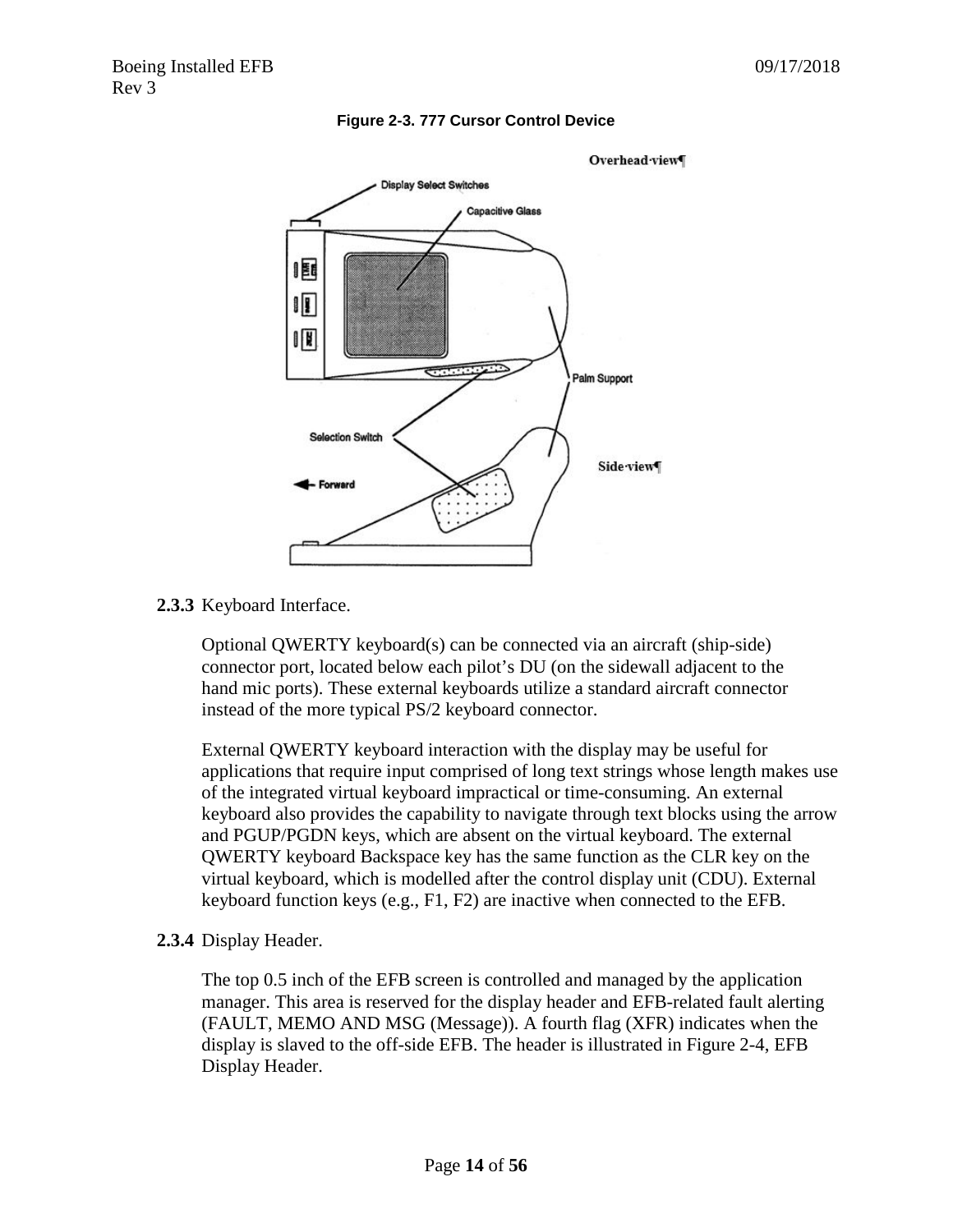**Figure 2-3. 777 Cursor Control Device**

**2.3.3** Keyboard Interface.

Optional QWERTY keyboard(s) can be connected via an aircraft (ship-side) connector port, located below each pilot's DU (on the sidewall adjacent to the hand mic ports). These external keyboards utilize a standard aircraft connector instead of the more typical PS/2 keyboard connector.

External QWERTY keyboard interaction with the display may be useful for applications that require input comprised of long text strings whose length makes use of the integrated virtual keyboard impractical or time-consuming. An external keyboard also provides the capability to navigate through text blocks using the arrow and PGUP/PGDN keys, which are absent on the virtual keyboard. The external QWERTY keyboard Backspace key has the same function as the CLR key on the virtual keyboard, which is modelled after the control display unit (CDU). External keyboard function keys (e.g., F1, F2) are inactive when connected to the EFB.

**2.3.4** Display Header.

The top 0.5 inch of the EFB screen is controlled and managed by the application manager. This area is reserved for the display header and EFB-related fault alerting (FAULT, MEMO AND MSG (Message)). A fourth flag (XFR) indicates when the display is slaved to the off-side EFB. The header is illustrated in Figure 2-4, EFB Display Header.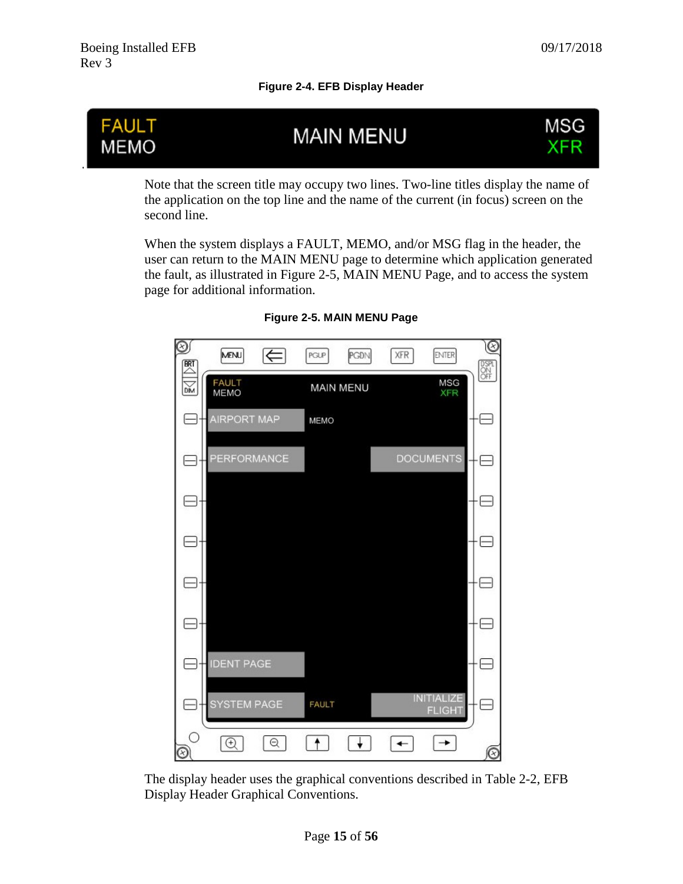**Figure 2-4. EFB Display Header**

Note that the screen title may occupy two lines. Two-line titles display the name of the application on the top line and the name of the current (in focus) screen on the second line.

When the system displays a FAULT, MEMO, and/or MSG flag in the header, the user can return to the MAIN MENU page to determine which application generated the fault, as illustrated in Figure 2-5, MAIN MENU Page, and to access the system page for additional information.

**Figure 2-5. MAIN MENU Page**

The display header uses the graphical conventions described in Table 2-2, EFB Display Header Graphical Conventions.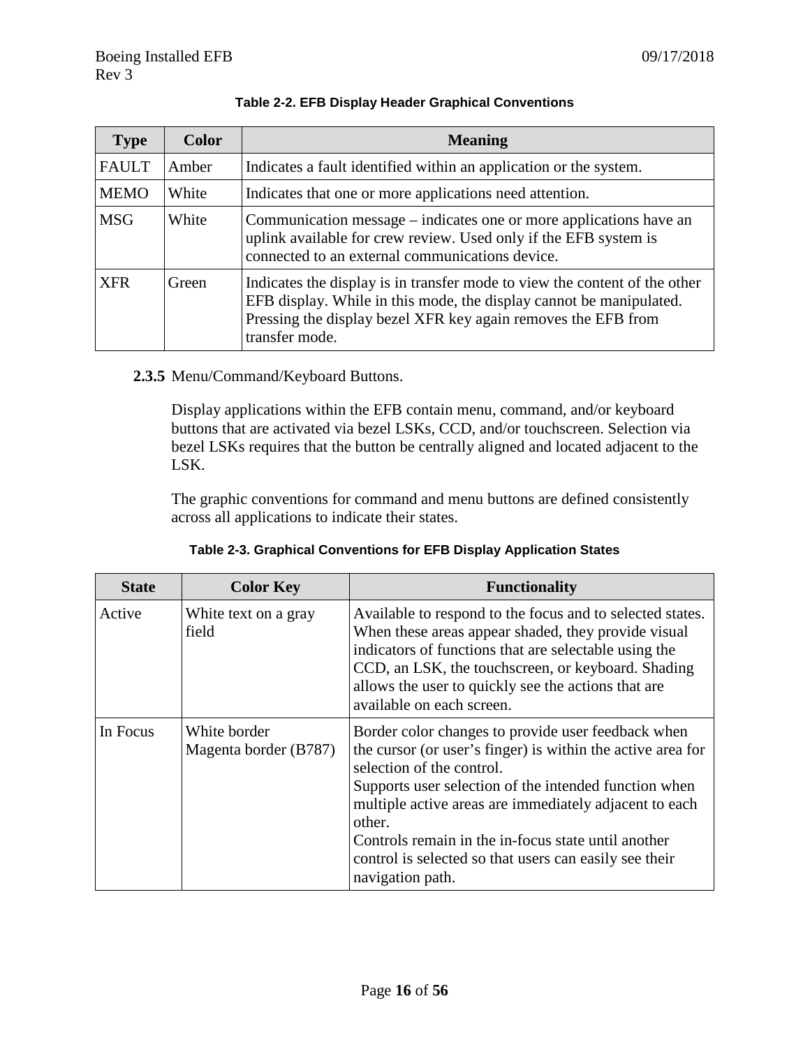**Table 2-2. EFB Display Header Graphical Conventions**

| Type | Color | Meaning |
|---|---|---|
| FAULT | Amber | Indicates a fault identified within an application or the system. |
| MEMO | White | Indicates that one or more applications need attention. |
| MSG | White | Communication message – indicates one or more applications have an uplink available for crew review. Used only if the EFB system is connected to an external communications device. |
| XFR | Green | Indicates the display is in transfer mode to view the content of the other EFB display. While in this mode, the display cannot be manipulated. Pressing the display bezel XFR key again removes the EFB from transfer mode. |

**2.3.5** Menu/Command/Keyboard Buttons.

Display applications within the EFB contain menu, command, and/or keyboard buttons that are activated via bezel LSKs, CCD, and/or touchscreen. Selection via bezel LSKs requires that the button be centrally aligned and located adjacent to the LSK.

The graphic conventions for command and menu buttons are defined consistently across all applications to indicate their states.

**Table 2-3. Graphical Conventions for EFB Display Application States**

| State | Color Key | Functionality |
|---|---|---|
| Active | White text on a gray field | Available to respond to the focus and to selected states. When these areas appear shaded, they provide visual indicators of functions that are selectable using the CCD, an LSK, the touchscreen, or keyboard. Shading allows the user to quickly see the actions that are available on each screen. |
| In Focus | White border<br>Magenta border (B787) | Border color changes to provide user feedback when the cursor (or user's finger) is within the active area for selection of the control.<br>Supports user selection of the intended function when multiple active areas are immediately adjacent to each other.<br>Controls remain in the in-focus state until another control is selected so that users can easily see their navigation path. |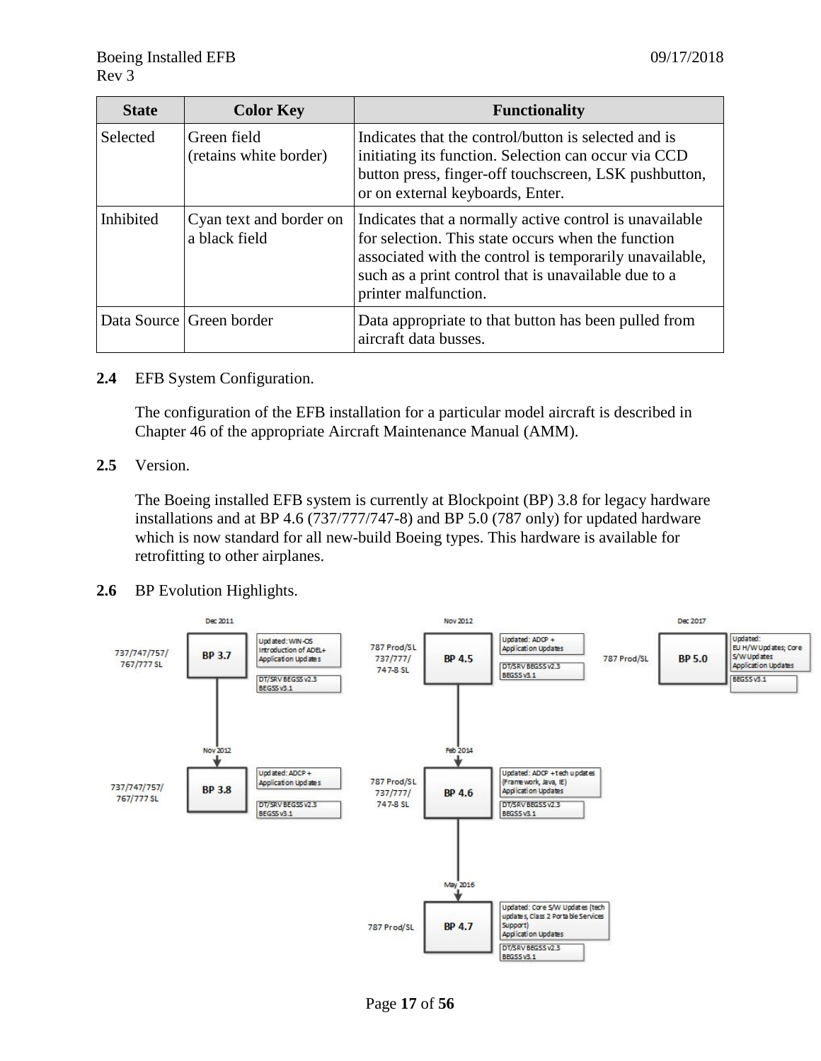| State | Color Key | Functionality |
|---|---|---|
| Selected | Green field<br>(retains white border) | Indicates that the control/button is selected and is initiating its function. Selection can occur via CCD button press, finger-off touchscreen, LSK pushbutton, or on external keyboards, Enter. |
| Inhibited | Cyan text and border on a black field | Indicates that a normally active control is unavailable for selection. This state occurs when the function associated with the control is temporarily unavailable, such as a print control that is unavailable due to a printer malfunction. |
| Data Source | Green border | Data appropriate to that button has been pulled from aircraft data busses. |

**2.4** EFB System Configuration.

The configuration of the EFB installation for a particular model aircraft is described in Chapter 46 of the appropriate Aircraft Maintenance Manual (AMM).

**2.5** Version.

The Boeing installed EFB system is currently at Blockpoint (BP) 3.8 for legacy hardware installations and at BP 4.6 (737/777/747-8) and BP 5.0 (787 only) for updated hardware which is now standard for all new-build Boeing types. This hardware is available for retrofitting to other airplanes.

**2.6** BP Evolution Highlights.

- Dec 2011 — 737/747/757/767/777 SL — **BP 3.7**
  - Updated: WIN-OS; Introduction of ADEL+; Application Updates
  - DT/SRV BEGSS v2.3; BEGSS v3.1
- Nov 2012 — 737/747/757/767/777 SL — **BP 3.8**
  - Updated: ADCP + Application Updates
  - DT/SRV BEGSS v2.3; BEGSS v3.1
- Nov 2012 — 787 Prod/SL; 737/777/747-8 SL — **BP 4.5**
  - Updated: ADCP + Application Updates
  - DT/SRV BEGSS v2.3; BEGSS v3.1
- Feb 2014 — 787 Prod/SL; 737/777/747-8 SL — **BP 4.6**
  - Updated: ADCP + tech updates (Framework, Java, IE); Application Updates
  - DT/SRV BEGSS v2.3; BEGSS v3.1
- May 2016 — 787 Prod/SL — **BP 4.7**
  - Updated: Core S/W Updates (tech updates, Class 2 Portable Services Support); Application Updates
  - DT/SRV BEGSS v2.3; BEGSS v3.1
- Dec 2017 — 787 Prod/SL — **BP 5.0**
  - Updated: EU H/W Updates; Core S/W Updates; Application Updates
  - BEGSS v3.1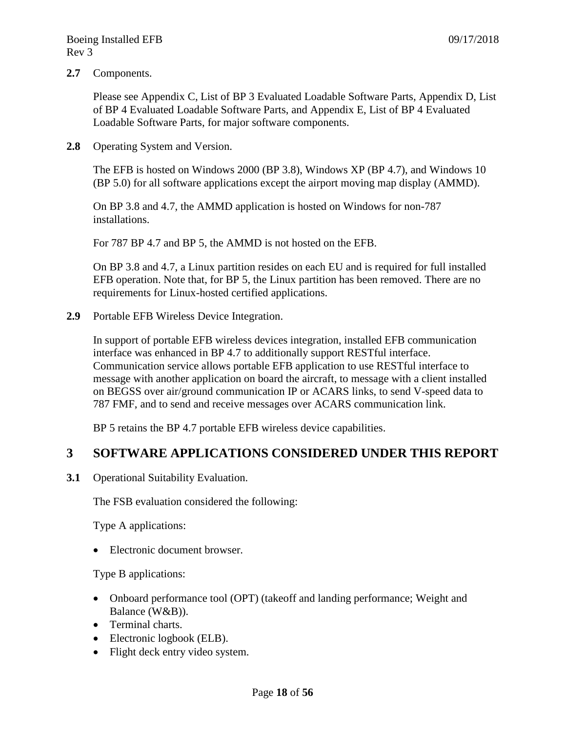**2.7** Components.

Please see Appendix C, List of BP 3 Evaluated Loadable Software Parts, Appendix D, List of BP 4 Evaluated Loadable Software Parts, and Appendix E, List of BP 4 Evaluated Loadable Software Parts, for major software components.

**2.8** Operating System and Version.

The EFB is hosted on Windows 2000 (BP 3.8), Windows XP (BP 4.7), and Windows 10 (BP 5.0) for all software applications except the airport moving map display (AMMD).

On BP 3.8 and 4.7, the AMMD application is hosted on Windows for non-787 installations.

For 787 BP 4.7 and BP 5, the AMMD is not hosted on the EFB.

On BP 3.8 and 4.7, a Linux partition resides on each EU and is required for full installed EFB operation. Note that, for BP 5, the Linux partition has been removed. There are no requirements for Linux-hosted certified applications.

**2.9** Portable EFB Wireless Device Integration.

In support of portable EFB wireless devices integration, installed EFB communication interface was enhanced in BP 4.7 to additionally support RESTful interface. Communication service allows portable EFB application to use RESTful interface to message with another application on board the aircraft, to message with a client installed on BEGSS over air/ground communication IP or ACARS links, to send V-speed data to 787 FMF, and to send and receive messages over ACARS communication link.

BP 5 retains the BP 4.7 portable EFB wireless device capabilities.

# 3 SOFTWARE APPLICATIONS CONSIDERED UNDER THIS REPORT

**3.1** Operational Suitability Evaluation.

The FSB evaluation considered the following:

Type A applications:

- Electronic document browser.

Type B applications:

- Onboard performance tool (OPT) (takeoff and landing performance; Weight and Balance (W&B)).
- Terminal charts.
- Electronic logbook (ELB).
- Flight deck entry video system.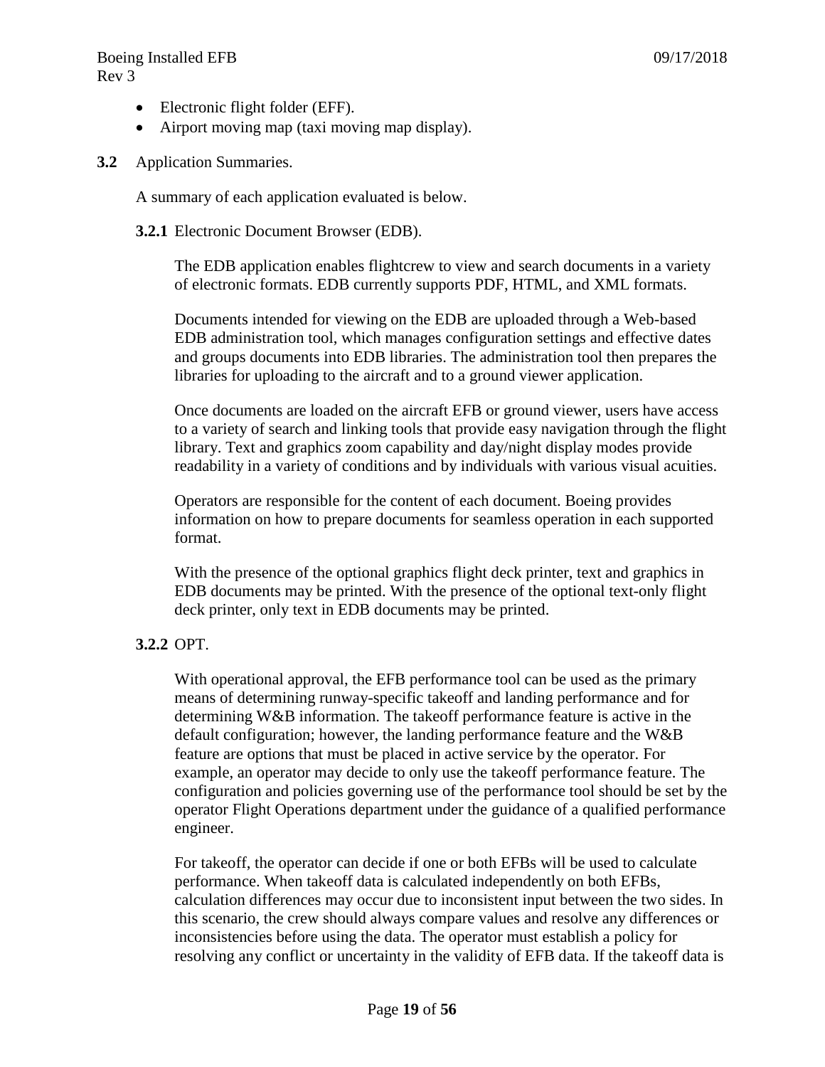- Electronic flight folder (EFF).
- Airport moving map (taxi moving map display).

**3.2** Application Summaries.

A summary of each application evaluated is below.

**3.2.1** Electronic Document Browser (EDB).

The EDB application enables flightcrew to view and search documents in a variety of electronic formats. EDB currently supports PDF, HTML, and XML formats.

Documents intended for viewing on the EDB are uploaded through a Web-based EDB administration tool, which manages configuration settings and effective dates and groups documents into EDB libraries. The administration tool then prepares the libraries for uploading to the aircraft and to a ground viewer application.

Once documents are loaded on the aircraft EFB or ground viewer, users have access to a variety of search and linking tools that provide easy navigation through the flight library. Text and graphics zoom capability and day/night display modes provide readability in a variety of conditions and by individuals with various visual acuities.

Operators are responsible for the content of each document. Boeing provides information on how to prepare documents for seamless operation in each supported format.

With the presence of the optional graphics flight deck printer, text and graphics in EDB documents may be printed. With the presence of the optional text-only flight deck printer, only text in EDB documents may be printed.

**3.2.2** OPT.

With operational approval, the EFB performance tool can be used as the primary means of determining runway-specific takeoff and landing performance and for determining W&B information. The takeoff performance feature is active in the default configuration; however, the landing performance feature and the W&B feature are options that must be placed in active service by the operator. For example, an operator may decide to only use the takeoff performance feature. The configuration and policies governing use of the performance tool should be set by the operator Flight Operations department under the guidance of a qualified performance engineer.

For takeoff, the operator can decide if one or both EFBs will be used to calculate performance. When takeoff data is calculated independently on both EFBs, calculation differences may occur due to inconsistent input between the two sides. In this scenario, the crew should always compare values and resolve any differences or inconsistencies before using the data. The operator must establish a policy for resolving any conflict or uncertainty in the validity of EFB data. If the takeoff data is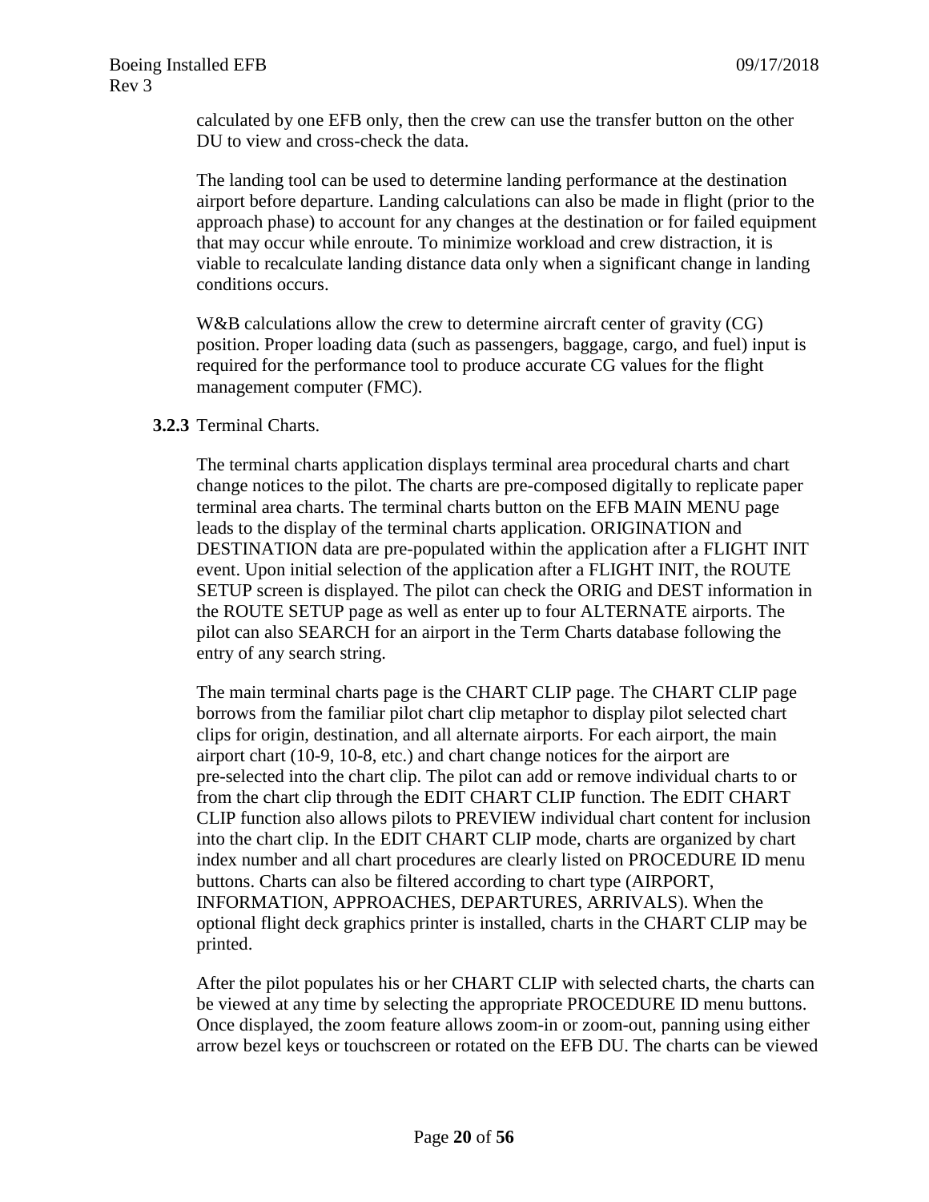calculated by one EFB only, then the crew can use the transfer button on the other DU to view and cross-check the data.

The landing tool can be used to determine landing performance at the destination airport before departure. Landing calculations can also be made in flight (prior to the approach phase) to account for any changes at the destination or for failed equipment that may occur while enroute. To minimize workload and crew distraction, it is viable to recalculate landing distance data only when a significant change in landing conditions occurs.

W&B calculations allow the crew to determine aircraft center of gravity (CG) position. Proper loading data (such as passengers, baggage, cargo, and fuel) input is required for the performance tool to produce accurate CG values for the flight management computer (FMC).

**3.2.3** Terminal Charts.

The terminal charts application displays terminal area procedural charts and chart change notices to the pilot. The charts are pre-composed digitally to replicate paper terminal area charts. The terminal charts button on the EFB MAIN MENU page leads to the display of the terminal charts application. ORIGINATION and DESTINATION data are pre-populated within the application after a FLIGHT INIT event. Upon initial selection of the application after a FLIGHT INIT, the ROUTE SETUP screen is displayed. The pilot can check the ORIG and DEST information in the ROUTE SETUP page as well as enter up to four ALTERNATE airports. The pilot can also SEARCH for an airport in the Term Charts database following the entry of any search string.

The main terminal charts page is the CHART CLIP page. The CHART CLIP page borrows from the familiar pilot chart clip metaphor to display pilot selected chart clips for origin, destination, and all alternate airports. For each airport, the main airport chart (10-9, 10-8, etc.) and chart change notices for the airport are pre-selected into the chart clip. The pilot can add or remove individual charts to or from the chart clip through the EDIT CHART CLIP function. The EDIT CHART CLIP function also allows pilots to PREVIEW individual chart content for inclusion into the chart clip. In the EDIT CHART CLIP mode, charts are organized by chart index number and all chart procedures are clearly listed on PROCEDURE ID menu buttons. Charts can also be filtered according to chart type (AIRPORT, INFORMATION, APPROACHES, DEPARTURES, ARRIVALS). When the optional flight deck graphics printer is installed, charts in the CHART CLIP may be printed.

After the pilot populates his or her CHART CLIP with selected charts, the charts can be viewed at any time by selecting the appropriate PROCEDURE ID menu buttons. Once displayed, the zoom feature allows zoom-in or zoom-out, panning using either arrow bezel keys or touchscreen or rotated on the EFB DU. The charts can be viewed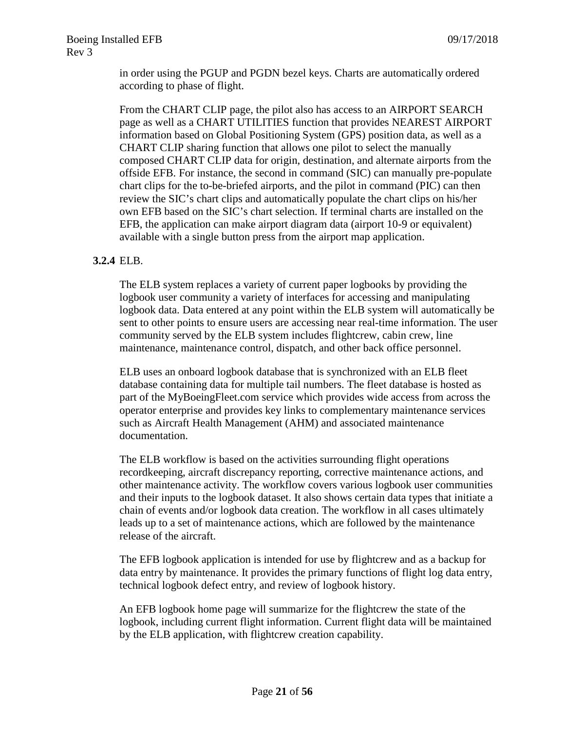in order using the PGUP and PGDN bezel keys. Charts are automatically ordered according to phase of flight.

From the CHART CLIP page, the pilot also has access to an AIRPORT SEARCH page as well as a CHART UTILITIES function that provides NEAREST AIRPORT information based on Global Positioning System (GPS) position data, as well as a CHART CLIP sharing function that allows one pilot to select the manually composed CHART CLIP data for origin, destination, and alternate airports from the offside EFB. For instance, the second in command (SIC) can manually pre-populate chart clips for the to-be-briefed airports, and the pilot in command (PIC) can then review the SIC's chart clips and automatically populate the chart clips on his/her own EFB based on the SIC's chart selection. If terminal charts are installed on the EFB, the application can make airport diagram data (airport 10-9 or equivalent) available with a single button press from the airport map application.

#### **3.2.4** ELB.

The ELB system replaces a variety of current paper logbooks by providing the logbook user community a variety of interfaces for accessing and manipulating logbook data. Data entered at any point within the ELB system will automatically be sent to other points to ensure users are accessing near real-time information. The user community served by the ELB system includes flightcrew, cabin crew, line maintenance, maintenance control, dispatch, and other back office personnel.

ELB uses an onboard logbook database that is synchronized with an ELB fleet database containing data for multiple tail numbers. The fleet database is hosted as part of the MyBoeingFleet.com service which provides wide access from across the operator enterprise and provides key links to complementary maintenance services such as Aircraft Health Management (AHM) and associated maintenance documentation.

The ELB workflow is based on the activities surrounding flight operations recordkeeping, aircraft discrepancy reporting, corrective maintenance actions, and other maintenance activity. The workflow covers various logbook user communities and their inputs to the logbook dataset. It also shows certain data types that initiate a chain of events and/or logbook data creation. The workflow in all cases ultimately leads up to a set of maintenance actions, which are followed by the maintenance release of the aircraft.

The EFB logbook application is intended for use by flightcrew and as a backup for data entry by maintenance. It provides the primary functions of flight log data entry, technical logbook defect entry, and review of logbook history.

An EFB logbook home page will summarize for the flightcrew the state of the logbook, including current flight information. Current flight data will be maintained by the ELB application, with flightcrew creation capability.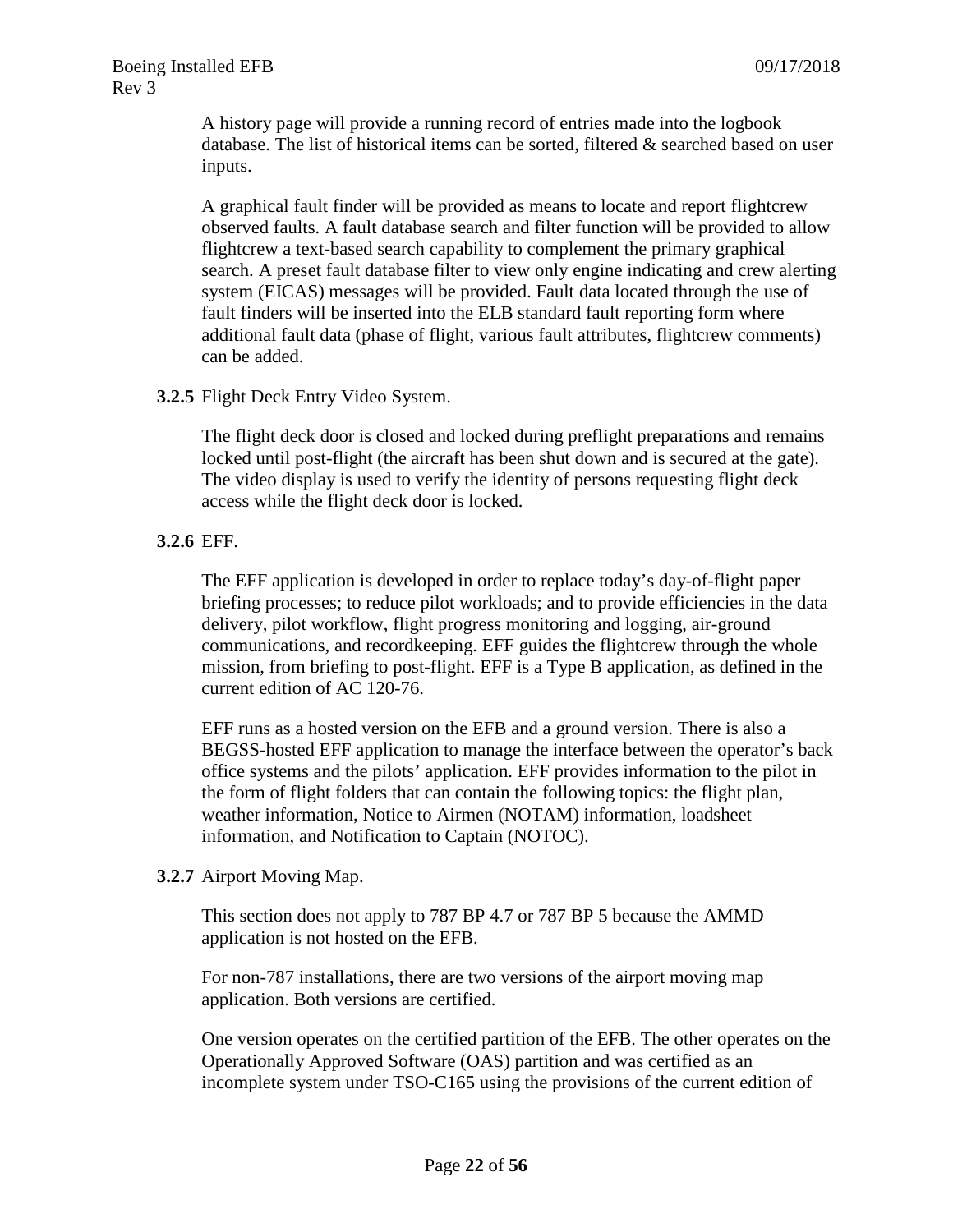A history page will provide a running record of entries made into the logbook database. The list of historical items can be sorted, filtered & searched based on user inputs.

A graphical fault finder will be provided as means to locate and report flightcrew observed faults. A fault database search and filter function will be provided to allow flightcrew a text-based search capability to complement the primary graphical search. A preset fault database filter to view only engine indicating and crew alerting system (EICAS) messages will be provided. Fault data located through the use of fault finders will be inserted into the ELB standard fault reporting form where additional fault data (phase of flight, various fault attributes, flightcrew comments) can be added.

**3.2.5** Flight Deck Entry Video System.

The flight deck door is closed and locked during preflight preparations and remains locked until post-flight (the aircraft has been shut down and is secured at the gate). The video display is used to verify the identity of persons requesting flight deck access while the flight deck door is locked.

**3.2.6** EFF.

The EFF application is developed in order to replace today's day-of-flight paper briefing processes; to reduce pilot workloads; and to provide efficiencies in the data delivery, pilot workflow, flight progress monitoring and logging, air-ground communications, and recordkeeping. EFF guides the flightcrew through the whole mission, from briefing to post-flight. EFF is a Type B application, as defined in the current edition of AC 120-76.

EFF runs as a hosted version on the EFB and a ground version. There is also a BEGSS-hosted EFF application to manage the interface between the operator's back office systems and the pilots' application. EFF provides information to the pilot in the form of flight folders that can contain the following topics: the flight plan, weather information, Notice to Airmen (NOTAM) information, loadsheet information, and Notification to Captain (NOTOC).

**3.2.7** Airport Moving Map.

This section does not apply to 787 BP 4.7 or 787 BP 5 because the AMMD application is not hosted on the EFB.

For non-787 installations, there are two versions of the airport moving map application. Both versions are certified.

One version operates on the certified partition of the EFB. The other operates on the Operationally Approved Software (OAS) partition and was certified as an incomplete system under TSO-C165 using the provisions of the current edition of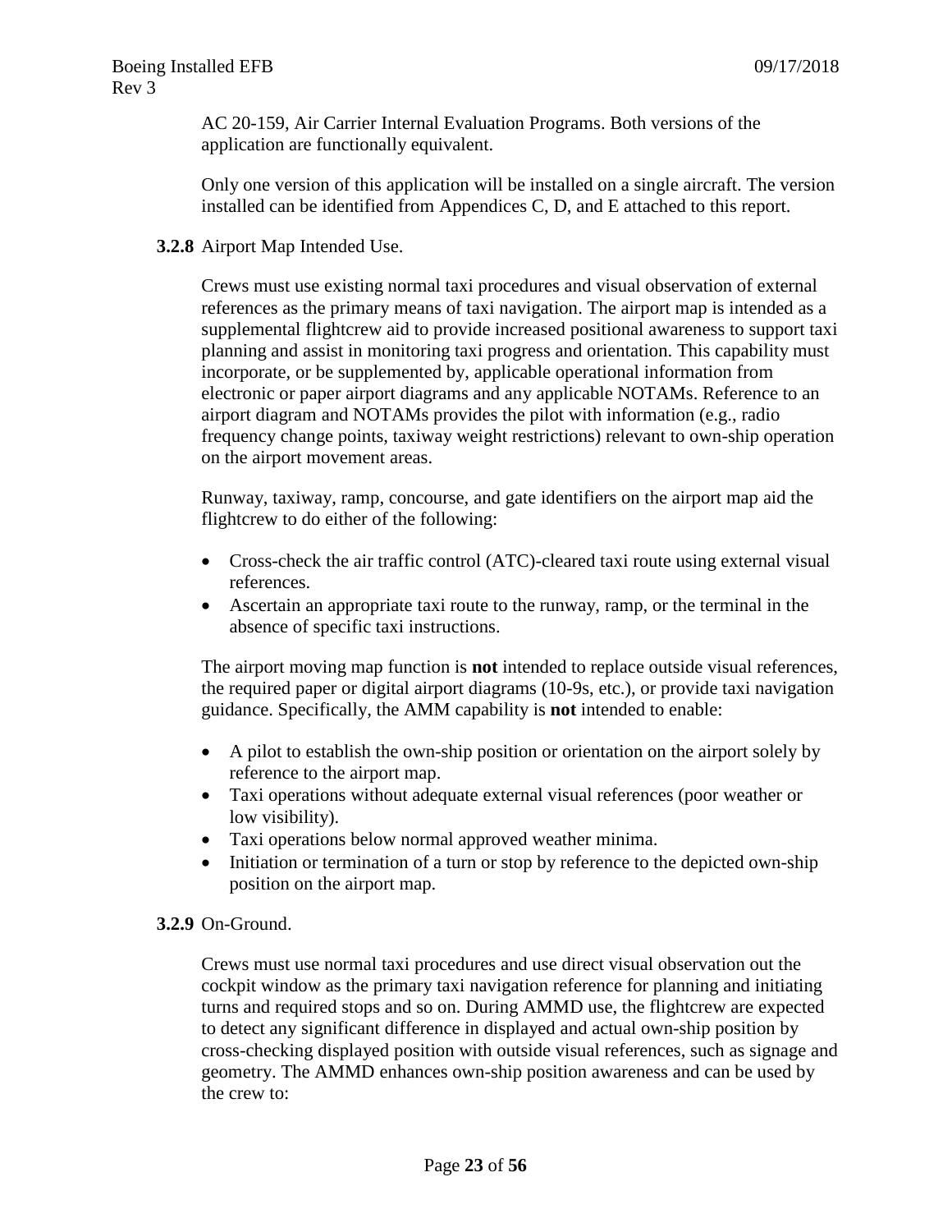AC 20-159, Air Carrier Internal Evaluation Programs. Both versions of the application are functionally equivalent.

Only one version of this application will be installed on a single aircraft. The version installed can be identified from Appendices C, D, and E attached to this report.

**3.2.8** Airport Map Intended Use.

Crews must use existing normal taxi procedures and visual observation of external references as the primary means of taxi navigation. The airport map is intended as a supplemental flightcrew aid to provide increased positional awareness to support taxi planning and assist in monitoring taxi progress and orientation. This capability must incorporate, or be supplemented by, applicable operational information from electronic or paper airport diagrams and any applicable NOTAMs. Reference to an airport diagram and NOTAMs provides the pilot with information (e.g., radio frequency change points, taxiway weight restrictions) relevant to own-ship operation on the airport movement areas.

Runway, taxiway, ramp, concourse, and gate identifiers on the airport map aid the flightcrew to do either of the following:

- Cross-check the air traffic control (ATC)-cleared taxi route using external visual references.
- Ascertain an appropriate taxi route to the runway, ramp, or the terminal in the absence of specific taxi instructions.

The airport moving map function is **not** intended to replace outside visual references, the required paper or digital airport diagrams (10-9s, etc.), or provide taxi navigation guidance. Specifically, the AMM capability is **not** intended to enable:

- A pilot to establish the own-ship position or orientation on the airport solely by reference to the airport map.
- Taxi operations without adequate external visual references (poor weather or low visibility).
- Taxi operations below normal approved weather minima.
- Initiation or termination of a turn or stop by reference to the depicted own-ship position on the airport map.

**3.2.9** On-Ground.

Crews must use normal taxi procedures and use direct visual observation out the cockpit window as the primary taxi navigation reference for planning and initiating turns and required stops and so on. During AMMD use, the flightcrew are expected to detect any significant difference in displayed and actual own-ship position by cross-checking displayed position with outside visual references, such as signage and geometry. The AMMD enhances own-ship position awareness and can be used by the crew to: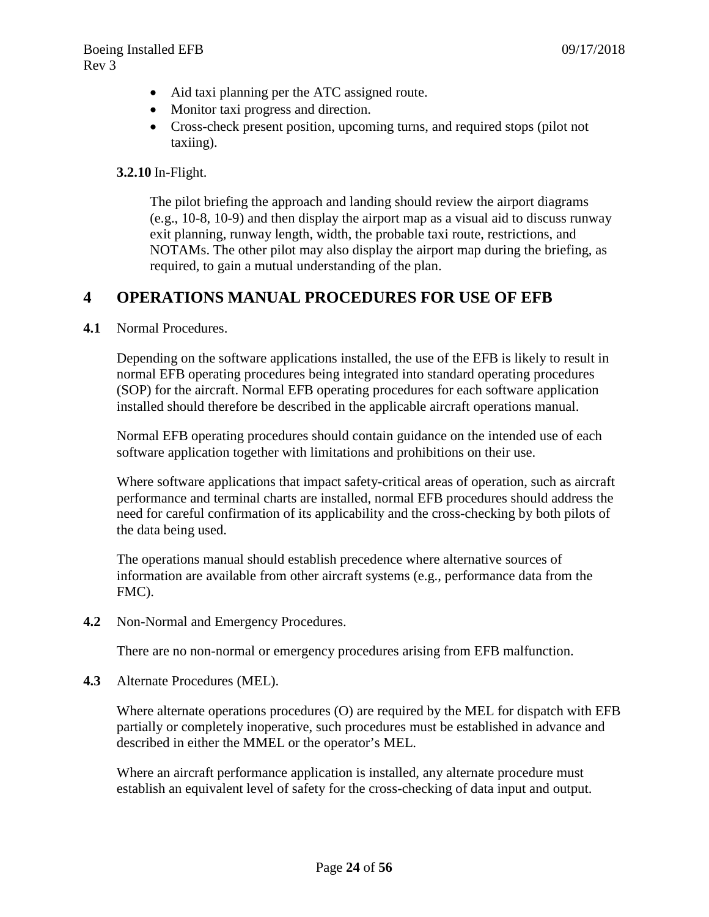- Aid taxi planning per the ATC assigned route.
- Monitor taxi progress and direction.
- Cross-check present position, upcoming turns, and required stops (pilot not taxiing).

**3.2.10** In-Flight.

The pilot briefing the approach and landing should review the airport diagrams (e.g., 10-8, 10-9) and then display the airport map as a visual aid to discuss runway exit planning, runway length, width, the probable taxi route, restrictions, and NOTAMs. The other pilot may also display the airport map during the briefing, as required, to gain a mutual understanding of the plan.

# 4 OPERATIONS MANUAL PROCEDURES FOR USE OF EFB

**4.1** Normal Procedures.

Depending on the software applications installed, the use of the EFB is likely to result in normal EFB operating procedures being integrated into standard operating procedures (SOP) for the aircraft. Normal EFB operating procedures for each software application installed should therefore be described in the applicable aircraft operations manual.

Normal EFB operating procedures should contain guidance on the intended use of each software application together with limitations and prohibitions on their use.

Where software applications that impact safety-critical areas of operation, such as aircraft performance and terminal charts are installed, normal EFB procedures should address the need for careful confirmation of its applicability and the cross-checking by both pilots of the data being used.

The operations manual should establish precedence where alternative sources of information are available from other aircraft systems (e.g., performance data from the FMC).

**4.2** Non-Normal and Emergency Procedures.

There are no non-normal or emergency procedures arising from EFB malfunction.

**4.3** Alternate Procedures (MEL).

Where alternate operations procedures (O) are required by the MEL for dispatch with EFB partially or completely inoperative, such procedures must be established in advance and described in either the MMEL or the operator's MEL.

Where an aircraft performance application is installed, any alternate procedure must establish an equivalent level of safety for the cross-checking of data input and output.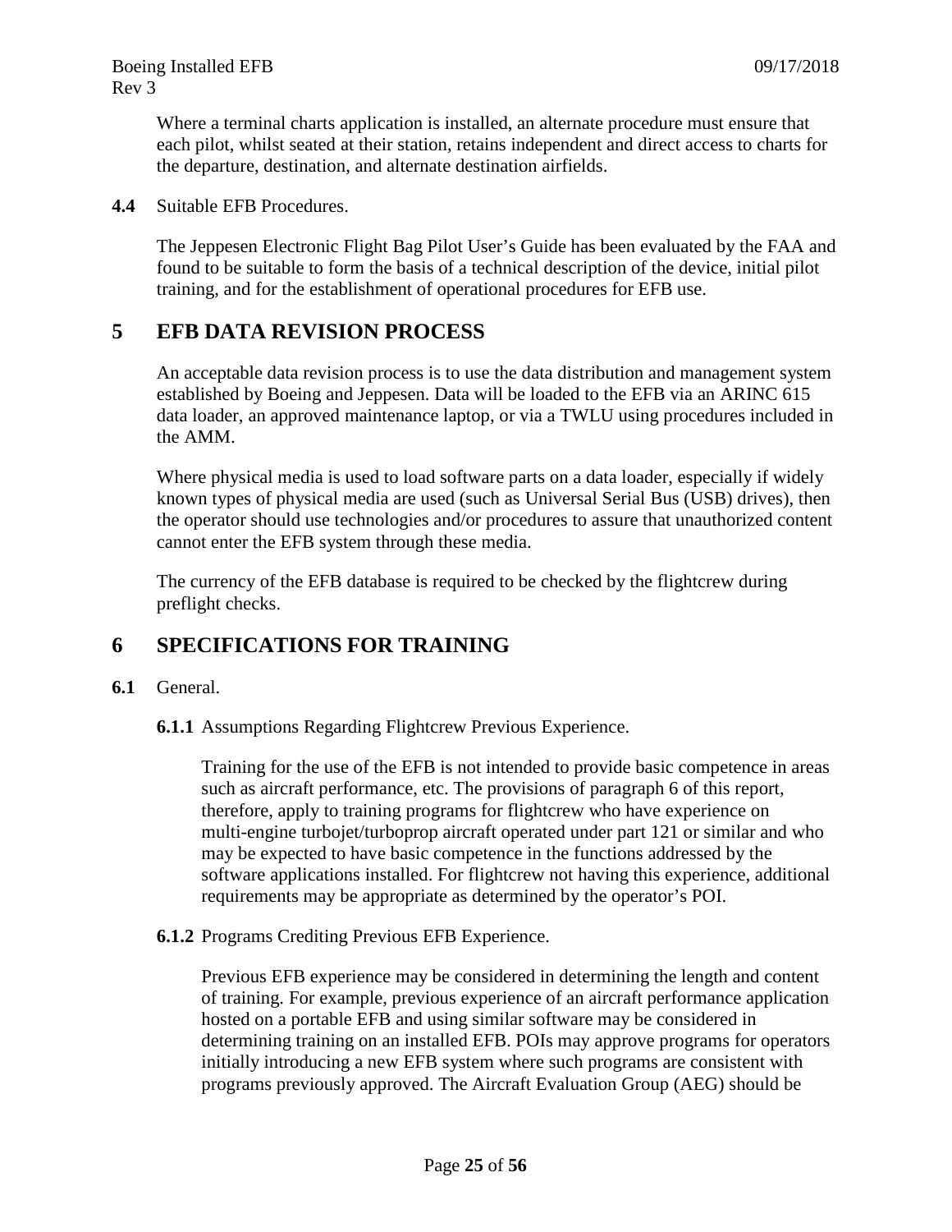Where a terminal charts application is installed, an alternate procedure must ensure that each pilot, whilst seated at their station, retains independent and direct access to charts for the departure, destination, and alternate destination airfields.

**4.4** Suitable EFB Procedures.

The Jeppesen Electronic Flight Bag Pilot User's Guide has been evaluated by the FAA and found to be suitable to form the basis of a technical description of the device, initial pilot training, and for the establishment of operational procedures for EFB use.

# 5 EFB DATA REVISION PROCESS

An acceptable data revision process is to use the data distribution and management system established by Boeing and Jeppesen. Data will be loaded to the EFB via an ARINC 615 data loader, an approved maintenance laptop, or via a TWLU using procedures included in the AMM.

Where physical media is used to load software parts on a data loader, especially if widely known types of physical media are used (such as Universal Serial Bus (USB) drives), then the operator should use technologies and/or procedures to assure that unauthorized content cannot enter the EFB system through these media.

The currency of the EFB database is required to be checked by the flightcrew during preflight checks.

# 6 SPECIFICATIONS FOR TRAINING

**6.1** General.

**6.1.1** Assumptions Regarding Flightcrew Previous Experience.

Training for the use of the EFB is not intended to provide basic competence in areas such as aircraft performance, etc. The provisions of paragraph 6 of this report, therefore, apply to training programs for flightcrew who have experience on multi-engine turbojet/turboprop aircraft operated under part 121 or similar and who may be expected to have basic competence in the functions addressed by the software applications installed. For flightcrew not having this experience, additional requirements may be appropriate as determined by the operator's POI.

**6.1.2** Programs Crediting Previous EFB Experience.

Previous EFB experience may be considered in determining the length and content of training. For example, previous experience of an aircraft performance application hosted on a portable EFB and using similar software may be considered in determining training on an installed EFB. POIs may approve programs for operators initially introducing a new EFB system where such programs are consistent with programs previously approved. The Aircraft Evaluation Group (AEG) should be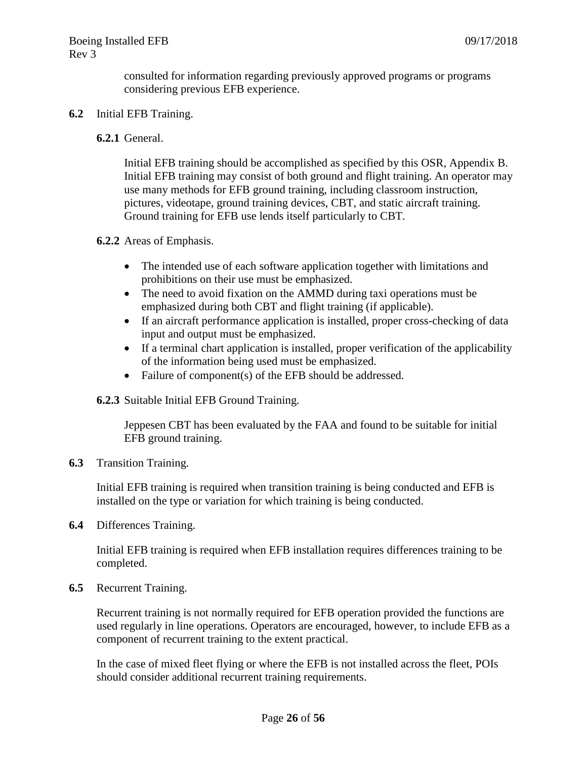consulted for information regarding previously approved programs or programs considering previous EFB experience.

**6.2** Initial EFB Training.

**6.2.1** General.

Initial EFB training should be accomplished as specified by this OSR, Appendix B. Initial EFB training may consist of both ground and flight training. An operator may use many methods for EFB ground training, including classroom instruction, pictures, videotape, ground training devices, CBT, and static aircraft training. Ground training for EFB use lends itself particularly to CBT.

**6.2.2** Areas of Emphasis.

- The intended use of each software application together with limitations and prohibitions on their use must be emphasized.
- The need to avoid fixation on the AMMD during taxi operations must be emphasized during both CBT and flight training (if applicable).
- If an aircraft performance application is installed, proper cross-checking of data input and output must be emphasized.
- If a terminal chart application is installed, proper verification of the applicability of the information being used must be emphasized.
- Failure of component(s) of the EFB should be addressed.

**6.2.3** Suitable Initial EFB Ground Training.

Jeppesen CBT has been evaluated by the FAA and found to be suitable for initial EFB ground training.

**6.3** Transition Training.

Initial EFB training is required when transition training is being conducted and EFB is installed on the type or variation for which training is being conducted.

**6.4** Differences Training.

Initial EFB training is required when EFB installation requires differences training to be completed.

**6.5** Recurrent Training.

Recurrent training is not normally required for EFB operation provided the functions are used regularly in line operations. Operators are encouraged, however, to include EFB as a component of recurrent training to the extent practical.

In the case of mixed fleet flying or where the EFB is not installed across the fleet, POIs should consider additional recurrent training requirements.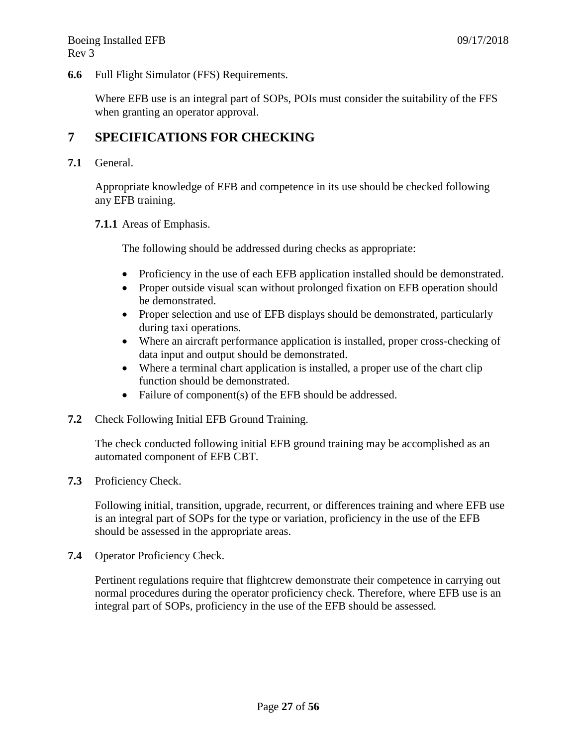**6.6** Full Flight Simulator (FFS) Requirements.

Where EFB use is an integral part of SOPs, POIs must consider the suitability of the FFS when granting an operator approval.

# 7 SPECIFICATIONS FOR CHECKING

**7.1** General.

Appropriate knowledge of EFB and competence in its use should be checked following any EFB training.

**7.1.1** Areas of Emphasis.

The following should be addressed during checks as appropriate:

- Proficiency in the use of each EFB application installed should be demonstrated.
- Proper outside visual scan without prolonged fixation on EFB operation should be demonstrated.
- Proper selection and use of EFB displays should be demonstrated, particularly during taxi operations.
- Where an aircraft performance application is installed, proper cross-checking of data input and output should be demonstrated.
- Where a terminal chart application is installed, a proper use of the chart clip function should be demonstrated.
- Failure of component(s) of the EFB should be addressed.

**7.2** Check Following Initial EFB Ground Training.

The check conducted following initial EFB ground training may be accomplished as an automated component of EFB CBT.

**7.3** Proficiency Check.

Following initial, transition, upgrade, recurrent, or differences training and where EFB use is an integral part of SOPs for the type or variation, proficiency in the use of the EFB should be assessed in the appropriate areas.

**7.4** Operator Proficiency Check.

Pertinent regulations require that flightcrew demonstrate their competence in carrying out normal procedures during the operator proficiency check. Therefore, where EFB use is an integral part of SOPs, proficiency in the use of the EFB should be assessed.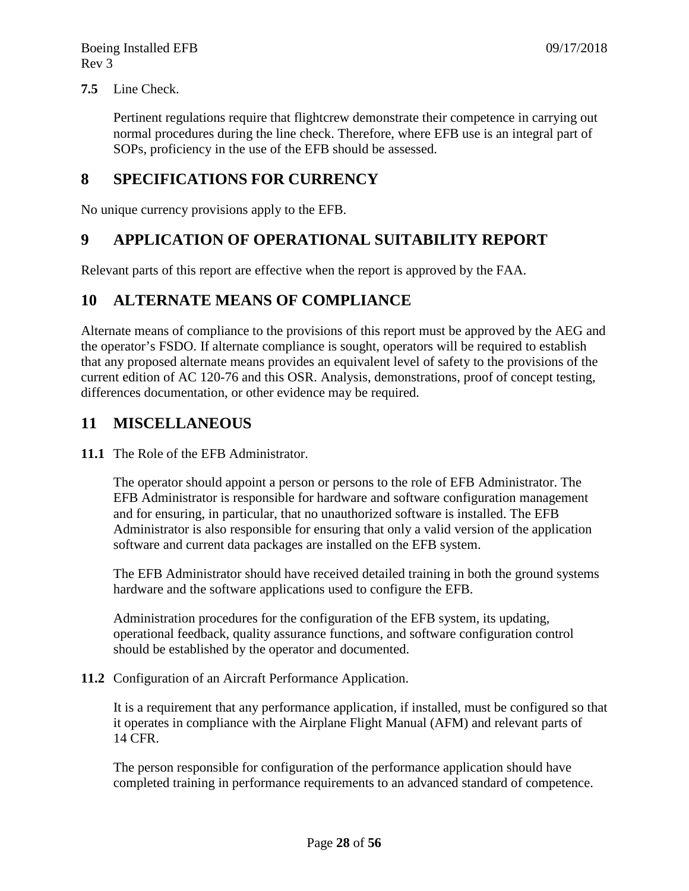**7.5** Line Check.

Pertinent regulations require that flightcrew demonstrate their competence in carrying out normal procedures during the line check. Therefore, where EFB use is an integral part of SOPs, proficiency in the use of the EFB should be assessed.

# 8 SPECIFICATIONS FOR CURRENCY

No unique currency provisions apply to the EFB.

# 9 APPLICATION OF OPERATIONAL SUITABILITY REPORT

Relevant parts of this report are effective when the report is approved by the FAA.

# 10 ALTERNATE MEANS OF COMPLIANCE

Alternate means of compliance to the provisions of this report must be approved by the AEG and the operator's FSDO. If alternate compliance is sought, operators will be required to establish that any proposed alternate means provides an equivalent level of safety to the provisions of the current edition of AC 120-76 and this OSR. Analysis, demonstrations, proof of concept testing, differences documentation, or other evidence may be required.

# 11 MISCELLANEOUS

**11.1** The Role of the EFB Administrator.

The operator should appoint a person or persons to the role of EFB Administrator. The EFB Administrator is responsible for hardware and software configuration management and for ensuring, in particular, that no unauthorized software is installed. The EFB Administrator is also responsible for ensuring that only a valid version of the application software and current data packages are installed on the EFB system.

The EFB Administrator should have received detailed training in both the ground systems hardware and the software applications used to configure the EFB.

Administration procedures for the configuration of the EFB system, its updating, operational feedback, quality assurance functions, and software configuration control should be established by the operator and documented.

**11.2** Configuration of an Aircraft Performance Application.

It is a requirement that any performance application, if installed, must be configured so that it operates in compliance with the Airplane Flight Manual (AFM) and relevant parts of 14 CFR.

The person responsible for configuration of the performance application should have completed training in performance requirements to an advanced standard of competence.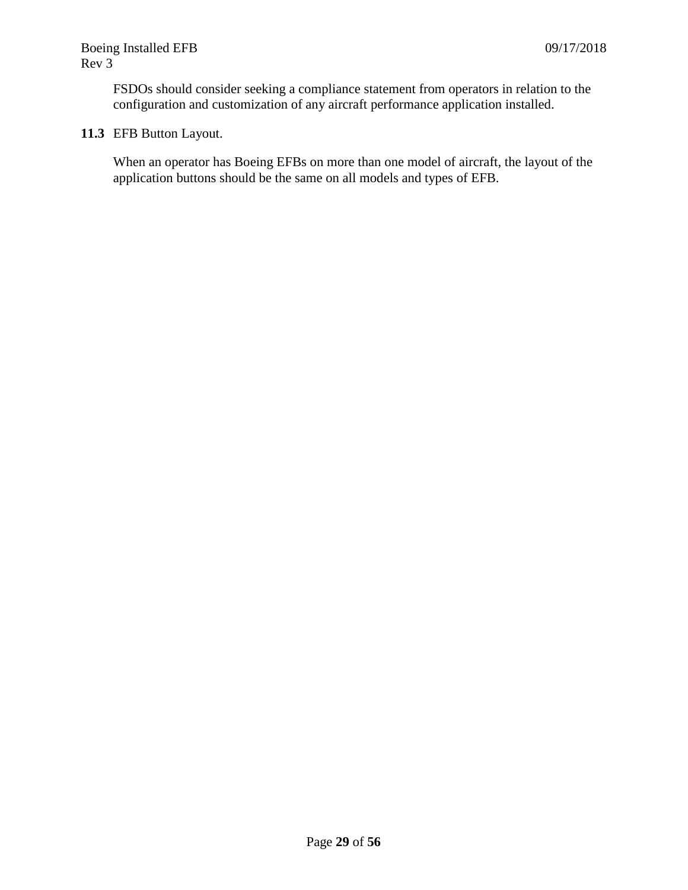FSDOs should consider seeking a compliance statement from operators in relation to the configuration and customization of any aircraft performance application installed.

**11.3** EFB Button Layout.

When an operator has Boeing EFBs on more than one model of aircraft, the layout of the application buttons should be the same on all models and types of EFB.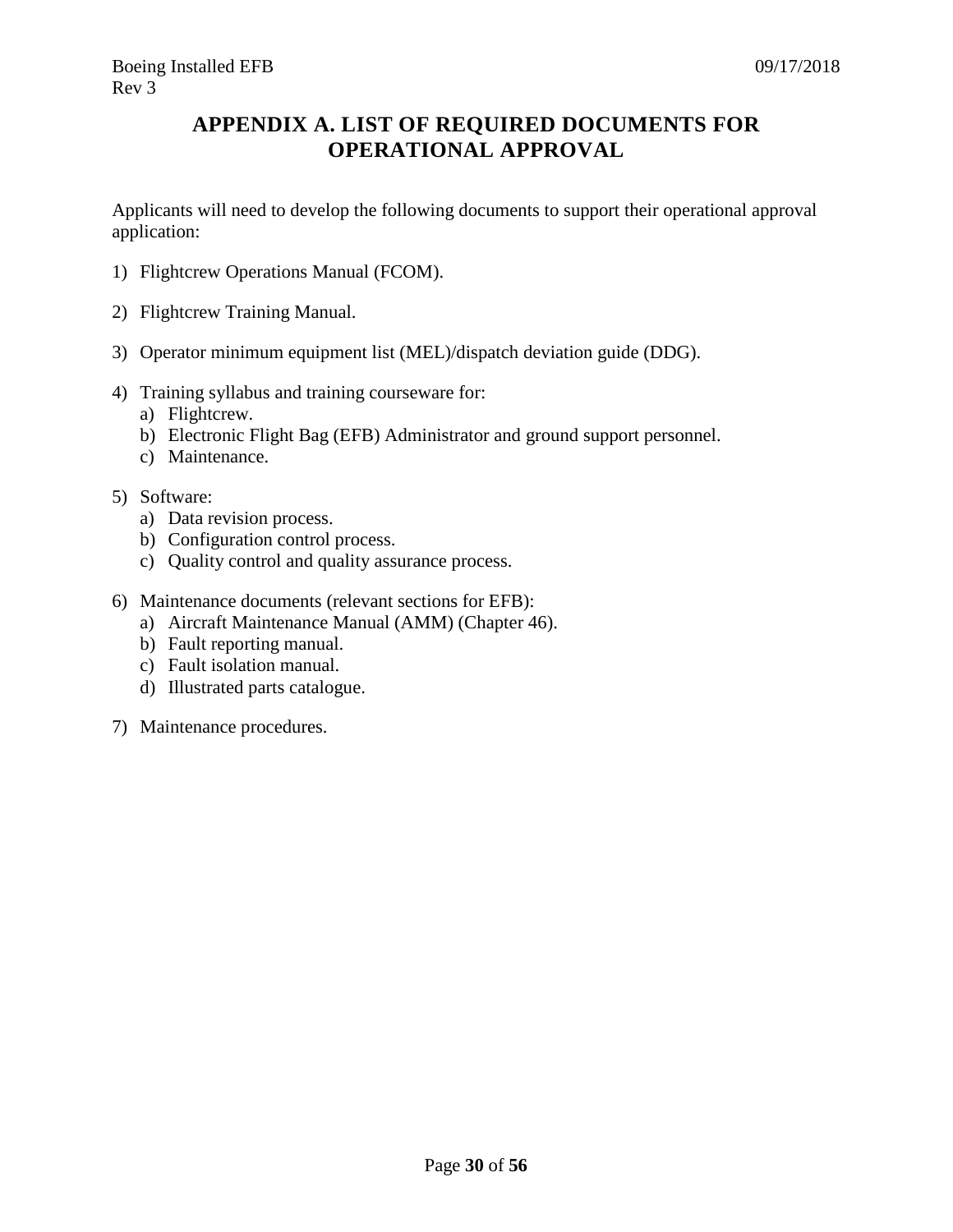# APPENDIX A. LIST OF REQUIRED DOCUMENTS FOR OPERATIONAL APPROVAL

Applicants will need to develop the following documents to support their operational approval application:

1) Flightcrew Operations Manual (FCOM).

2) Flightcrew Training Manual.

3) Operator minimum equipment list (MEL)/dispatch deviation guide (DDG).

4) Training syllabus and training courseware for:
   a) Flightcrew.
   b) Electronic Flight Bag (EFB) Administrator and ground support personnel.
   c) Maintenance.

5) Software:
   a) Data revision process.
   b) Configuration control process.
   c) Quality control and quality assurance process.

6) Maintenance documents (relevant sections for EFB):
   a) Aircraft Maintenance Manual (AMM) (Chapter 46).
   b) Fault reporting manual.
   c) Fault isolation manual.
   d) Illustrated parts catalogue.

7) Maintenance procedures.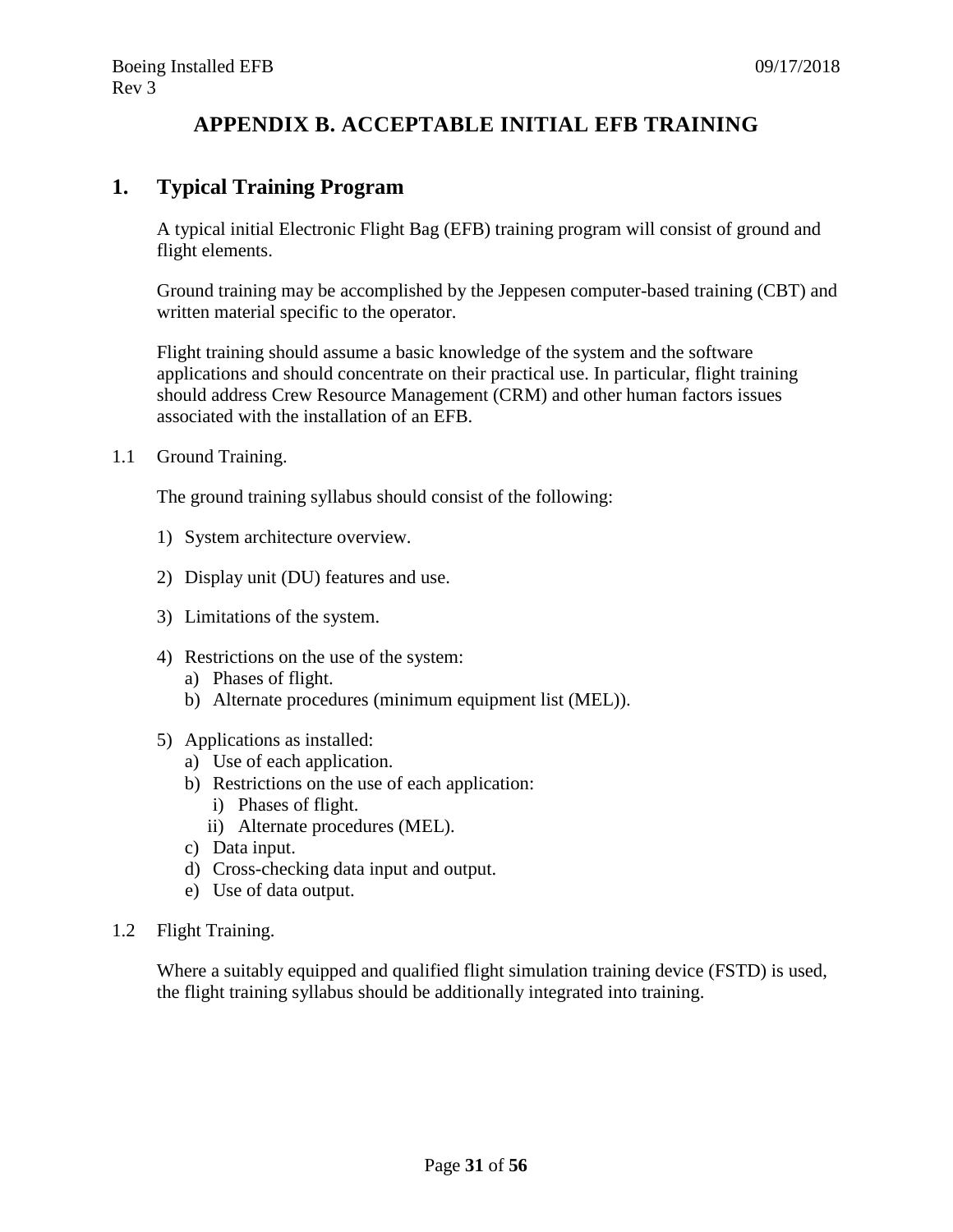# APPENDIX B. ACCEPTABLE INITIAL EFB TRAINING

## 1. Typical Training Program

A typical initial Electronic Flight Bag (EFB) training program will consist of ground and flight elements.

Ground training may be accomplished by the Jeppesen computer-based training (CBT) and written material specific to the operator.

Flight training should assume a basic knowledge of the system and the software applications and should concentrate on their practical use. In particular, flight training should address Crew Resource Management (CRM) and other human factors issues associated with the installation of an EFB.

1.1 Ground Training.

The ground training syllabus should consist of the following:

1) System architecture overview.

2) Display unit (DU) features and use.

3) Limitations of the system.

4) Restrictions on the use of the system:
   a) Phases of flight.
   b) Alternate procedures (minimum equipment list (MEL)).

5) Applications as installed:
   a) Use of each application.
   b) Restrictions on the use of each application:
      i) Phases of flight.
      ii) Alternate procedures (MEL).
   c) Data input.
   d) Cross-checking data input and output.
   e) Use of data output.

1.2 Flight Training.

Where a suitably equipped and qualified flight simulation training device (FSTD) is used, the flight training syllabus should be additionally integrated into training.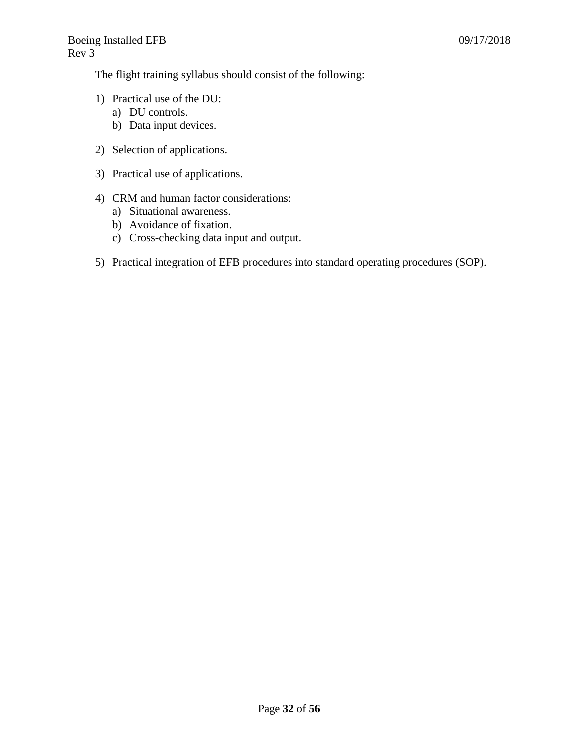The flight training syllabus should consist of the following:

1) Practical use of the DU:
   a) DU controls.
   b) Data input devices.

2) Selection of applications.

3) Practical use of applications.

4) CRM and human factor considerations:
   a) Situational awareness.
   b) Avoidance of fixation.
   c) Cross-checking data input and output.

5) Practical integration of EFB procedures into standard operating procedures (SOP).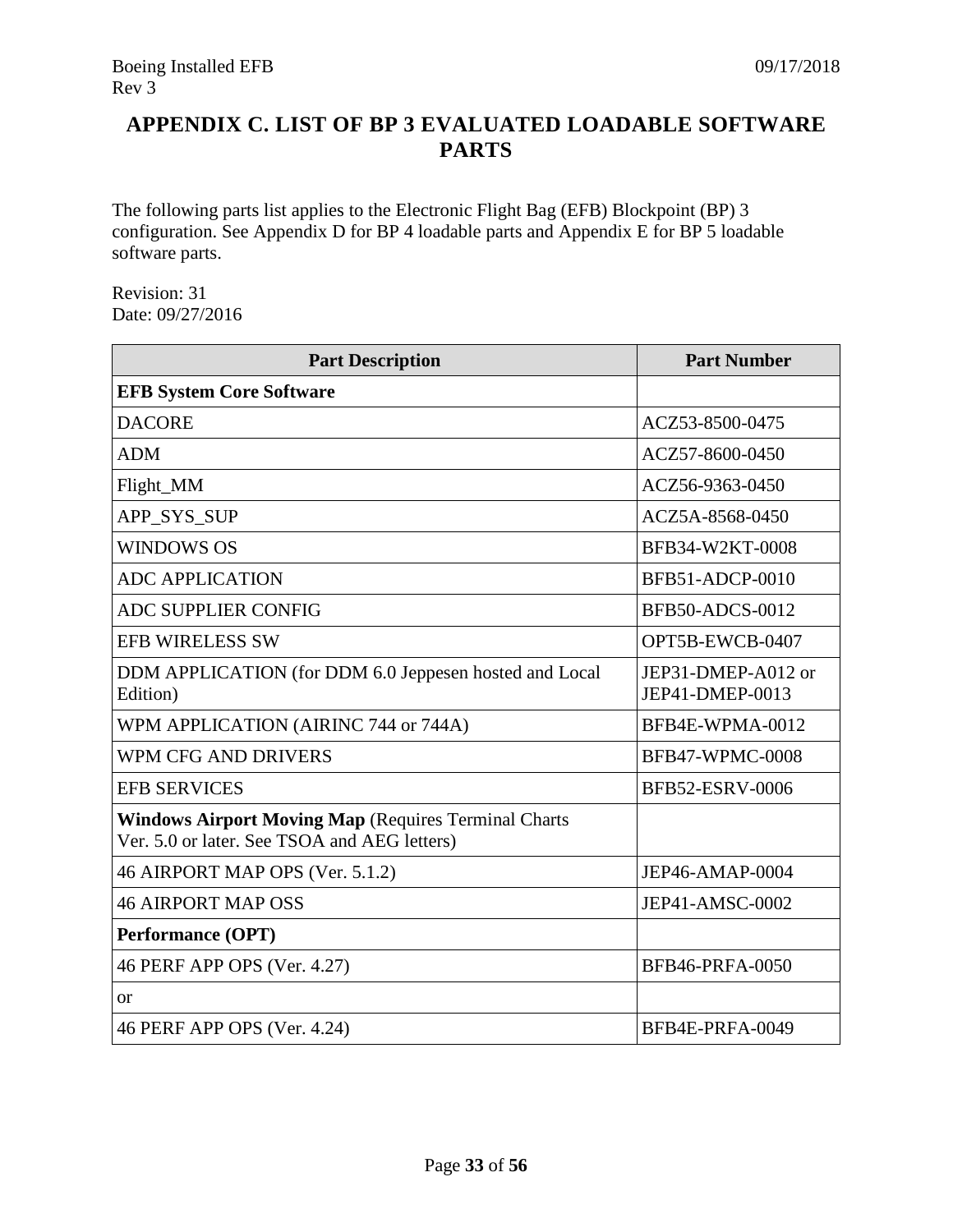# APPENDIX C. LIST OF BP 3 EVALUATED LOADABLE SOFTWARE PARTS

The following parts list applies to the Electronic Flight Bag (EFB) Blockpoint (BP) 3 configuration. See Appendix D for BP 4 loadable parts and Appendix E for BP 5 loadable software parts.

Revision: 31
Date: 09/27/2016

| Part Description | Part Number |
|---|---|
| **EFB System Core Software** | |
| DACORE | ACZ53-8500-0475 |
| ADM | ACZ57-8600-0450 |
| Flight_MM | ACZ56-9363-0450 |
| APP_SYS_SUP | ACZ5A-8568-0450 |
| WINDOWS OS | BFB34-W2KT-0008 |
| ADC APPLICATION | BFB51-ADCP-0010 |
| ADC SUPPLIER CONFIG | BFB50-ADCS-0012 |
| EFB WIRELESS SW | OPT5B-EWCB-0407 |
| DDM APPLICATION (for DDM 6.0 Jeppesen hosted and Local Edition) | JEP31-DMEP-A012 or JEP41-DMEP-0013 |
| WPM APPLICATION (AIRINC 744 or 744A) | BFB4E-WPMA-0012 |
| WPM CFG AND DRIVERS | BFB47-WPMC-0008 |
| EFB SERVICES | BFB52-ESRV-0006 |
| **Windows Airport Moving Map** (Requires Terminal Charts Ver. 5.0 or later. See TSOA and AEG letters) | |
| 46 AIRPORT MAP OPS (Ver. 5.1.2) | JEP46-AMAP-0004 |
| 46 AIRPORT MAP OSS | JEP41-AMSC-0002 |
| **Performance (OPT)** | |
| 46 PERF APP OPS (Ver. 4.27) | BFB46-PRFA-0050 |
| or | |
| 46 PERF APP OPS (Ver. 4.24) | BFB4E-PRFA-0049 |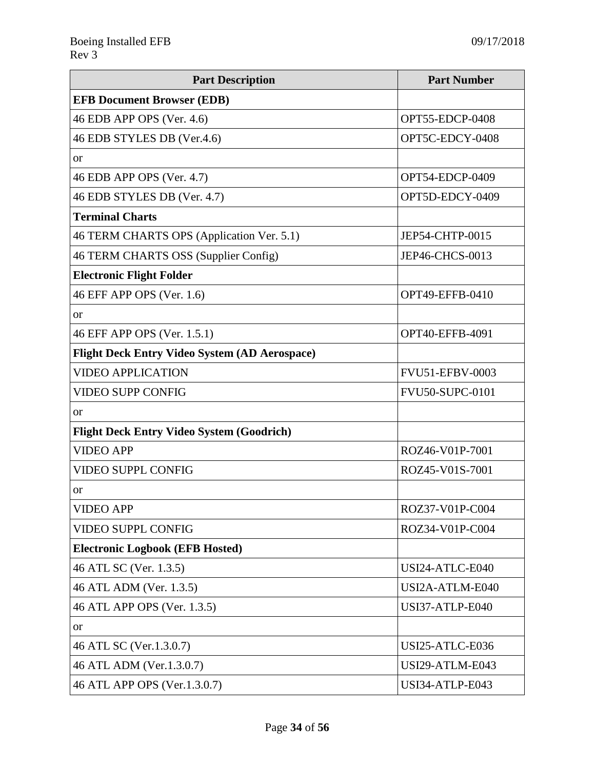| Part Description | Part Number |
|---|---|
| **EFB Document Browser (EDB)** | |
| 46 EDB APP OPS (Ver. 4.6) | OPT55-EDCP-0408 |
| 46 EDB STYLES DB (Ver.4.6) | OPT5C-EDCY-0408 |
| or | |
| 46 EDB APP OPS (Ver. 4.7) | OPT54-EDCP-0409 |
| 46 EDB STYLES DB (Ver. 4.7) | OPT5D-EDCY-0409 |
| **Terminal Charts** | |
| 46 TERM CHARTS OPS (Application Ver. 5.1) | JEP54-CHTP-0015 |
| 46 TERM CHARTS OSS (Supplier Config) | JEP46-CHCS-0013 |
| **Electronic Flight Folder** | |
| 46 EFF APP OPS (Ver. 1.6) | OPT49-EFFB-0410 |
| or | |
| 46 EFF APP OPS (Ver. 1.5.1) | OPT40-EFFB-4091 |
| **Flight Deck Entry Video System (AD Aerospace)** | |
| VIDEO APPLICATION | FVU51-EFBV-0003 |
| VIDEO SUPP CONFIG | FVU50-SUPC-0101 |
| or | |
| **Flight Deck Entry Video System (Goodrich)** | |
| VIDEO APP | ROZ46-V01P-7001 |
| VIDEO SUPPL CONFIG | ROZ45-V01S-7001 |
| or | |
| VIDEO APP | ROZ37-V01P-C004 |
| VIDEO SUPPL CONFIG | ROZ34-V01P-C004 |
| **Electronic Logbook (EFB Hosted)** | |
| 46 ATL SC (Ver. 1.3.5) | USI24-ATLC-E040 |
| 46 ATL ADM (Ver. 1.3.5) | USI2A-ATLM-E040 |
| 46 ATL APP OPS (Ver. 1.3.5) | USI37-ATLP-E040 |
| or | |
| 46 ATL SC (Ver.1.3.0.7) | USI25-ATLC-E036 |
| 46 ATL ADM (Ver.1.3.0.7) | USI29-ATLM-E043 |
| 46 ATL APP OPS (Ver.1.3.0.7) | USI34-ATLP-E043 |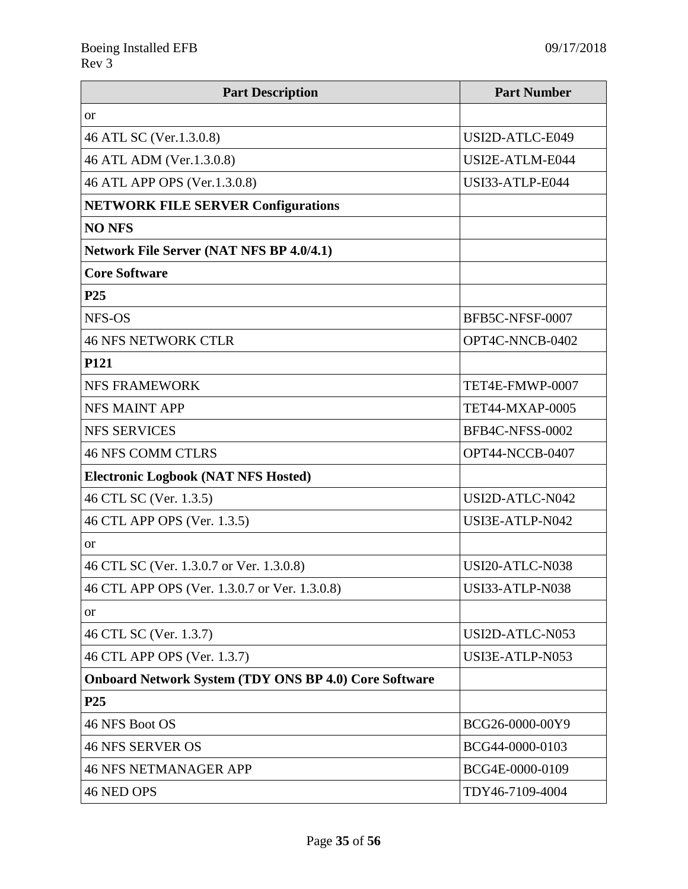| Part Description | Part Number |
| --- | --- |
| or | |
| 46 ATL SC (Ver.1.3.0.8) | USI2D-ATLC-E049 |
| 46 ATL ADM (Ver.1.3.0.8) | USI2E-ATLM-E044 |
| 46 ATL APP OPS (Ver.1.3.0.8) | USI33-ATLP-E044 |
| **NETWORK FILE SERVER Configurations** | |
| **NO NFS** | |
| **Network File Server (NAT NFS BP 4.0/4.1)** | |
| **Core Software** | |
| **P25** | |
| NFS-OS | BFB5C-NFSF-0007 |
| 46 NFS NETWORK CTLR | OPT4C-NNCB-0402 |
| **P121** | |
| NFS FRAMEWORK | TET4E-FMWP-0007 |
| NFS MAINT APP | TET44-MXAP-0005 |
| NFS SERVICES | BFB4C-NFSS-0002 |
| 46 NFS COMM CTLRS | OPT44-NCCB-0407 |
| **Electronic Logbook (NAT NFS Hosted)** | |
| 46 CTL SC (Ver. 1.3.5) | USI2D-ATLC-N042 |
| 46 CTL APP OPS (Ver. 1.3.5) | USI3E-ATLP-N042 |
| or | |
| 46 CTL SC (Ver. 1.3.0.7 or Ver. 1.3.0.8) | USI20-ATLC-N038 |
| 46 CTL APP OPS (Ver. 1.3.0.7 or Ver. 1.3.0.8) | USI33-ATLP-N038 |
| or | |
| 46 CTL SC (Ver. 1.3.7) | USI2D-ATLC-N053 |
| 46 CTL APP OPS (Ver. 1.3.7) | USI3E-ATLP-N053 |
| **Onboard Network System (TDY ONS BP 4.0) Core Software** | |
| **P25** | |
| 46 NFS Boot OS | BCG26-0000-00Y9 |
| 46 NFS SERVER OS | BCG44-0000-0103 |
| 46 NFS NETMANAGER APP | BCG4E-0000-0109 |
| 46 NED OPS | TDY46-7109-4004 |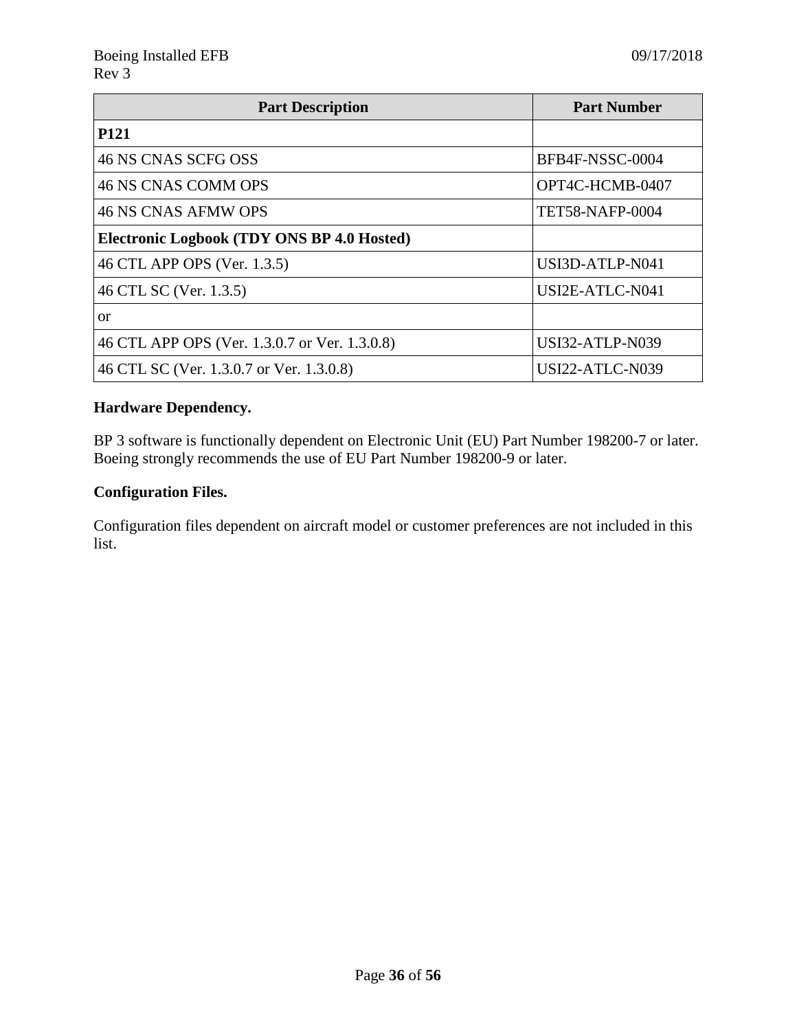| Part Description | Part Number |
|---|---|
| **P121** | |
| 46 NS CNAS SCFG OSS | BFB4F-NSSC-0004 |
| 46 NS CNAS COMM OPS | OPT4C-HCMB-0407 |
| 46 NS CNAS AFMW OPS | TET58-NAFP-0004 |
| **Electronic Logbook (TDY ONS BP 4.0 Hosted)** | |
| 46 CTL APP OPS (Ver. 1.3.5) | USI3D-ATLP-N041 |
| 46 CTL SC (Ver. 1.3.5) | USI2E-ATLC-N041 |
| or | |
| 46 CTL APP OPS (Ver. 1.3.0.7 or Ver. 1.3.0.8) | USI32-ATLP-N039 |
| 46 CTL SC (Ver. 1.3.0.7 or Ver. 1.3.0.8) | USI22-ATLC-N039 |

**Hardware Dependency.**

BP 3 software is functionally dependent on Electronic Unit (EU) Part Number 198200-7 or later. Boeing strongly recommends the use of EU Part Number 198200-9 or later.

**Configuration Files.**

Configuration files dependent on aircraft model or customer preferences are not included in this list.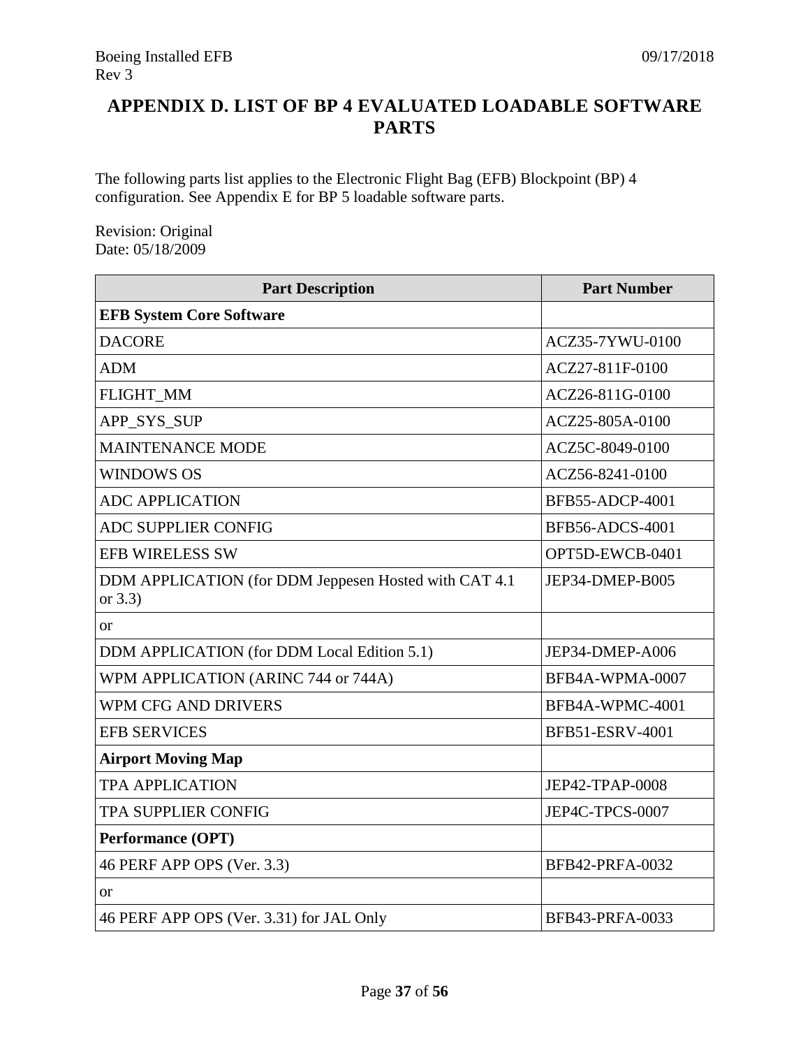# APPENDIX D. LIST OF BP 4 EVALUATED LOADABLE SOFTWARE PARTS

The following parts list applies to the Electronic Flight Bag (EFB) Blockpoint (BP) 4 configuration. See Appendix E for BP 5 loadable software parts.

Revision: Original
Date: 05/18/2009

| Part Description | Part Number |
|---|---|
| **EFB System Core Software** | |
| DACORE | ACZ35-7YWU-0100 |
| ADM | ACZ27-811F-0100 |
| FLIGHT_MM | ACZ26-811G-0100 |
| APP_SYS_SUP | ACZ25-805A-0100 |
| MAINTENANCE MODE | ACZ5C-8049-0100 |
| WINDOWS OS | ACZ56-8241-0100 |
| ADC APPLICATION | BFB55-ADCP-4001 |
| ADC SUPPLIER CONFIG | BFB56-ADCS-4001 |
| EFB WIRELESS SW | OPT5D-EWCB-0401 |
| DDM APPLICATION (for DDM Jeppesen Hosted with CAT 4.1 or 3.3) | JEP34-DMEP-B005 |
| or | |
| DDM APPLICATION (for DDM Local Edition 5.1) | JEP34-DMEP-A006 |
| WPM APPLICATION (ARINC 744 or 744A) | BFB4A-WPMA-0007 |
| WPM CFG AND DRIVERS | BFB4A-WPMC-4001 |
| EFB SERVICES | BFB51-ESRV-4001 |
| **Airport Moving Map** | |
| TPA APPLICATION | JEP42-TPAP-0008 |
| TPA SUPPLIER CONFIG | JEP4C-TPCS-0007 |
| **Performance (OPT)** | |
| 46 PERF APP OPS (Ver. 3.3) | BFB42-PRFA-0032 |
| or | |
| 46 PERF APP OPS (Ver. 3.31) for JAL Only | BFB43-PRFA-0033 |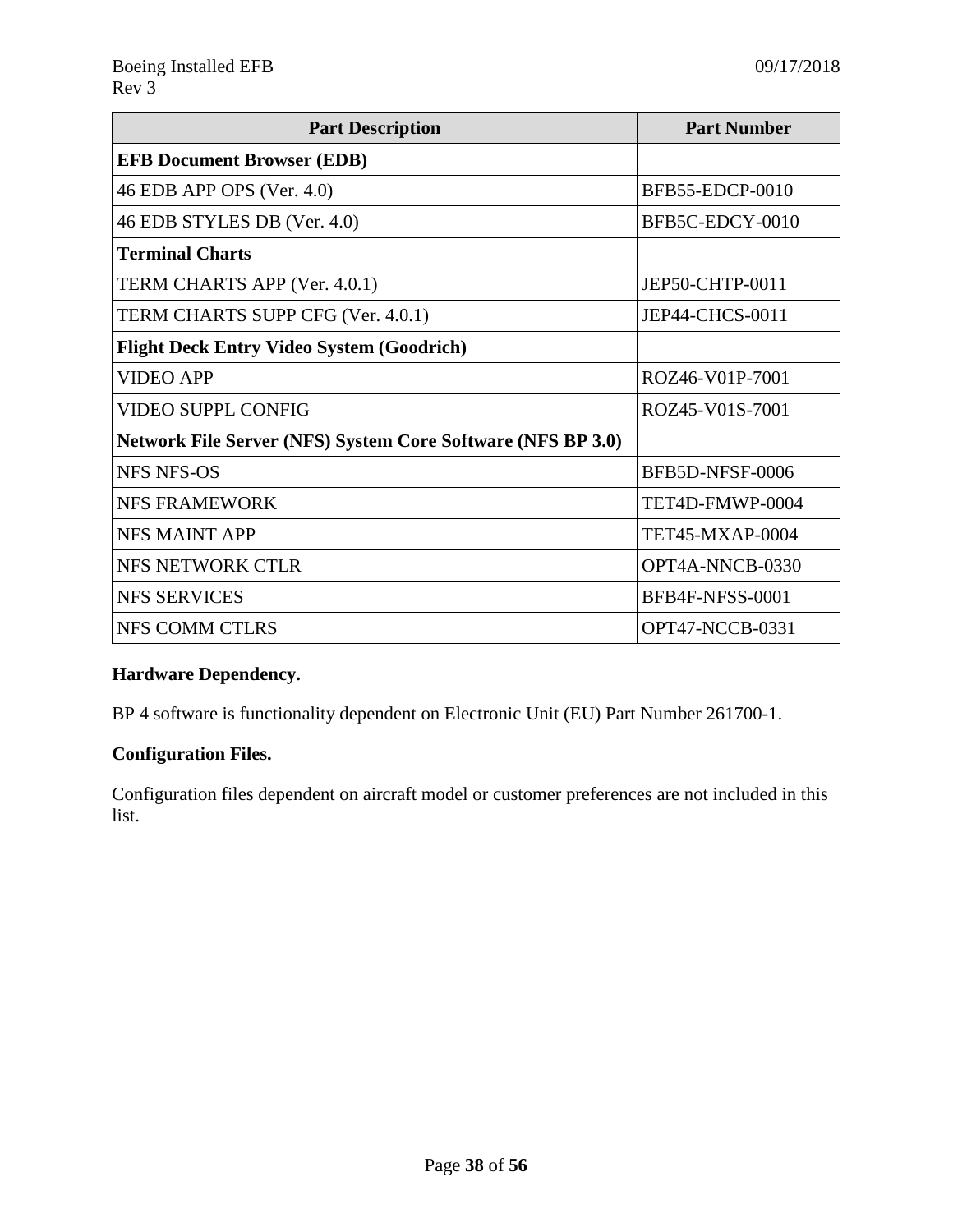| Part Description | Part Number |
|---|---|
| **EFB Document Browser (EDB)** | |
| 46 EDB APP OPS (Ver. 4.0) | BFB55-EDCP-0010 |
| 46 EDB STYLES DB (Ver. 4.0) | BFB5C-EDCY-0010 |
| **Terminal Charts** | |
| TERM CHARTS APP (Ver. 4.0.1) | JEP50-CHTP-0011 |
| TERM CHARTS SUPP CFG (Ver. 4.0.1) | JEP44-CHCS-0011 |
| **Flight Deck Entry Video System (Goodrich)** | |
| VIDEO APP | ROZ46-V01P-7001 |
| VIDEO SUPPL CONFIG | ROZ45-V01S-7001 |
| **Network File Server (NFS) System Core Software (NFS BP 3.0)** | |
| NFS NFS-OS | BFB5D-NFSF-0006 |
| NFS FRAMEWORK | TET4D-FMWP-0004 |
| NFS MAINT APP | TET45-MXAP-0004 |
| NFS NETWORK CTLR | OPT4A-NNCB-0330 |
| NFS SERVICES | BFB4F-NFSS-0001 |
| NFS COMM CTLRS | OPT47-NCCB-0331 |

**Hardware Dependency.**

BP 4 software is functionality dependent on Electronic Unit (EU) Part Number 261700-1.

**Configuration Files.**

Configuration files dependent on aircraft model or customer preferences are not included in this list.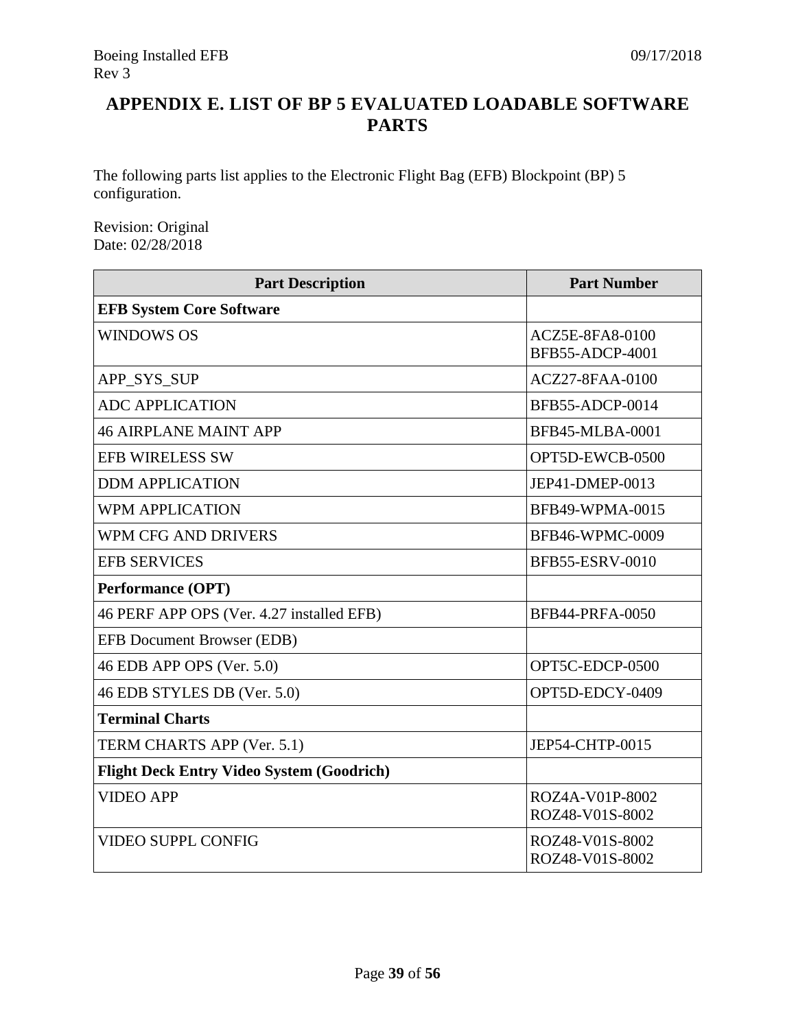# APPENDIX E. LIST OF BP 5 EVALUATED LOADABLE SOFTWARE PARTS

The following parts list applies to the Electronic Flight Bag (EFB) Blockpoint (BP) 5 configuration.

Revision: Original
Date: 02/28/2018

| Part Description | Part Number |
|---|---|
| **EFB System Core Software** | |
| WINDOWS OS | ACZ5E-8FA8-0100<br>BFB55-ADCP-4001 |
| APP_SYS_SUP | ACZ27-8FAA-0100 |
| ADC APPLICATION | BFB55-ADCP-0014 |
| 46 AIRPLANE MAINT APP | BFB45-MLBA-0001 |
| EFB WIRELESS SW | OPT5D-EWCB-0500 |
| DDM APPLICATION | JEP41-DMEP-0013 |
| WPM APPLICATION | BFB49-WPMA-0015 |
| WPM CFG AND DRIVERS | BFB46-WPMC-0009 |
| EFB SERVICES | BFB55-ESRV-0010 |
| **Performance (OPT)** | |
| 46 PERF APP OPS (Ver. 4.27 installed EFB) | BFB44-PRFA-0050 |
| EFB Document Browser (EDB) | |
| 46 EDB APP OPS (Ver. 5.0) | OPT5C-EDCP-0500 |
| 46 EDB STYLES DB (Ver. 5.0) | OPT5D-EDCY-0409 |
| **Terminal Charts** | |
| TERM CHARTS APP (Ver. 5.1) | JEP54-CHTP-0015 |
| **Flight Deck Entry Video System (Goodrich)** | |
| VIDEO APP | ROZ4A-V01P-8002<br>ROZ48-V01S-8002 |
| VIDEO SUPPL CONFIG | ROZ48-V01S-8002<br>ROZ48-V01S-8002 |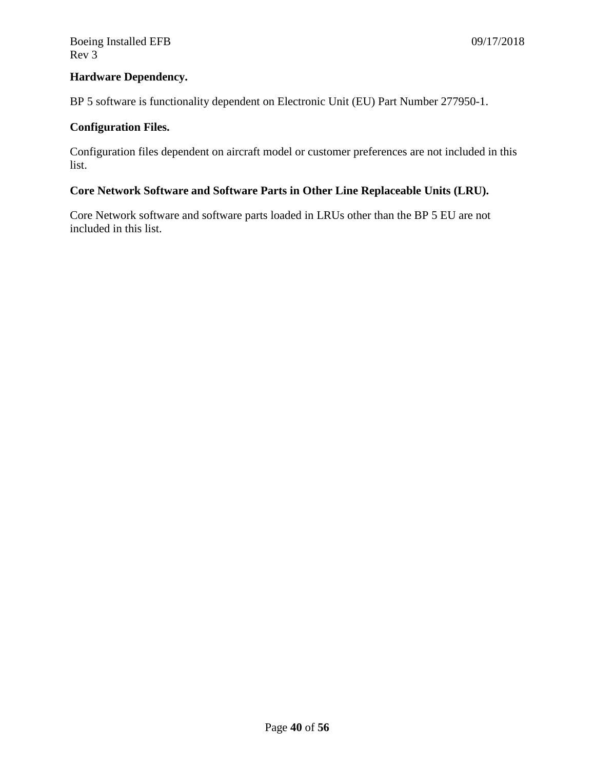**Hardware Dependency.**

BP 5 software is functionality dependent on Electronic Unit (EU) Part Number 277950-1.

**Configuration Files.**

Configuration files dependent on aircraft model or customer preferences are not included in this list.

**Core Network Software and Software Parts in Other Line Replaceable Units (LRU).**

Core Network software and software parts loaded in LRUs other than the BP 5 EU are not included in this list.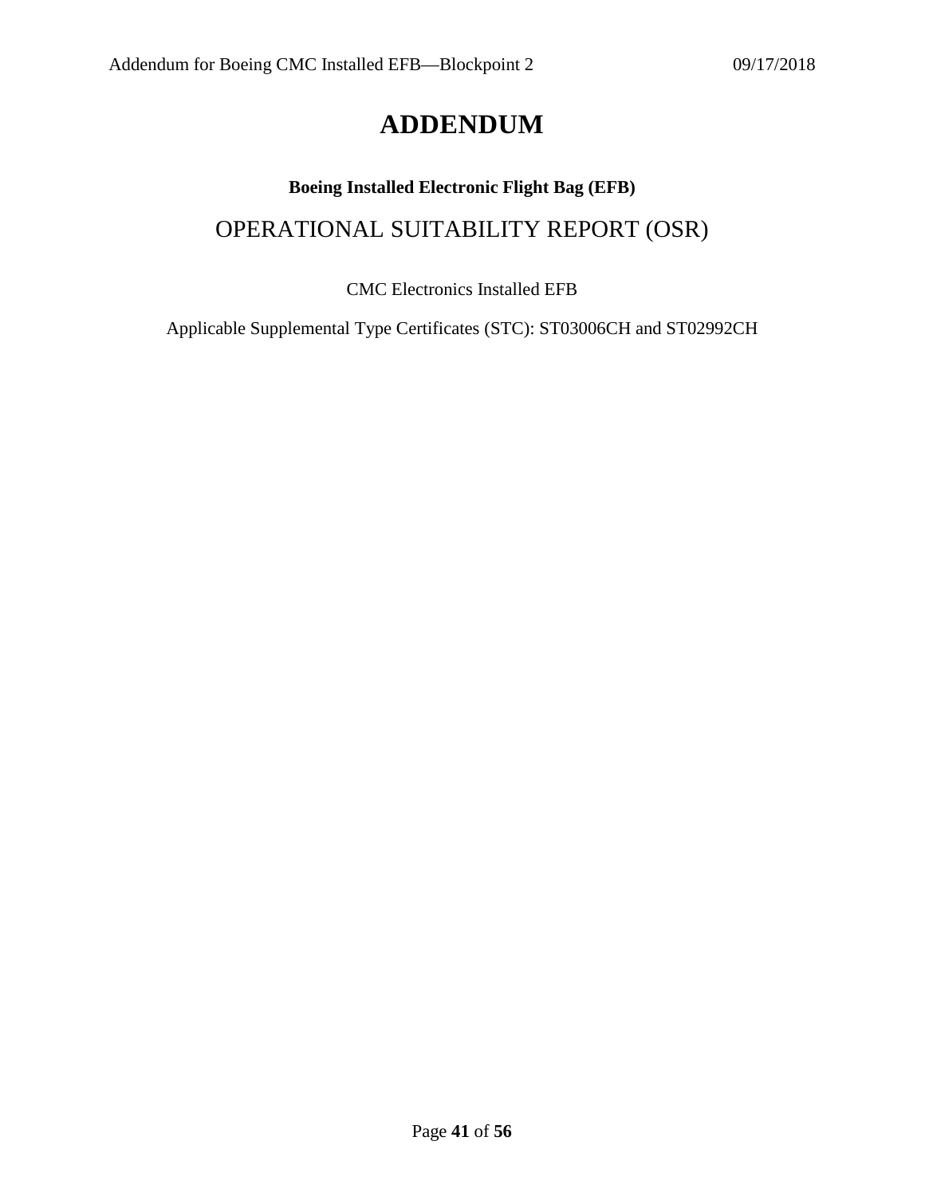# ADDENDUM

**Boeing Installed Electronic Flight Bag (EFB)**

## OPERATIONAL SUITABILITY REPORT (OSR)

CMC Electronics Installed EFB

Applicable Supplemental Type Certificates (STC): ST03006CH and ST02992CH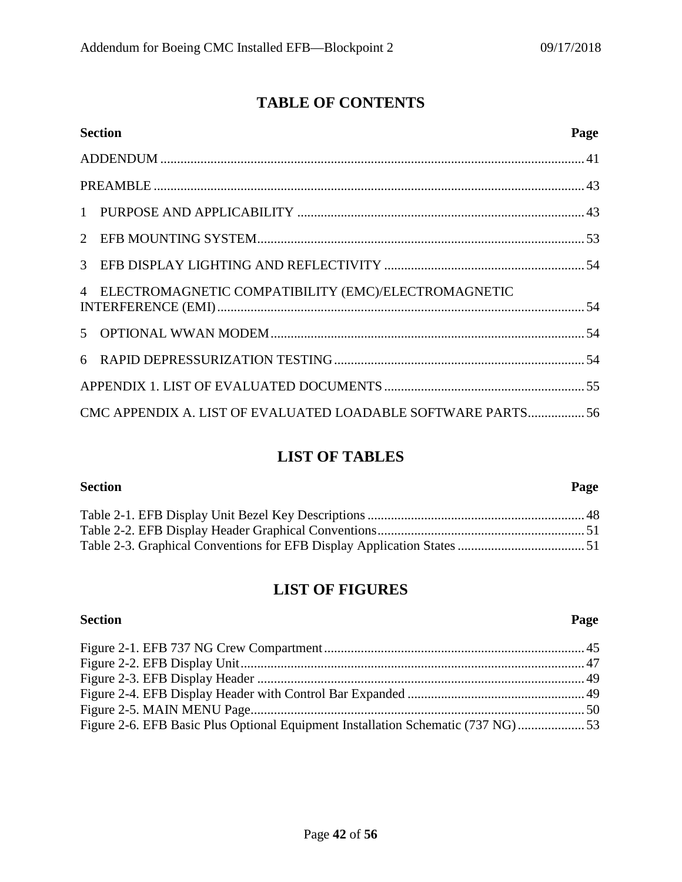# TABLE OF CONTENTS

| Section | Page |
|---|---|
| ADDENDUM | 41 |
| PREAMBLE | 43 |
| 1 PURPOSE AND APPLICABILITY | 43 |
| 2 EFB MOUNTING SYSTEM | 53 |
| 3 EFB DISPLAY LIGHTING AND REFLECTIVITY | 54 |
| 4 ELECTROMAGNETIC COMPATIBILITY (EMC)/ELECTROMAGNETIC INTERFERENCE (EMI) | 54 |
| 5 OPTIONAL WWAN MODEM | 54 |
| 6 RAPID DEPRESSURIZATION TESTING | 54 |
| APPENDIX 1. LIST OF EVALUATED DOCUMENTS | 55 |
| CMC APPENDIX A. LIST OF EVALUATED LOADABLE SOFTWARE PARTS | 56 |

# LIST OF TABLES

| Section | Page |
|---|---|
| Table 2-1. EFB Display Unit Bezel Key Descriptions | 48 |
| Table 2-2. EFB Display Header Graphical Conventions | 51 |
| Table 2-3. Graphical Conventions for EFB Display Application States | 51 |

# LIST OF FIGURES

| Section | Page |
|---|---|
| Figure 2-1. EFB 737 NG Crew Compartment | 45 |
| Figure 2-2. EFB Display Unit | 47 |
| Figure 2-3. EFB Display Header | 49 |
| Figure 2-4. EFB Display Header with Control Bar Expanded | 49 |
| Figure 2-5. MAIN MENU Page | 50 |
| Figure 2-6. EFB Basic Plus Optional Equipment Installation Schematic (737 NG) | 53 |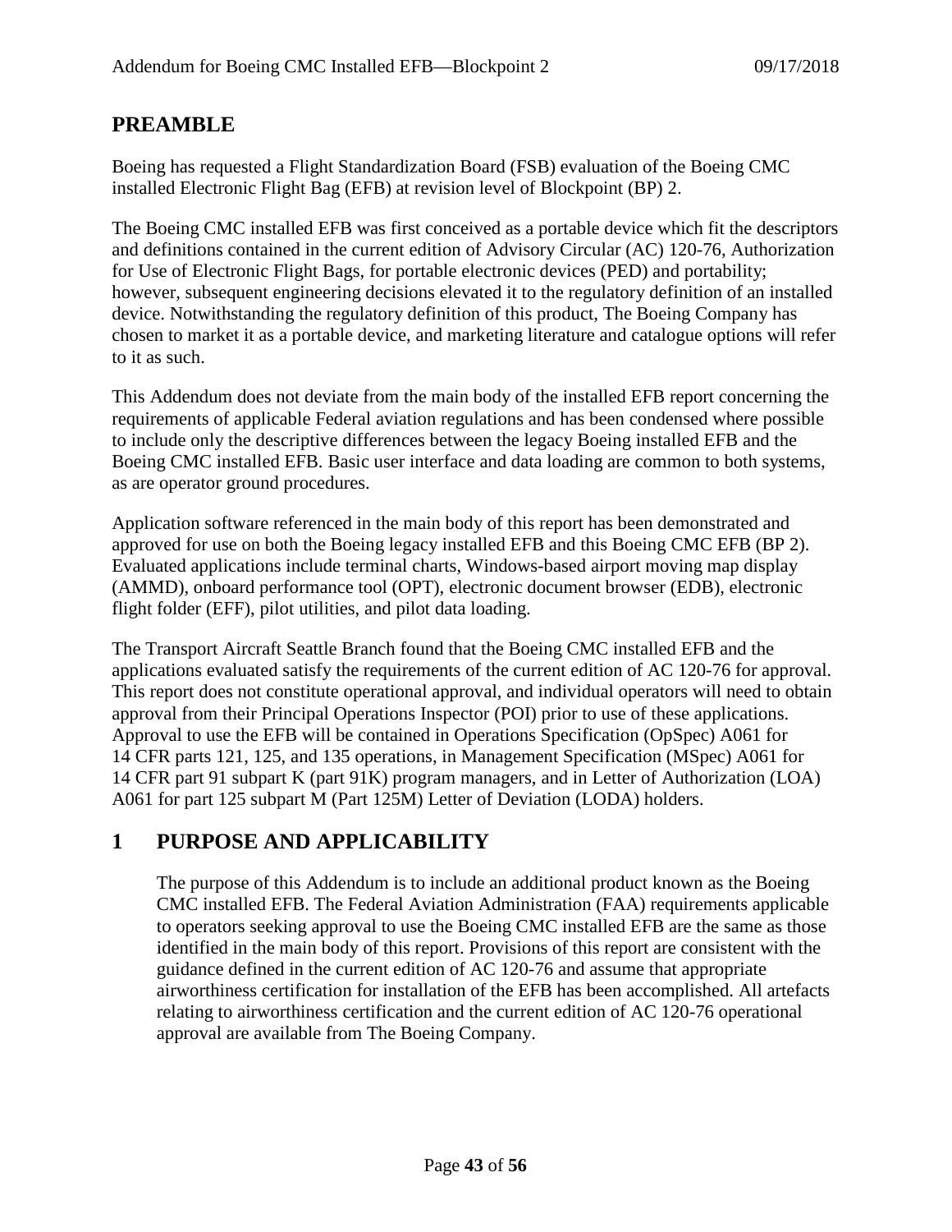## PREAMBLE

Boeing has requested a Flight Standardization Board (FSB) evaluation of the Boeing CMC installed Electronic Flight Bag (EFB) at revision level of Blockpoint (BP) 2.

The Boeing CMC installed EFB was first conceived as a portable device which fit the descriptors and definitions contained in the current edition of Advisory Circular (AC) 120-76, Authorization for Use of Electronic Flight Bags, for portable electronic devices (PED) and portability; however, subsequent engineering decisions elevated it to the regulatory definition of an installed device. Notwithstanding the regulatory definition of this product, The Boeing Company has chosen to market it as a portable device, and marketing literature and catalogue options will refer to it as such.

This Addendum does not deviate from the main body of the installed EFB report concerning the requirements of applicable Federal aviation regulations and has been condensed where possible to include only the descriptive differences between the legacy Boeing installed EFB and the Boeing CMC installed EFB. Basic user interface and data loading are common to both systems, as are operator ground procedures.

Application software referenced in the main body of this report has been demonstrated and approved for use on both the Boeing legacy installed EFB and this Boeing CMC EFB (BP 2). Evaluated applications include terminal charts, Windows-based airport moving map display (AMMD), onboard performance tool (OPT), electronic document browser (EDB), electronic flight folder (EFF), pilot utilities, and pilot data loading.

The Transport Aircraft Seattle Branch found that the Boeing CMC installed EFB and the applications evaluated satisfy the requirements of the current edition of AC 120-76 for approval. This report does not constitute operational approval, and individual operators will need to obtain approval from their Principal Operations Inspector (POI) prior to use of these applications. Approval to use the EFB will be contained in Operations Specification (OpSpec) A061 for 14 CFR parts 121, 125, and 135 operations, in Management Specification (MSpec) A061 for 14 CFR part 91 subpart K (part 91K) program managers, and in Letter of Authorization (LOA) A061 for part 125 subpart M (Part 125M) Letter of Deviation (LODA) holders.

## 1 PURPOSE AND APPLICABILITY

The purpose of this Addendum is to include an additional product known as the Boeing CMC installed EFB. The Federal Aviation Administration (FAA) requirements applicable to operators seeking approval to use the Boeing CMC installed EFB are the same as those identified in the main body of this report. Provisions of this report are consistent with the guidance defined in the current edition of AC 120-76 and assume that appropriate airworthiness certification for installation of the EFB has been accomplished. All artefacts relating to airworthiness certification and the current edition of AC 120-76 operational approval are available from The Boeing Company.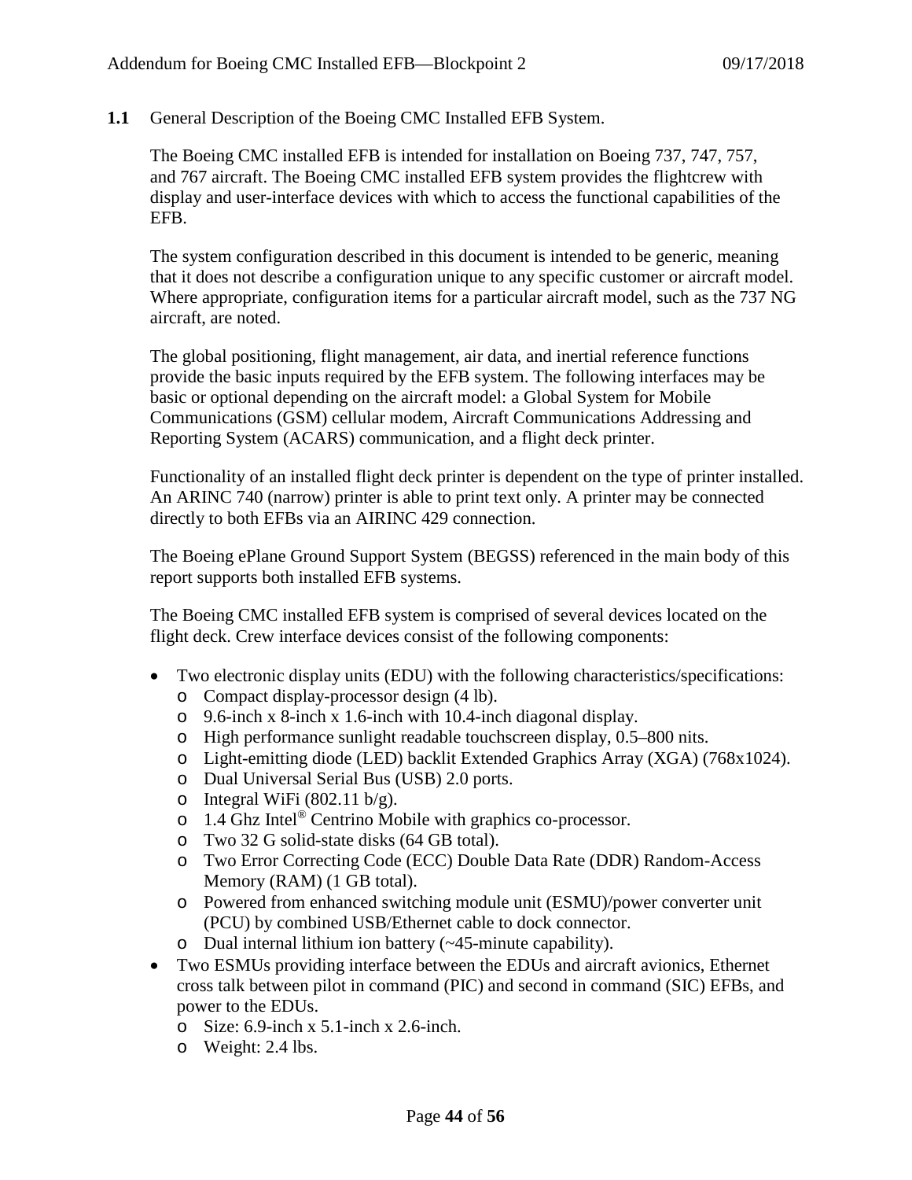## 1.1 General Description of the Boeing CMC Installed EFB System.

The Boeing CMC installed EFB is intended for installation on Boeing 737, 747, 757, and 767 aircraft. The Boeing CMC installed EFB system provides the flightcrew with display and user-interface devices with which to access the functional capabilities of the EFB.

The system configuration described in this document is intended to be generic, meaning that it does not describe a configuration unique to any specific customer or aircraft model. Where appropriate, configuration items for a particular aircraft model, such as the 737 NG aircraft, are noted.

The global positioning, flight management, air data, and inertial reference functions provide the basic inputs required by the EFB system. The following interfaces may be basic or optional depending on the aircraft model: a Global System for Mobile Communications (GSM) cellular modem, Aircraft Communications Addressing and Reporting System (ACARS) communication, and a flight deck printer.

Functionality of an installed flight deck printer is dependent on the type of printer installed. An ARINC 740 (narrow) printer is able to print text only. A printer may be connected directly to both EFBs via an AIRINC 429 connection.

The Boeing ePlane Ground Support System (BEGSS) referenced in the main body of this report supports both installed EFB systems.

The Boeing CMC installed EFB system is comprised of several devices located on the flight deck. Crew interface devices consist of the following components:

- Two electronic display units (EDU) with the following characteristics/specifications:
  - Compact display-processor design (4 lb).
  - 9.6-inch x 8-inch x 1.6-inch with 10.4-inch diagonal display.
  - High performance sunlight readable touchscreen display, 0.5–800 nits.
  - Light-emitting diode (LED) backlit Extended Graphics Array (XGA) (768x1024).
  - Dual Universal Serial Bus (USB) 2.0 ports.
  - Integral WiFi (802.11 b/g).
  - 1.4 Ghz Intel® Centrino Mobile with graphics co-processor.
  - Two 32 G solid-state disks (64 GB total).
  - Two Error Correcting Code (ECC) Double Data Rate (DDR) Random-Access Memory (RAM) (1 GB total).
  - Powered from enhanced switching module unit (ESMU)/power converter unit (PCU) by combined USB/Ethernet cable to dock connector.
  - Dual internal lithium ion battery (~45-minute capability).
- Two ESMUs providing interface between the EDUs and aircraft avionics, Ethernet cross talk between pilot in command (PIC) and second in command (SIC) EFBs, and power to the EDUs.
  - Size: 6.9-inch x 5.1-inch x 2.6-inch.
  - Weight: 2.4 lbs.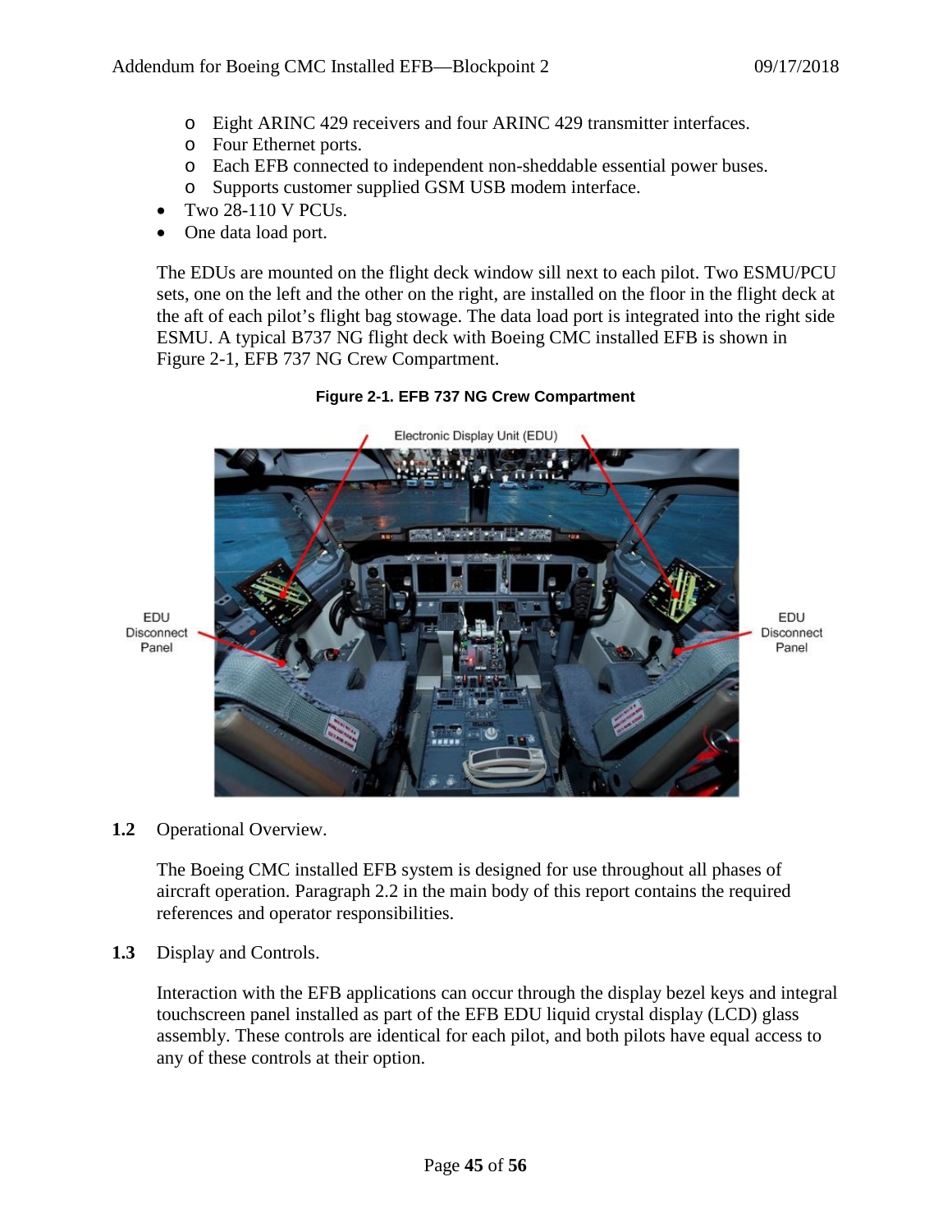- Eight ARINC 429 receivers and four ARINC 429 transmitter interfaces.
  - Four Ethernet ports.
  - Each EFB connected to independent non-sheddable essential power buses.
  - Supports customer supplied GSM USB modem interface.
- Two 28-110 V PCUs.
- One data load port.

The EDUs are mounted on the flight deck window sill next to each pilot. Two ESMU/PCU sets, one on the left and the other on the right, are installed on the floor in the flight deck at the aft of each pilot's flight bag stowage. The data load port is integrated into the right side ESMU. A typical B737 NG flight deck with Boeing CMC installed EFB is shown in Figure 2-1, EFB 737 NG Crew Compartment.

**Figure 2-1. EFB 737 NG Crew Compartment**

**1.2** Operational Overview.

The Boeing CMC installed EFB system is designed for use throughout all phases of aircraft operation. Paragraph 2.2 in the main body of this report contains the required references and operator responsibilities.

**1.3** Display and Controls.

Interaction with the EFB applications can occur through the display bezel keys and integral touchscreen panel installed as part of the EFB EDU liquid crystal display (LCD) glass assembly. These controls are identical for each pilot, and both pilots have equal access to any of these controls at their option.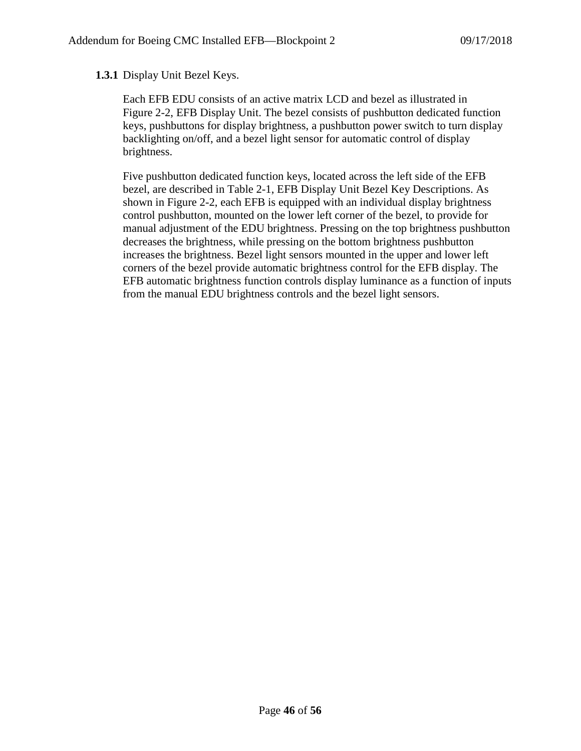### **1.3.1** Display Unit Bezel Keys.

Each EFB EDU consists of an active matrix LCD and bezel as illustrated in Figure 2-2, EFB Display Unit. The bezel consists of pushbutton dedicated function keys, pushbuttons for display brightness, a pushbutton power switch to turn display backlighting on/off, and a bezel light sensor for automatic control of display brightness.

Five pushbutton dedicated function keys, located across the left side of the EFB bezel, are described in Table 2-1, EFB Display Unit Bezel Key Descriptions. As shown in Figure 2-2, each EFB is equipped with an individual display brightness control pushbutton, mounted on the lower left corner of the bezel, to provide for manual adjustment of the EDU brightness. Pressing on the top brightness pushbutton decreases the brightness, while pressing on the bottom brightness pushbutton increases the brightness. Bezel light sensors mounted in the upper and lower left corners of the bezel provide automatic brightness control for the EFB display. The EFB automatic brightness function controls display luminance as a function of inputs from the manual EDU brightness controls and the bezel light sensors.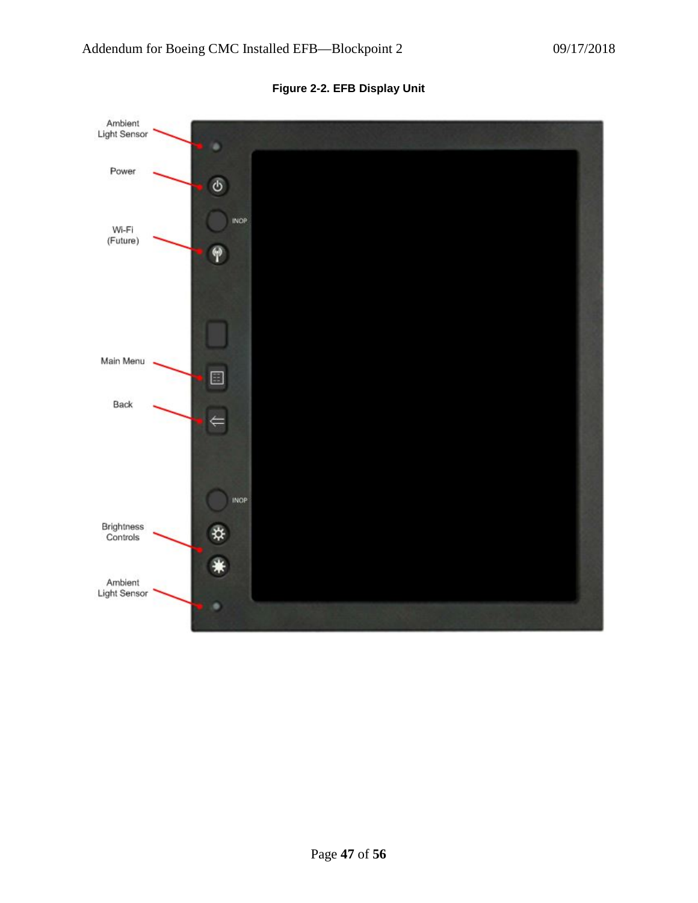**Figure 2-2. EFB Display Unit**

Ambient Light Sensor

Power

INOP

Wi-Fi (Future)

Main Menu

Back

INOP

Brightness Controls

Ambient Light Sensor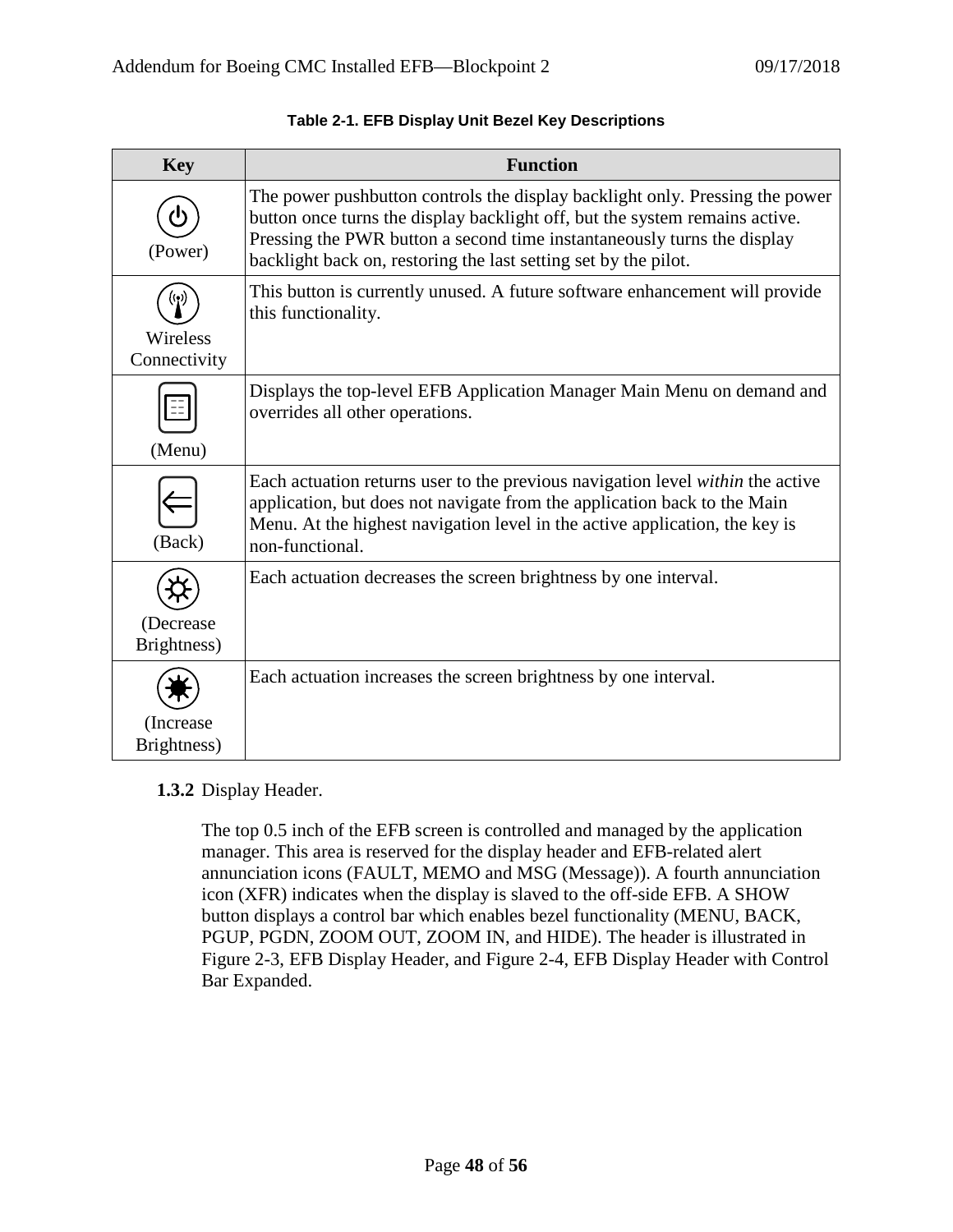**Table 2-1. EFB Display Unit Bezel Key Descriptions**

| Key | Function |
|---|---|
| (Power) | The power pushbutton controls the display backlight only. Pressing the power button once turns the display backlight off, but the system remains active. Pressing the PWR button a second time instantaneously turns the display backlight back on, restoring the last setting set by the pilot. |
| Wireless Connectivity | This button is currently unused. A future software enhancement will provide this functionality. |
| (Menu) | Displays the top-level EFB Application Manager Main Menu on demand and overrides all other operations. |
| (Back) | Each actuation returns user to the previous navigation level *within* the active application, but does not navigate from the application back to the Main Menu. At the highest navigation level in the active application, the key is non-functional. |
| (Decrease Brightness) | Each actuation decreases the screen brightness by one interval. |
| (Increase Brightness) | Each actuation increases the screen brightness by one interval. |

**1.3.2** Display Header.

The top 0.5 inch of the EFB screen is controlled and managed by the application manager. This area is reserved for the display header and EFB-related alert annunciation icons (FAULT, MEMO and MSG (Message)). A fourth annunciation icon (XFR) indicates when the display is slaved to the off-side EFB. A SHOW button displays a control bar which enables bezel functionality (MENU, BACK, PGUP, PGDN, ZOOM OUT, ZOOM IN, and HIDE). The header is illustrated in Figure 2-3, EFB Display Header, and Figure 2-4, EFB Display Header with Control Bar Expanded.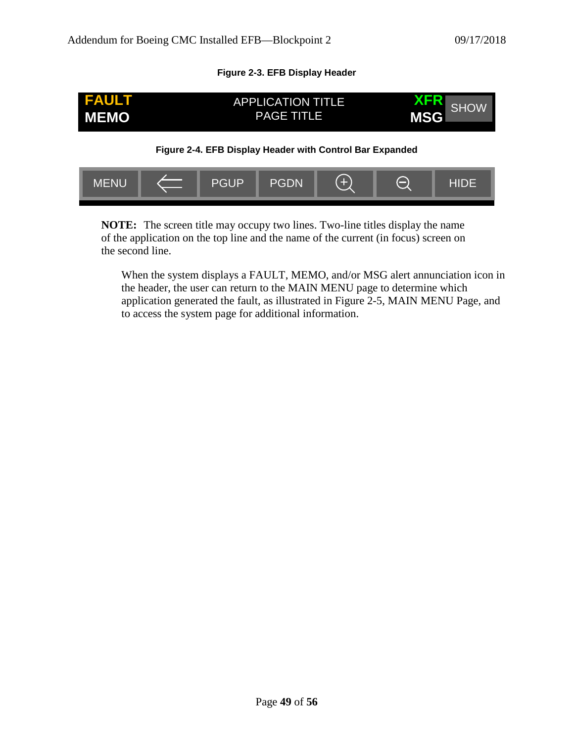**Figure 2-3. EFB Display Header**

| FAULT<br>MEMO | APPLICATION TITLE<br>PAGE TITLE | XFR<br>MSG | SHOW |
|---|---|---|---|

**Figure 2-4. EFB Display Header with Control Bar Expanded**

| MENU | ⇐ | PGUP | PGDN | ⊕ | ⊖ | HIDE |
|---|---|---|---|---|---|---|

**NOTE:** The screen title may occupy two lines. Two-line titles display the name of the application on the top line and the name of the current (in focus) screen on the second line.

When the system displays a FAULT, MEMO, and/or MSG alert annunciation icon in the header, the user can return to the MAIN MENU page to determine which application generated the fault, as illustrated in Figure 2-5, MAIN MENU Page, and to access the system page for additional information.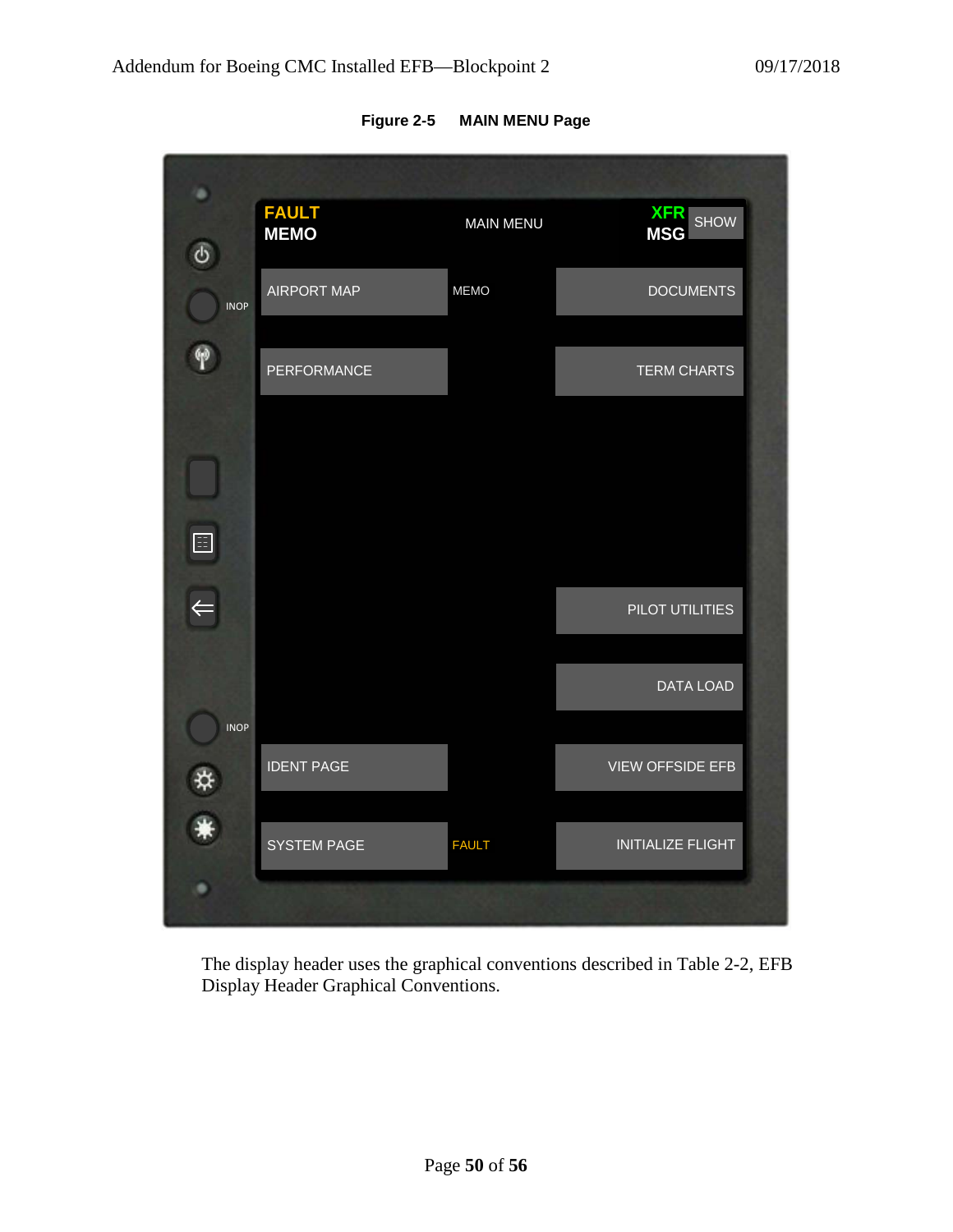**Figure 2-5 MAIN MENU Page**

The display header uses the graphical conventions described in Table 2-2, EFB Display Header Graphical Conventions.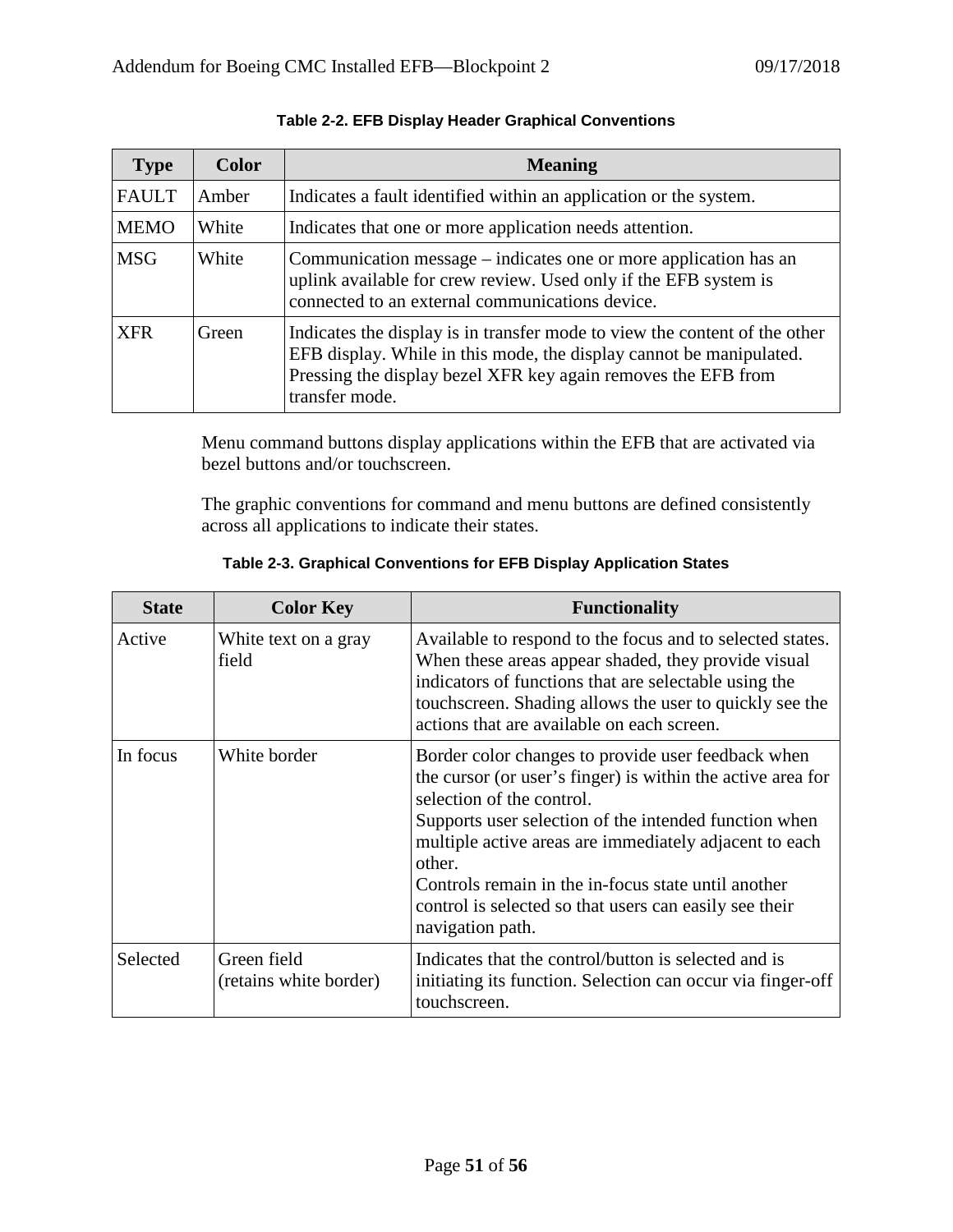**Table 2-2. EFB Display Header Graphical Conventions**

| Type | Color | Meaning |
|---|---|---|
| FAULT | Amber | Indicates a fault identified within an application or the system. |
| MEMO | White | Indicates that one or more application needs attention. |
| MSG | White | Communication message – indicates one or more application has an uplink available for crew review. Used only if the EFB system is connected to an external communications device. |
| XFR | Green | Indicates the display is in transfer mode to view the content of the other EFB display. While in this mode, the display cannot be manipulated. Pressing the display bezel XFR key again removes the EFB from transfer mode. |

Menu command buttons display applications within the EFB that are activated via bezel buttons and/or touchscreen.

The graphic conventions for command and menu buttons are defined consistently across all applications to indicate their states.

**Table 2-3. Graphical Conventions for EFB Display Application States**

| State | Color Key | Functionality |
|---|---|---|
| Active | White text on a gray field | Available to respond to the focus and to selected states. When these areas appear shaded, they provide visual indicators of functions that are selectable using the touchscreen. Shading allows the user to quickly see the actions that are available on each screen. |
| In focus | White border | Border color changes to provide user feedback when the cursor (or user's finger) is within the active area for selection of the control.<br>Supports user selection of the intended function when multiple active areas are immediately adjacent to each other.<br>Controls remain in the in-focus state until another control is selected so that users can easily see their navigation path. |
| Selected | Green field (retains white border) | Indicates that the control/button is selected and is initiating its function. Selection can occur via finger-off touchscreen. |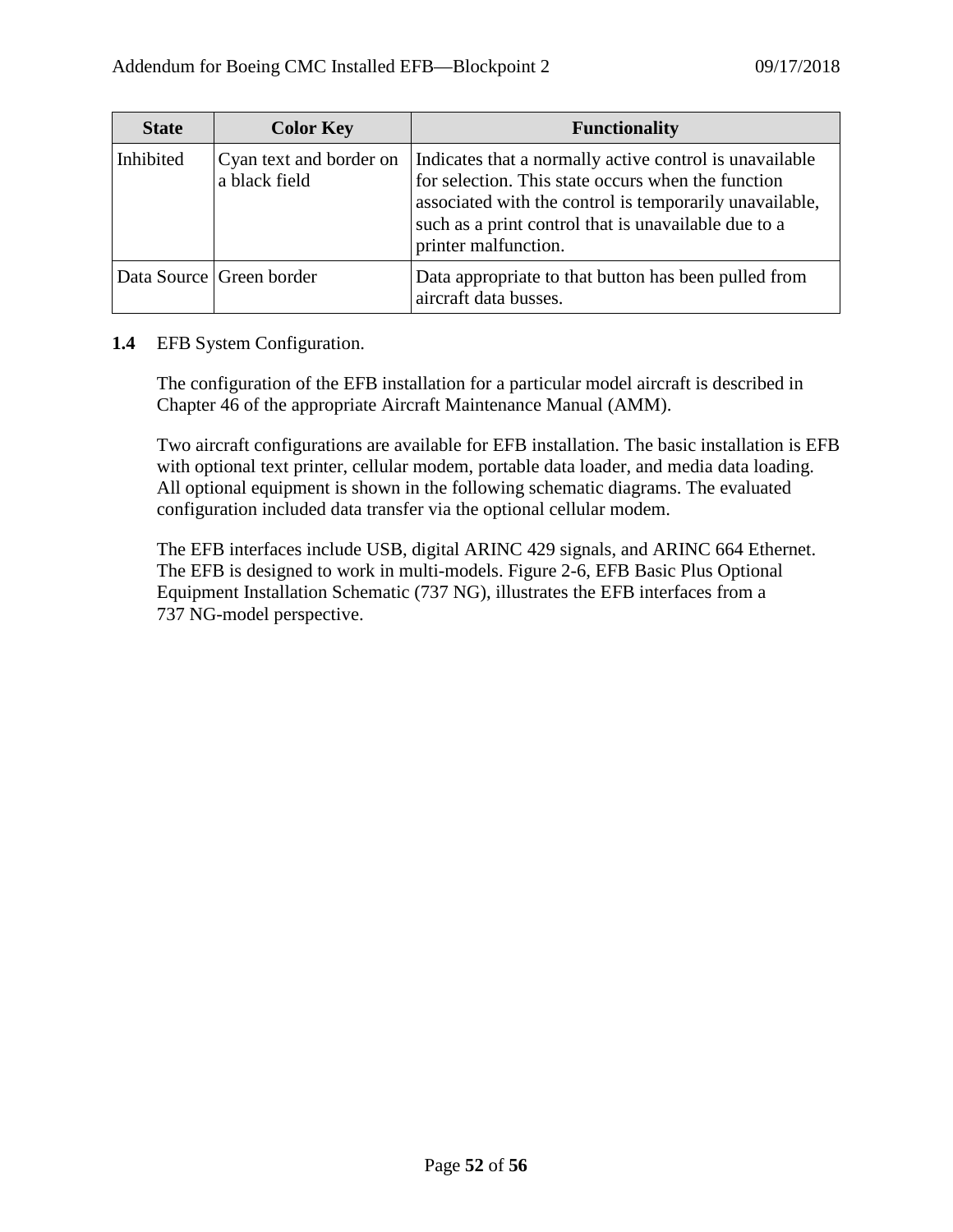| State | Color Key | Functionality |
|---|---|---|
| Inhibited | Cyan text and border on a black field | Indicates that a normally active control is unavailable for selection. This state occurs when the function associated with the control is temporarily unavailable, such as a print control that is unavailable due to a printer malfunction. |
| Data Source | Green border | Data appropriate to that button has been pulled from aircraft data busses. |

**1.4** EFB System Configuration.

The configuration of the EFB installation for a particular model aircraft is described in Chapter 46 of the appropriate Aircraft Maintenance Manual (AMM).

Two aircraft configurations are available for EFB installation. The basic installation is EFB with optional text printer, cellular modem, portable data loader, and media data loading. All optional equipment is shown in the following schematic diagrams. The evaluated configuration included data transfer via the optional cellular modem.

The EFB interfaces include USB, digital ARINC 429 signals, and ARINC 664 Ethernet. The EFB is designed to work in multi-models. Figure 2-6, EFB Basic Plus Optional Equipment Installation Schematic (737 NG), illustrates the EFB interfaces from a 737 NG-model perspective.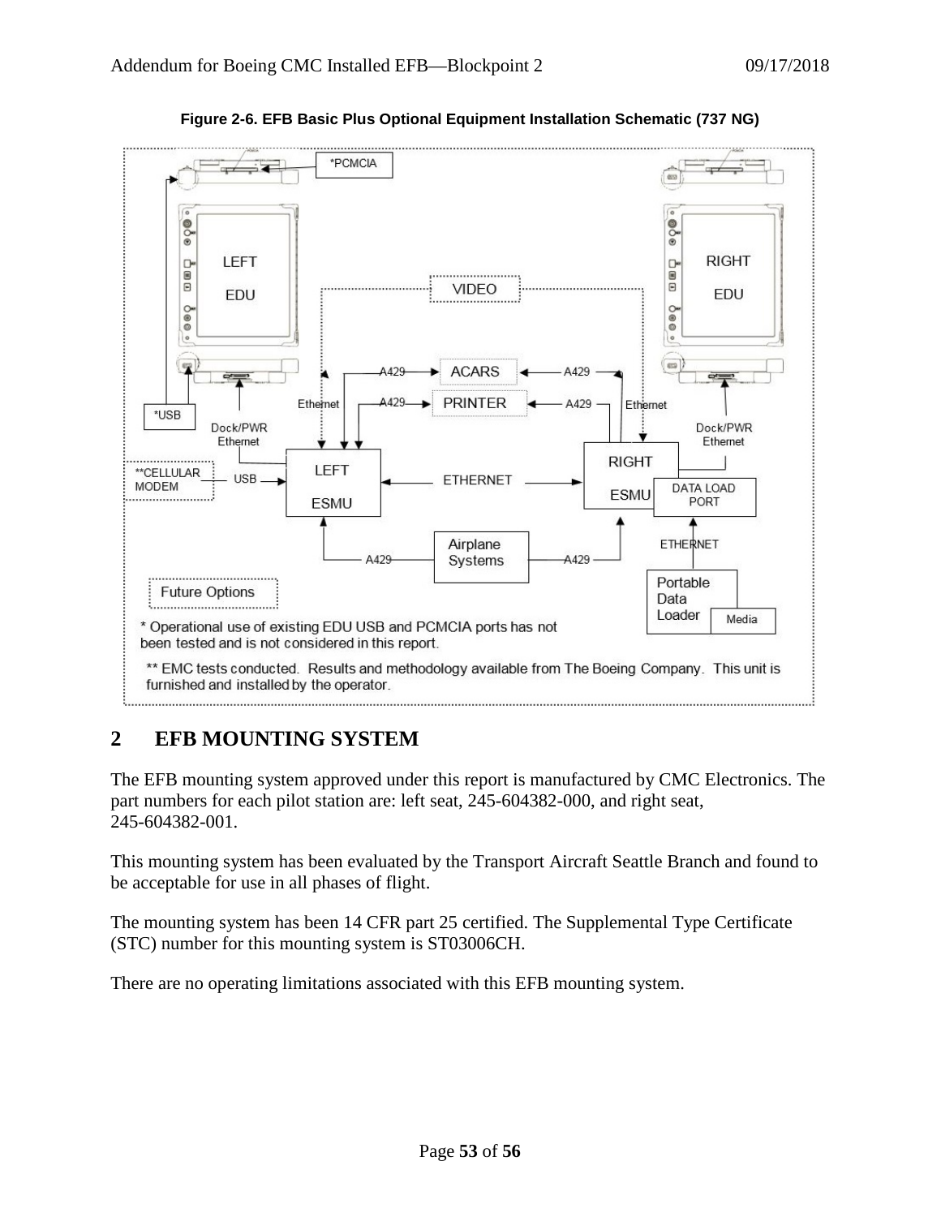**Figure 2-6. EFB Basic Plus Optional Equipment Installation Schematic (737 NG)**

\* Operational use of existing EDU USB and PCMCIA ports has not been tested and is not considered in this report.

\*\* EMC tests conducted. Results and methodology available from The Boeing Company. This unit is furnished and installed by the operator.

## 2 EFB MOUNTING SYSTEM

The EFB mounting system approved under this report is manufactured by CMC Electronics. The part numbers for each pilot station are: left seat, 245-604382-000, and right seat, 245-604382-001.

This mounting system has been evaluated by the Transport Aircraft Seattle Branch and found to be acceptable for use in all phases of flight.

The mounting system has been 14 CFR part 25 certified. The Supplemental Type Certificate (STC) number for this mounting system is ST03006CH.

There are no operating limitations associated with this EFB mounting system.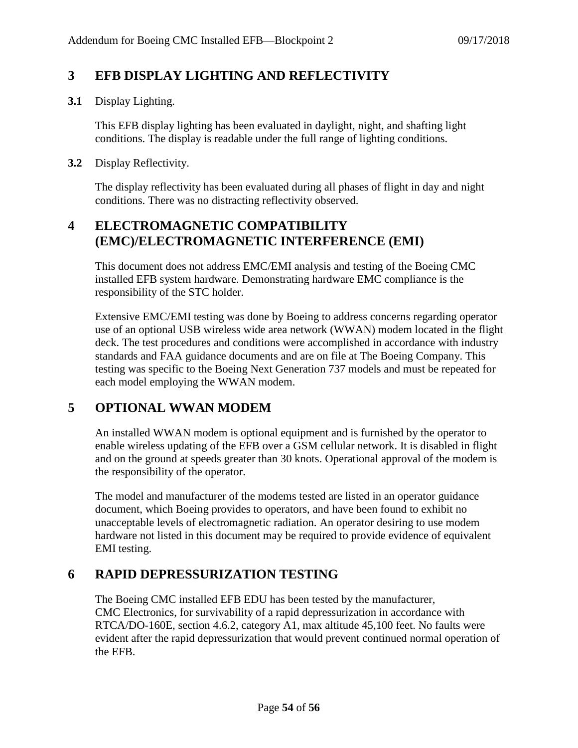# 3 EFB DISPLAY LIGHTING AND REFLECTIVITY

**3.1** Display Lighting.

This EFB display lighting has been evaluated in daylight, night, and shafting light conditions. The display is readable under the full range of lighting conditions.

**3.2** Display Reflectivity.

The display reflectivity has been evaluated during all phases of flight in day and night conditions. There was no distracting reflectivity observed.

# 4 ELECTROMAGNETIC COMPATIBILITY (EMC)/ELECTROMAGNETIC INTERFERENCE (EMI)

This document does not address EMC/EMI analysis and testing of the Boeing CMC installed EFB system hardware. Demonstrating hardware EMC compliance is the responsibility of the STC holder.

Extensive EMC/EMI testing was done by Boeing to address concerns regarding operator use of an optional USB wireless wide area network (WWAN) modem located in the flight deck. The test procedures and conditions were accomplished in accordance with industry standards and FAA guidance documents and are on file at The Boeing Company. This testing was specific to the Boeing Next Generation 737 models and must be repeated for each model employing the WWAN modem.

# 5 OPTIONAL WWAN MODEM

An installed WWAN modem is optional equipment and is furnished by the operator to enable wireless updating of the EFB over a GSM cellular network. It is disabled in flight and on the ground at speeds greater than 30 knots. Operational approval of the modem is the responsibility of the operator.

The model and manufacturer of the modems tested are listed in an operator guidance document, which Boeing provides to operators, and have been found to exhibit no unacceptable levels of electromagnetic radiation. An operator desiring to use modem hardware not listed in this document may be required to provide evidence of equivalent EMI testing.

# 6 RAPID DEPRESSURIZATION TESTING

The Boeing CMC installed EFB EDU has been tested by the manufacturer, CMC Electronics, for survivability of a rapid depressurization in accordance with RTCA/DO-160E, section 4.6.2, category A1, max altitude 45,100 feet. No faults were evident after the rapid depressurization that would prevent continued normal operation of the EFB.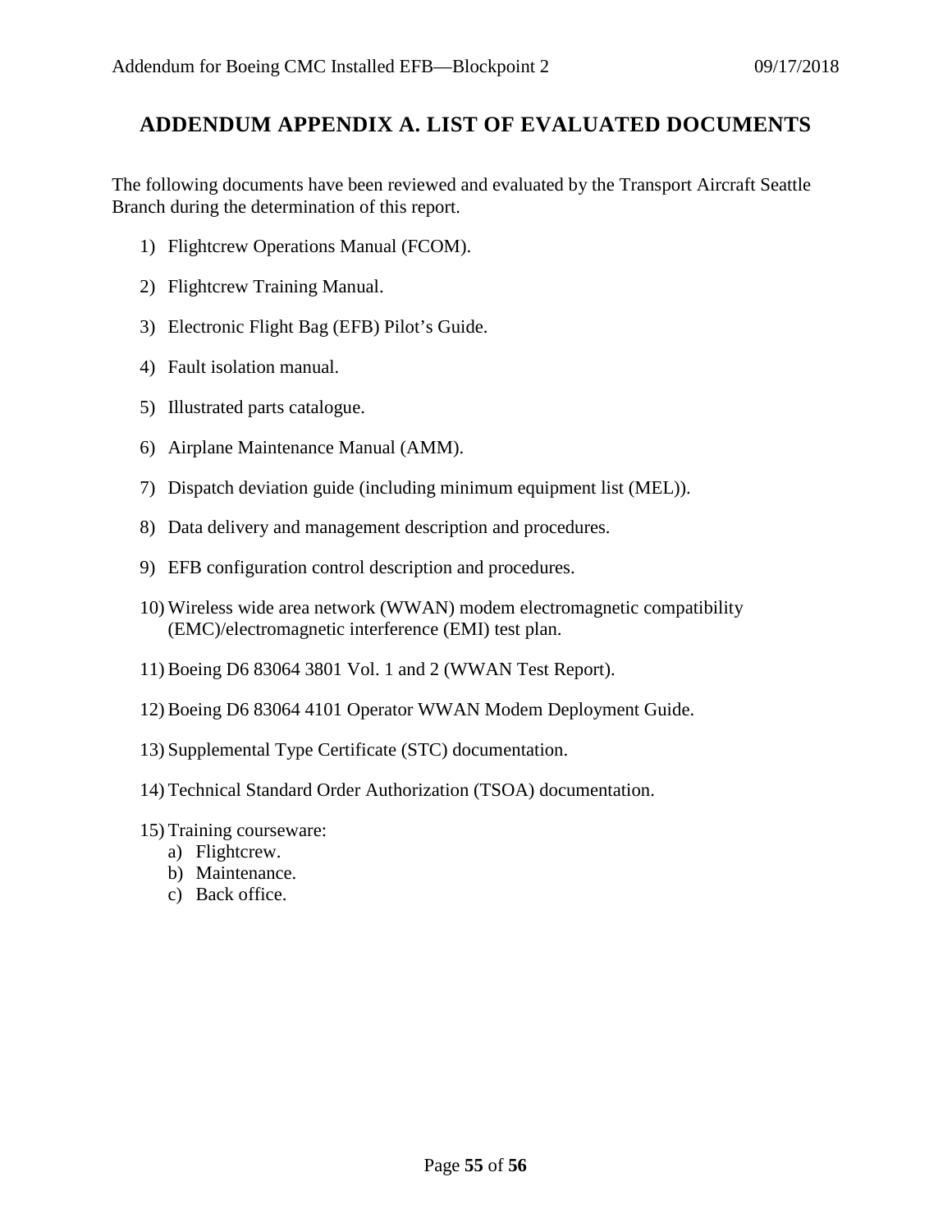# ADDENDUM APPENDIX A. LIST OF EVALUATED DOCUMENTS

The following documents have been reviewed and evaluated by the Transport Aircraft Seattle Branch during the determination of this report.

1) Flightcrew Operations Manual (FCOM).
2) Flightcrew Training Manual.
3) Electronic Flight Bag (EFB) Pilot's Guide.
4) Fault isolation manual.
5) Illustrated parts catalogue.
6) Airplane Maintenance Manual (AMM).
7) Dispatch deviation guide (including minimum equipment list (MEL)).
8) Data delivery and management description and procedures.
9) EFB configuration control description and procedures.
10) Wireless wide area network (WWAN) modem electromagnetic compatibility (EMC)/electromagnetic interference (EMI) test plan.
11) Boeing D6 83064 3801 Vol. 1 and 2 (WWAN Test Report).
12) Boeing D6 83064 4101 Operator WWAN Modem Deployment Guide.
13) Supplemental Type Certificate (STC) documentation.
14) Technical Standard Order Authorization (TSOA) documentation.
15) Training courseware:
    a) Flightcrew.
    b) Maintenance.
    c) Back office.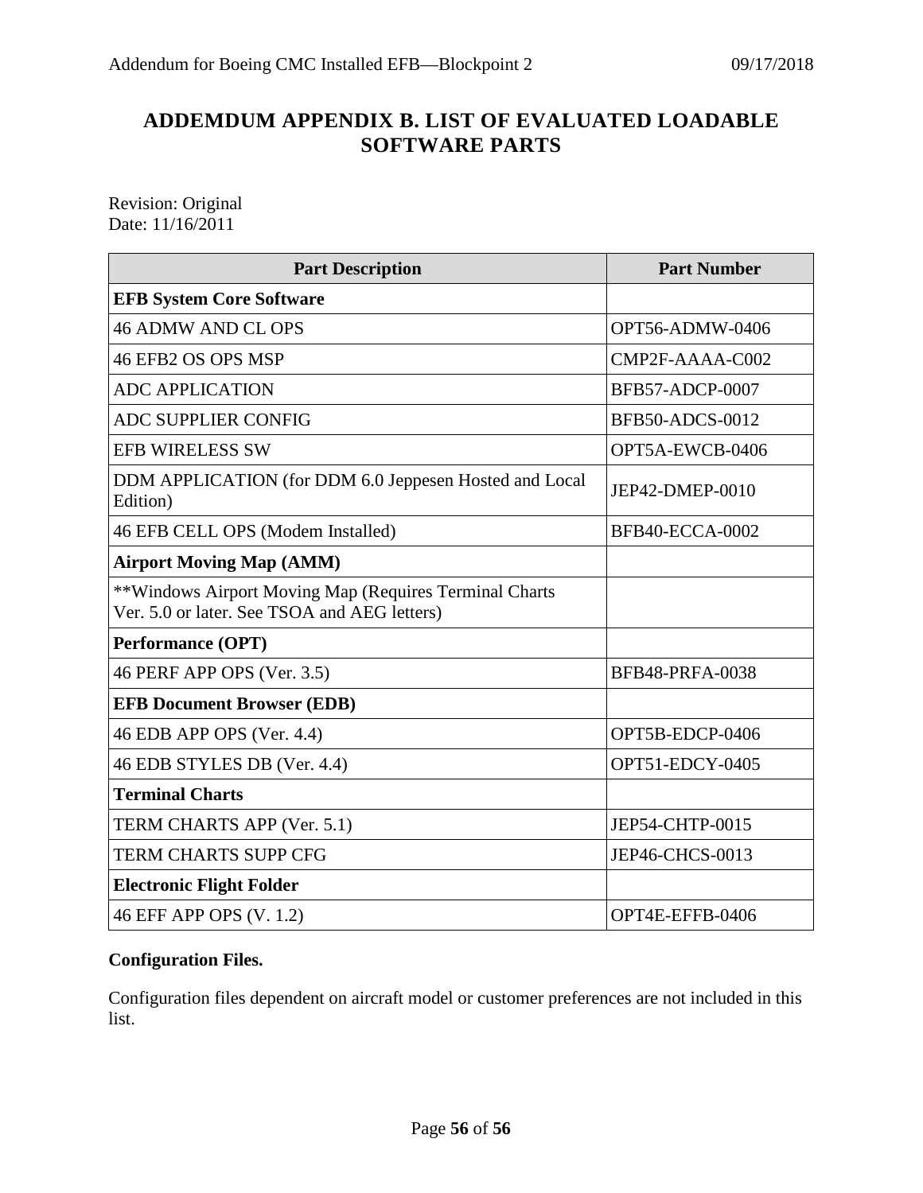# ADDEMDUM APPENDIX B. LIST OF EVALUATED LOADABLE SOFTWARE PARTS

Revision: Original
Date: 11/16/2011

| Part Description | Part Number |
|---|---|
| **EFB System Core Software** | |
| 46 ADMW AND CL OPS | OPT56-ADMW-0406 |
| 46 EFB2 OS OPS MSP | CMP2F-AAAA-C002 |
| ADC APPLICATION | BFB57-ADCP-0007 |
| ADC SUPPLIER CONFIG | BFB50-ADCS-0012 |
| EFB WIRELESS SW | OPT5A-EWCB-0406 |
| DDM APPLICATION (for DDM 6.0 Jeppesen Hosted and Local Edition) | JEP42-DMEP-0010 |
| 46 EFB CELL OPS (Modem Installed) | BFB40-ECCA-0002 |
| **Airport Moving Map (AMM)** | |
| **Windows Airport Moving Map (Requires Terminal Charts Ver. 5.0 or later. See TSOA and AEG letters) | |
| **Performance (OPT)** | |
| 46 PERF APP OPS (Ver. 3.5) | BFB48-PRFA-0038 |
| **EFB Document Browser (EDB)** | |
| 46 EDB APP OPS (Ver. 4.4) | OPT5B-EDCP-0406 |
| 46 EDB STYLES DB (Ver. 4.4) | OPT51-EDCY-0405 |
| **Terminal Charts** | |
| TERM CHARTS APP (Ver. 5.1) | JEP54-CHTP-0015 |
| TERM CHARTS SUPP CFG | JEP46-CHCS-0013 |
| **Electronic Flight Folder** | |
| 46 EFF APP OPS (V. 1.2) | OPT4E-EFFB-0406 |

**Configuration Files.**

Configuration files dependent on aircraft model or customer preferences are not included in this list.